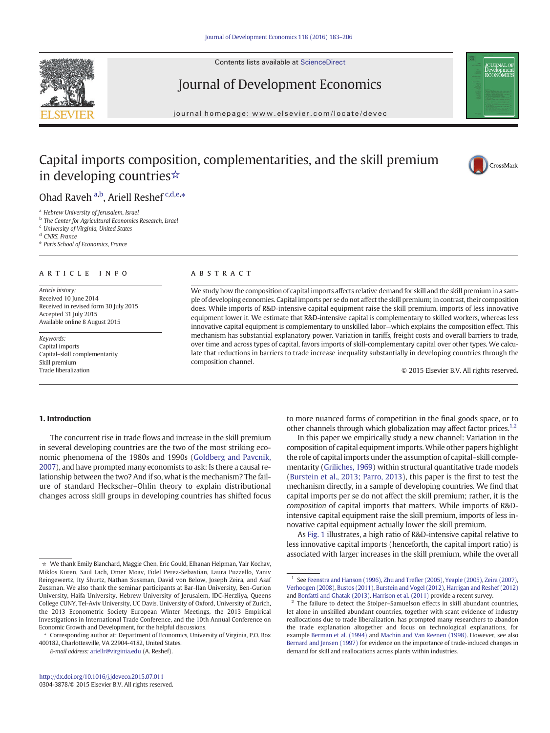# Capital imports composition, complementarities, and the skill premium in developing countries☆

Ohad Raveh [a,b], Ariell Reshef [c,d,e,*]

[a] Hebrew University of Jerusalem, Israel
[b] The Center for Agricultural Economics Research, Israel
[c] University of Virginia, United States
[d] CNRS, France
[e] Paris School of Economics, France

**ARTICLE INFO**

*Article history:*
Received 10 June 2014
Received in revised form 30 July 2015
Accepted 31 July 2015
Available online 8 August 2015

*Keywords:*
Capital imports
Capital–skill complementarity
Skill premium
Trade liberalization

**ABSTRACT**

We study how the composition of capital imports affects relative demand for skill and the skill premium in a sample of developing economies. Capital imports per se do not affect the skill premium; in contrast, their composition does. While imports of R&D-intensive capital equipment raise the skill premium, imports of less innovative equipment lower it. We estimate that R&D-intensive capital is complementary to skilled workers, whereas less innovative capital equipment is complementary to unskilled labor—which explains the composition effect. This mechanism has substantial explanatory power. Variation in tariffs, freight costs and overall barriers to trade, over time and across types of capital, favors imports of skill-complementary capital over other types. We calculate that reductions in barriers to trade increase inequality substantially in developing countries through the composition channel.

© 2015 Elsevier B.V. All rights reserved.

## 1. Introduction

The concurrent rise in trade flows and increase in the skill premium in several developing countries are the two of the most striking economic phenomena of the 1980s and 1990s (Goldberg and Pavcnik, 2007), and have prompted many economists to ask: Is there a causal relationship between the two? And if so, what is the mechanism? The failure of standard Heckscher–Ohlin theory to explain distributional changes across skill groups in developing countries has shifted focus to more nuanced forms of competition in the final goods space, or to other channels through which globalization may affect factor prices.[1,2]

In this paper we empirically study a new channel: Variation in the composition of capital equipment imports. While other papers highlight the role of capital imports under the assumption of capital–skill complementarity (Griliches, 1969) within structural quantitative trade models (Burstein et al., 2013; Parro, 2013), this paper is the first to test the mechanism directly, in a sample of developing countries. We find that capital imports per se do not affect the skill premium; rather, it is the *composition* of capital imports that matters. While imports of R&D-intensive capital equipment raise the skill premium, imports of less innovative capital equipment actually lower the skill premium.

As Fig. 1 illustrates, a high ratio of R&D-intensive capital relative to less innovative capital imports (henceforth, the capital import ratio) is associated with larger increases in the skill premium, while the overall

---

☆ We thank Emily Blanchard, Maggie Chen, Eric Gould, Elhanan Helpman, Yair Kochav, Miklos Koren, Saul Lach, Omer Moav, Fidel Perez-Sebastian, Laura Puzzello, Yaniv Reingewertz, Ity Shurtz, Nathan Sussman, David von Below, Joseph Zeira, and Asaf Zussman. We also thank the seminar participants at Bar-Ilan University, Ben-Gurion University, Haifa University, Hebrew University of Jerusalem, IDC-Herzliya, Queens College CUNY, Tel-Aviv University, UC Davis, University of Oxford, University of Zurich, the 2013 Econometric Society European Winter Meetings, the 2013 Empirical Investigations in International Trade Conference, and the 10th Annual Conference on Economic Growth and Development, for the helpful discussions.

\* Corresponding author at: Department of Economics, University of Virginia, P.O. Box 400182, Charlottesville, VA 22904-4182, United States.

*E-mail address:* ariellr@virginia.edu (A. Reshef).

[1] See Feenstra and Hanson (1996), Zhu and Trefler (2005), Yeaple (2005), Zeira (2007), Verhoogen (2008), Bustos (2011), Burstein and Vogel (2012), Harrigan and Reshef (2012) and Bonfatti and Ghatak (2013). Harrison et al. (2011) provide a recent survey.

[2] The failure to detect the Stolper–Samuelson effects in skill abundant countries, let alone in unskilled abundant countries, together with scant evidence of industry reallocations due to trade liberalization, has prompted many researchers to abandon the trade explanation altogether and focus on technological explanations, for example Berman et al. (1994) and Machin and Van Reenen (1998). However, see also Bernard and Jensen (1997) for evidence on the importance of trade-induced changes in demand for skill and reallocations across plants within industries.

http://dx.doi.org/10.1016/j.jdeveco.2015.07.011
0304-3878/© 2015 Elsevier B.V. All rights reserved.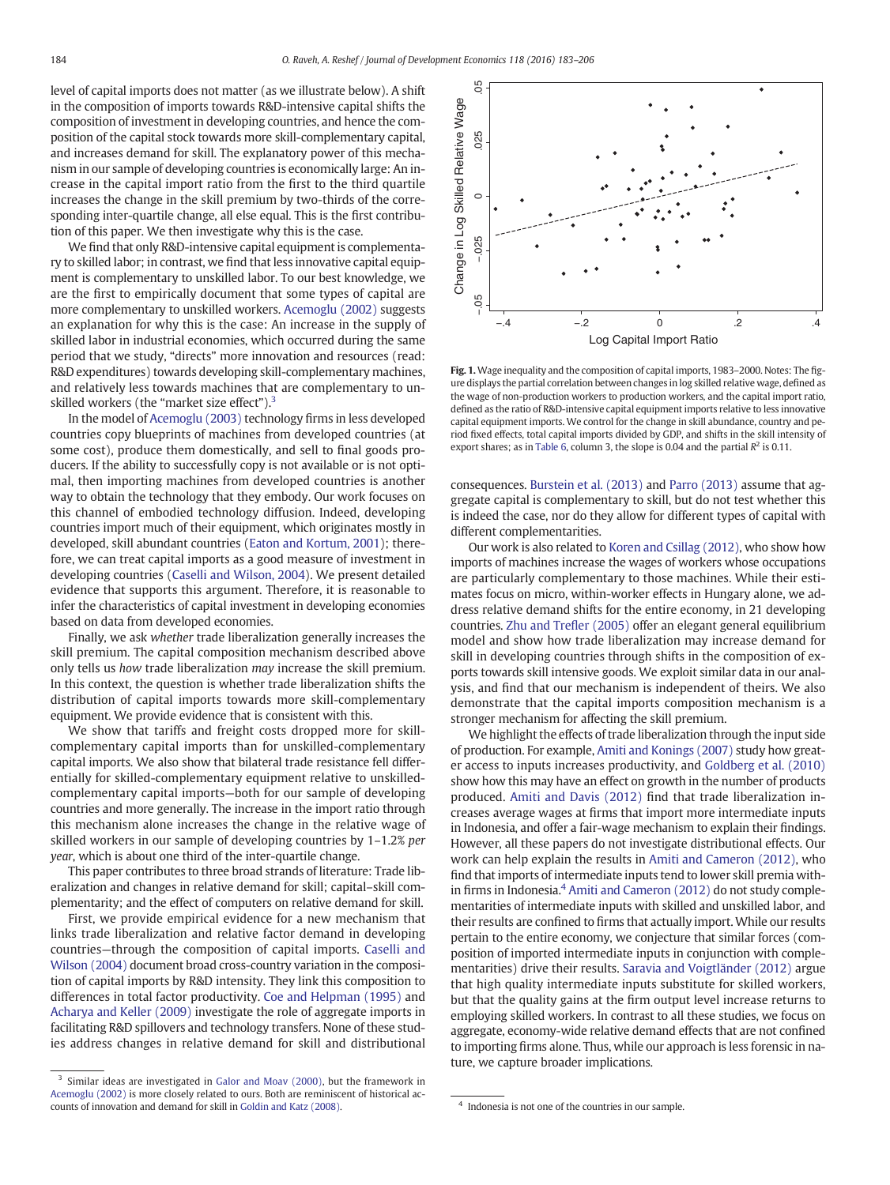level of capital imports does not matter (as we illustrate below). A shift in the composition of imports towards R&D-intensive capital shifts the composition of investment in developing countries, and hence the composition of the capital stock towards more skill-complementary capital, and increases demand for skill. The explanatory power of this mechanism in our sample of developing countries is economically large: An increase in the capital import ratio from the first to the third quartile increases the change in the skill premium by two-thirds of the corresponding inter-quartile change, all else equal. This is the first contribution of this paper. We then investigate why this is the case.

We find that only R&D-intensive capital equipment is complementary to skilled labor; in contrast, we find that less innovative capital equipment is complementary to unskilled labor. To our best knowledge, we are the first to empirically document that some types of capital are more complementary to unskilled workers. Acemoglu (2002) suggests an explanation for why this is the case: An increase in the supply of skilled labor in industrial economies, which occurred during the same period that we study, "directs" more innovation and resources (read: R&D expenditures) towards developing skill-complementary machines, and relatively less towards machines that are complementary to unskilled workers (the "market size effect").[3]

In the model of Acemoglu (2003) technology firms in less developed countries copy blueprints of machines from developed countries (at some cost), produce them domestically, and sell to final goods producers. If the ability to successfully copy is not available or is not optimal, then importing machines from developed countries is another way to obtain the technology that they embody. Our work focuses on this channel of embodied technology diffusion. Indeed, developing countries import much of their equipment, which originates mostly in developed, skill abundant countries (Eaton and Kortum, 2001); therefore, we can treat capital imports as a good measure of investment in developing countries (Caselli and Wilson, 2004). We present detailed evidence that supports this argument. Therefore, it is reasonable to infer the characteristics of capital investment in developing economies based on data from developed economies.

Finally, we ask *whether* trade liberalization generally increases the skill premium. The capital composition mechanism described above only tells us *how* trade liberalization *may* increase the skill premium. In this context, the question is whether trade liberalization shifts the distribution of capital imports towards more skill-complementary equipment. We provide evidence that is consistent with this.

We show that tariffs and freight costs dropped more for skill-complementary capital imports than for unskilled-complementary capital imports. We also show that bilateral trade resistance fell differentially for skilled-complementary equipment relative to unskilled-complementary capital imports—both for our sample of developing countries and more generally. The increase in the import ratio through this mechanism alone increases the change in the relative wage of skilled workers in our sample of developing countries by 1–1.2% *per year*, which is about one third of the inter-quartile change.

This paper contributes to three broad strands of literature: Trade liberalization and changes in relative demand for skill; capital–skill complementarity; and the effect of computers on relative demand for skill.

First, we provide empirical evidence for a new mechanism that links trade liberalization and relative factor demand in developing countries—through the composition of capital imports. Caselli and Wilson (2004) document broad cross-country variation in the composition of capital imports by R&D intensity. They link this composition to differences in total factor productivity. Coe and Helpman (1995) and Acharya and Keller (2009) investigate the role of aggregate imports in facilitating R&D spillovers and technology transfers. None of these studies address changes in relative demand for skill and distributional consequences. Burstein et al. (2013) and Parro (2013) assume that aggregate capital is complementary to skill, but do not test whether this is indeed the case, nor do they allow for different types of capital with different complementarities.

Our work is also related to Koren and Csillag (2012), who show how imports of machines increase the wages of workers whose occupations are particularly complementary to those machines. While their estimates focus on micro, within-worker effects in Hungary alone, we address relative demand shifts for the entire economy, in 21 developing countries. Zhu and Trefler (2005) offer an elegant general equilibrium model and show how trade liberalization may increase demand for skill in developing countries through shifts in the composition of exports towards skill intensive goods. We exploit similar data in our analysis, and find that our mechanism is independent of theirs. We also demonstrate that the capital imports composition mechanism is a stronger mechanism for affecting the skill premium.

We highlight the effects of trade liberalization through the input side of production. For example, Amiti and Konings (2007) study how greater access to inputs increases productivity, and Goldberg et al. (2010) show how this may have an effect on growth in the number of products produced. Amiti and Davis (2012) find that trade liberalization increases average wages at firms that import more intermediate inputs in Indonesia, and offer a fair-wage mechanism to explain their findings. However, all these papers do not investigate distributional effects. Our work can help explain the results in Amiti and Cameron (2012), who find that imports of intermediate inputs tend to lower skill premia within firms in Indonesia.[4] Amiti and Cameron (2012) do not study complementarities of intermediate inputs with skilled and unskilled labor, and their results are confined to firms that actually import. While our results pertain to the entire economy, we conjecture that similar forces (composition of imported intermediate inputs in conjunction with complementarities) drive their results. Saravia and Voigtländer (2012) argue that high quality intermediate inputs substitute for skilled workers, but that the quality gains at the firm output level increase returns to employing skilled workers. In contrast to all these studies, we focus on aggregate, economy-wide relative demand effects that are not confined to importing firms alone. Thus, while our approach is less forensic in nature, we capture broader implications.

**Fig. 1.** Wage inequality and the composition of capital imports, 1983–2000. Notes: The figure displays the partial correlation between changes in log skilled relative wage, defined as the wage of non-production workers to production workers, and the capital import ratio, defined as the ratio of R&D-intensive capital equipment imports relative to less innovative capital equipment imports. We control for the change in skill abundance, country and period fixed effects, total capital imports divided by GDP, and shifts in the skill intensity of export shares; as in Table 6, column 3, the slope is 0.04 and the partial $R^2$ is 0.11.

[3] Similar ideas are investigated in Galor and Moav (2000), but the framework in Acemoglu (2002) is more closely related to ours. Both are reminiscent of historical accounts of innovation and demand for skill in Goldin and Katz (2008).

[4] Indonesia is not one of the countries in our sample.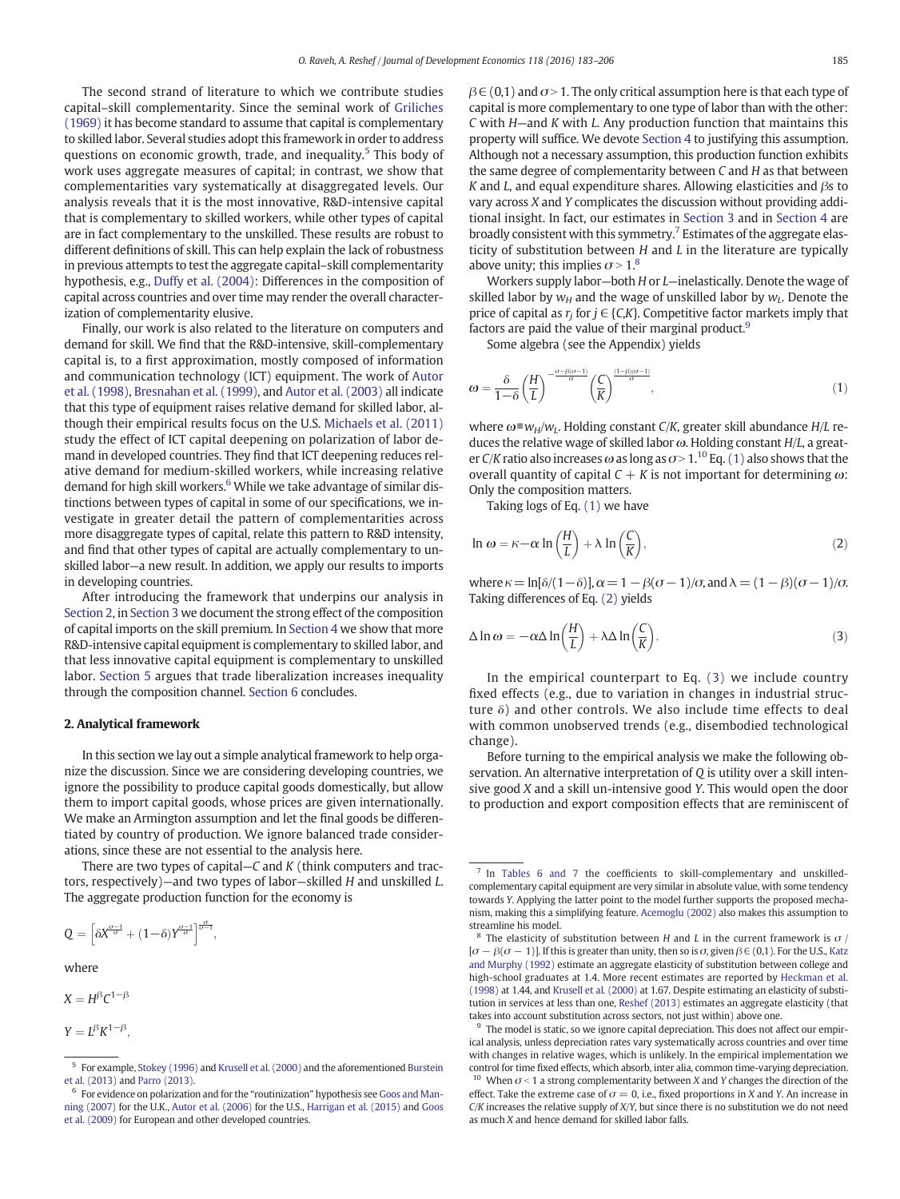The second strand of literature to which we contribute studies capital–skill complementarity. Since the seminal work of Griliches (1969) it has become standard to assume that capital is complementary to skilled labor. Several studies adopt this framework in order to address questions on economic growth, trade, and inequality.[5] This body of work uses aggregate measures of capital; in contrast, we show that complementarities vary systematically at disaggregated levels. Our analysis reveals that it is the most innovative, R&D-intensive capital that is complementary to skilled workers, while other types of capital are in fact complementary to the unskilled. These results are robust to different definitions of skill. This can help explain the lack of robustness in previous attempts to test the aggregate capital–skill complementarity hypothesis, e.g., Duffy et al. (2004): Differences in the composition of capital across countries and over time may render the overall characterization of complementarity elusive.

Finally, our work is also related to the literature on computers and demand for skill. We find that the R&D-intensive, skill-complementary capital is, to a first approximation, mostly composed of information and communication technology (ICT) equipment. The work of Autor et al. (1998), Bresnahan et al. (1999), and Autor et al. (2003) all indicate that this type of equipment raises relative demand for skilled labor, although their empirical results focus on the U.S. Michaels et al. (2011) study the effect of ICT capital deepening on polarization of labor demand in developed countries. They find that ICT deepening reduces relative demand for medium-skilled workers, while increasing relative demand for high skill workers.[6] While we take advantage of similar distinctions between types of capital in some of our specifications, we investigate in greater detail the pattern of complementarities across more disaggregate types of capital, relate this pattern to R&D intensity, and find that other types of capital are actually complementary to unskilled labor—a new result. In addition, we apply our results to imports in developing countries.

After introducing the framework that underpins our analysis in Section 2, in Section 3 we document the strong effect of the composition of capital imports on the skill premium. In Section 4 we show that more R&D-intensive capital equipment is complementary to skilled labor, and that less innovative capital equipment is complementary to unskilled labor. Section 5 argues that trade liberalization increases inequality through the composition channel. Section 6 concludes.

## 2. Analytical framework

In this section we lay out a simple analytical framework to help organize the discussion. Since we are considering developing countries, we ignore the possibility to produce capital goods domestically, but allow them to import capital goods, whose prices are given internationally. We make an Armington assumption and let the final goods be differentiated by country of production. We ignore balanced trade considerations, since these are not essential to the analysis here.

There are two types of capital—$C$ and $K$ (think computers and tractors, respectively)—and two types of labor—skilled $H$ and unskilled $L$. The aggregate production function for the economy is

$$Q = \left[\delta X^{\frac{\sigma-1}{\sigma}} + (1-\delta) Y^{\frac{\sigma-1}{\sigma}}\right]^{\frac{\sigma}{\sigma-1}},$$

where

$$X = H^{\beta} C^{1-\beta}$$

$$Y = L^{\beta} K^{1-\beta},$$

$\beta \in (0,1)$ and $\sigma > 1$. The only critical assumption here is that each type of capital is more complementary to one type of labor than with the other: $C$ with $H$—and $K$ with $L$. Any production function that maintains this property will suffice. We devote Section 4 to justifying this assumption. Although not a necessary assumption, this production function exhibits the same degree of complementarity between $C$ and $H$ as that between $K$ and $L$, and equal expenditure shares. Allowing elasticities and $\beta$s to vary across $X$ and $Y$ complicates the discussion without providing additional insight. In fact, our estimates in Section 3 and in Section 4 are broadly consistent with this symmetry.[7] Estimates of the aggregate elasticity of substitution between $H$ and $L$ in the literature are typically above unity; this implies $\sigma > 1$.[8]

Workers supply labor—both $H$ or $L$—inelastically. Denote the wage of skilled labor by $w_H$ and the wage of unskilled labor by $w_L$. Denote the price of capital as $r_j$ for $j \in \{C, K\}$. Competitive factor markets imply that factors are paid the value of their marginal product.[9]

Some algebra (see the Appendix) yields

$$\omega = \frac{\delta}{1-\delta}\left(\frac{H}{L}\right)^{-\frac{\sigma-\beta(\sigma-1)}{\sigma}}\left(\frac{C}{K}\right)^{\frac{(1-\beta)(\sigma-1)}{\sigma}}, \tag{1}$$

where $\omega \equiv w_H/w_L$. Holding constant $C/K$, greater skill abundance $H/L$ reduces the relative wage of skilled labor $\omega$. Holding constant $H/L$, a greater $C/K$ ratio also increases $\omega$ as long as $\sigma > 1$.[10] Eq. (1) also shows that the overall quantity of capital $C + K$ is not important for determining $\omega$: Only the composition matters.

Taking logs of Eq. (1) we have

$$\ln \omega = \kappa - \alpha \ln\left(\frac{H}{L}\right) + \lambda \ln\left(\frac{C}{K}\right), \tag{2}$$

where $\kappa = \ln[\delta/(1-\delta)]$, $\alpha = 1 - \beta(\sigma-1)/\sigma$, and $\lambda = (1-\beta)(\sigma-1)/\sigma$. Taking differences of Eq. (2) yields

$$\Delta \ln \omega = -\alpha \Delta \ln\left(\frac{H}{L}\right) + \lambda \Delta \ln\left(\frac{C}{K}\right). \tag{3}$$

In the empirical counterpart to Eq. (3) we include country fixed effects (e.g., due to variation in changes in industrial structure $\delta$) and other controls. We also include time effects to deal with common unobserved trends (e.g., disembodied technological change).

Before turning to the empirical analysis we make the following observation. An alternative interpretation of $Q$ is utility over a skill intensive good $X$ and a skill un-intensive good $Y$. This would open the door to production and export composition effects that are reminiscent of

---

[5] For example, Stokey (1996) and Krusell et al. (2000) and the aforementioned Burstein et al. (2013) and Parro (2013).

[6] For evidence on polarization and for the "routinization" hypothesis see Goos and Manning (2007) for the U.K., Autor et al. (2006) for the U.S., Harrigan et al. (2015) and Goos et al. (2009) for European and other developed countries.

[7] In Tables 6 and 7 the coefficients to skill-complementary and unskilled-complementary capital equipment are very similar in absolute value, with some tendency towards $Y$. Applying the latter point to the model further supports the proposed mechanism, making this a simplifying feature. Acemoglu (2002) also makes this assumption to streamline his model.

[8] The elasticity of substitution between $H$ and $L$ in the current framework is $\sigma / [\sigma - \beta(\sigma - 1)]$. If this is greater than unity, then so is $\sigma$, given $\beta \in (0,1)$. For the U.S., Katz and Murphy (1992) estimate an aggregate elasticity of substitution between college and high-school graduates at 1.4. More recent estimates are reported by Heckman et al. (1998) at 1.44, and Krusell et al. (2000) at 1.67. Despite estimating an elasticity of substitution in services at less than one, Reshef (2013) estimates an aggregate elasticity (that takes into account substitution across sectors, not just within) above one.

[9] The model is static, so we ignore capital depreciation. This does not affect our empirical analysis, unless depreciation rates vary systematically across countries and over time with changes in relative wages, which is unlikely. In the empirical implementation we control for time fixed effects, which absorb, inter alia, common time-varying depreciation.

[10] When $\sigma < 1$ a strong complementarity between $X$ and $Y$ changes the direction of the effect. Take the extreme case of $\sigma = 0$, i.e., fixed proportions in $X$ and $Y$. An increase in $C/K$ increases the relative supply of $X/Y$, but since there is no substitution we do not need as much $X$ and hence demand for skilled labor falls.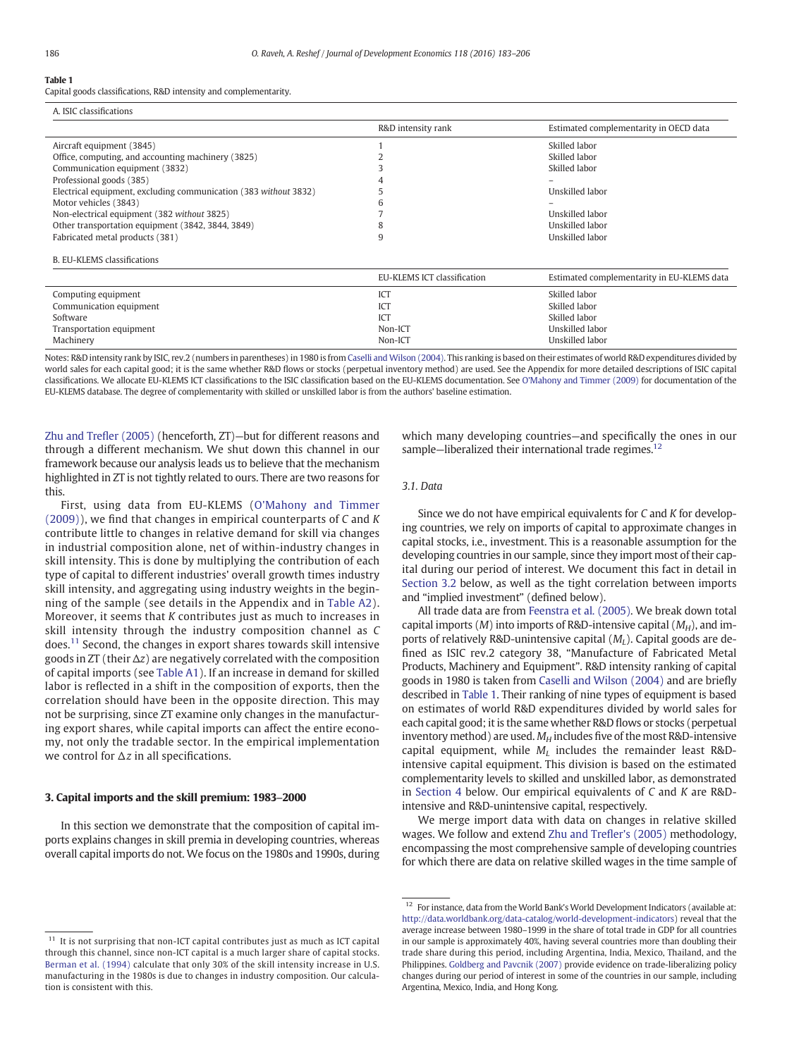**Table 1**
Capital goods classifications, R&D intensity and complementarity.

| A. ISIC classifications | | |
|---|---|---|
| | R&D intensity rank | Estimated complementarity in OECD data |
| Aircraft equipment (3845) | 1 | Skilled labor |
| Office, computing, and accounting machinery (3825) | 2 | Skilled labor |
| Communication equipment (3832) | 3 | Skilled labor |
| Professional goods (385) | 4 | – |
| Electrical equipment, excluding communication (383 *without* 3832) | 5 | Unskilled labor |
| Motor vehicles (3843) | 6 | – |
| Non-electrical equipment (382 *without* 3825) | 7 | Unskilled labor |
| Other transportation equipment (3842, 3844, 3849) | 8 | Unskilled labor |
| Fabricated metal products (381) | 9 | Unskilled labor |
| **B. EU-KLEMS classifications** | | |
| | EU-KLEMS ICT classification | Estimated complementarity in EU-KLEMS data |
| Computing equipment | ICT | Skilled labor |
| Communication equipment | ICT | Skilled labor |
| Software | ICT | Skilled labor |
| Transportation equipment | Non-ICT | Unskilled labor |
| Machinery | Non-ICT | Unskilled labor |

Notes: R&D intensity rank by ISIC, rev.2 (numbers in parentheses) in 1980 is from Caselli and Wilson (2004). This ranking is based on their estimates of world R&D expenditures divided by world sales for each capital good; it is the same whether R&D flows or stocks (perpetual inventory method) are used. See the Appendix for more detailed descriptions of ISIC capital classifications. We allocate EU-KLEMS ICT classifications to the ISIC classification based on the EU-KLEMS documentation. See O'Mahony and Timmer (2009) for documentation of the EU-KLEMS database. The degree of complementarity with skilled or unskilled labor is from the authors' baseline estimation.

Zhu and Trefler (2005) (henceforth, ZT)—but for different reasons and through a different mechanism. We shut down this channel in our framework because our analysis leads us to believe that the mechanism highlighted in ZT is not tightly related to ours. There are two reasons for this.

First, using data from EU-KLEMS (O'Mahony and Timmer (2009)), we find that changes in empirical counterparts of $C$ and $K$ contribute little to changes in relative demand for skill via changes in industrial composition alone, net of within-industry changes in skill intensity. This is done by multiplying the contribution of each type of capital to different industries' overall growth times industry skill intensity, and aggregating using industry weights in the beginning of the sample (see details in the Appendix and in Table A2). Moreover, it seems that $K$ contributes just as much to increases in skill intensity through the industry composition channel as $C$ does.[11] Second, the changes in export shares towards skill intensive goods in ZT (their $\Delta z$) are negatively correlated with the composition of capital imports (see Table A1). If an increase in demand for skilled labor is reflected in a shift in the composition of exports, then the correlation should have been in the opposite direction. This may not be surprising, since ZT examine only changes in the manufacturing export shares, while capital imports can affect the entire economy, not only the tradable sector. In the empirical implementation we control for $\Delta z$ in all specifications.

## 3. Capital imports and the skill premium: 1983–2000

In this section we demonstrate that the composition of capital imports explains changes in skill premia in developing countries, whereas overall capital imports do not. We focus on the 1980s and 1990s, during which many developing countries—and specifically the ones in our sample—liberalized their international trade regimes.[12]

### 3.1. Data

Since we do not have empirical equivalents for $C$ and $K$ for developing countries, we rely on imports of capital to approximate changes in capital stocks, i.e., investment. This is a reasonable assumption for the developing countries in our sample, since they import most of their capital during our period of interest. We document this fact in detail in Section 3.2 below, as well as the tight correlation between imports and "implied investment" (defined below).

All trade data are from Feenstra et al. (2005). We break down total capital imports ($M$) into imports of R&D-intensive capital ($M_H$), and imports of relatively R&D-unintensive capital ($M_L$). Capital goods are defined as ISIC rev.2 category 38, "Manufacture of Fabricated Metal Products, Machinery and Equipment". R&D intensity ranking of capital goods in 1980 is taken from Caselli and Wilson (2004) and are briefly described in Table 1. Their ranking of nine types of equipment is based on estimates of world R&D expenditures divided by world sales for each capital good; it is the same whether R&D flows or stocks (perpetual inventory method) are used. $M_H$ includes five of the most R&D-intensive capital equipment, while $M_L$ includes the remainder least R&D-intensive capital equipment. This division is based on the estimated complementarity levels to skilled and unskilled labor, as demonstrated in Section 4 below. Our empirical equivalents of $C$ and $K$ are R&D-intensive and R&D-unintensive capital, respectively.

We merge import data with data on changes in relative skilled wages. We follow and extend Zhu and Trefler's (2005) methodology, encompassing the most comprehensive sample of developing countries for which there are data on relative skilled wages in the time sample of

[11] It is not surprising that non-ICT capital contributes just as much as ICT capital through this channel, since non-ICT capital is a much larger share of capital stocks. Berman et al. (1994) calculate that only 30% of the skill intensity increase in U.S. manufacturing in the 1980s is due to changes in industry composition. Our calculation is consistent with this.

[12] For instance, data from the World Bank's World Development Indicators (available at: http://data.worldbank.org/data-catalog/world-development-indicators) reveal that the average increase between 1980–1999 in the share of total trade in GDP for all countries in our sample is approximately 40%, having several countries more than doubling their trade share during this period, including Argentina, India, Mexico, Thailand, and the Philippines. Goldberg and Pavcnik (2007) provide evidence on trade-liberalizing policy changes during our period of interest in some of the countries in our sample, including Argentina, Mexico, India, and Hong Kong.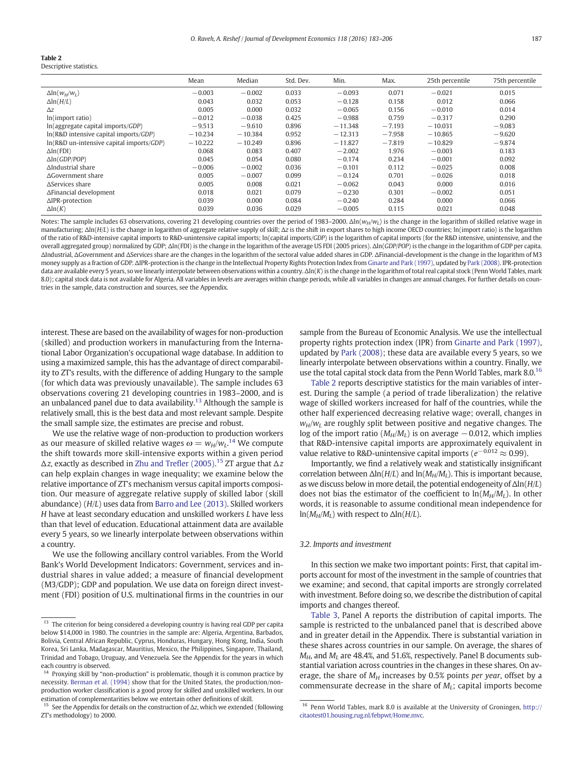**Table 2**
Descriptive statistics.

| | Mean | Median | Std. Dev. | Min. | Max. | 25th percentile | 75th percentile |
|---|---|---|---|---|---|---|---|
| $\Delta\ln(w_H/w_L)$ | −0.003 | −0.002 | 0.033 | −0.093 | 0.071 | −0.021 | 0.015 |
| $\Delta\ln(H/L)$ | 0.043 | 0.032 | 0.053 | −0.128 | 0.158 | 0.012 | 0.066 |
| $\Delta z$ | 0.005 | 0.000 | 0.032 | −0.065 | 0.156 | −0.010 | 0.014 |
| ln(import ratio) | −0.012 | −0.038 | 0.425 | −0.988 | 0.759 | −0.317 | 0.290 |
| ln(aggregate capital imports/*GDP*) | −9.513 | −9.610 | 0.896 | −11.348 | −7.193 | −10.031 | −9.083 |
| ln(R&D intensive capital imports/*GDP*) | −10.234 | −10.384 | 0.952 | −12.313 | −7.958 | −10.865 | −9.620 |
| ln(R&D un-intensive capital imports/*GDP*) | −10.222 | −10.249 | 0.896 | −11.827 | −7.819 | −10.829 | −9.874 |
| $\Delta\ln$(FDI) | 0.068 | 0.083 | 0.407 | −2.002 | 1.976 | −0.003 | 0.183 |
| $\Delta\ln(GDP/POP)$ | 0.045 | 0.054 | 0.080 | −0.174 | 0.234 | −0.001 | 0.092 |
| ΔIndustrial share | −0.006 | −0.002 | 0.036 | −0.101 | 0.112 | −0.025 | 0.008 |
| ΔGovernment share | 0.005 | −0.007 | 0.099 | −0.124 | 0.701 | −0.026 | 0.018 |
| ΔServices share | 0.005 | 0.008 | 0.021 | −0.062 | 0.043 | 0.000 | 0.016 |
| ΔFinancial development | 0.018 | 0.021 | 0.079 | −0.230 | 0.301 | −0.002 | 0.051 |
| ΔIPR-protection | 0.039 | 0.000 | 0.084 | −0.240 | 0.284 | 0.000 | 0.066 |
| $\Delta\ln(K)$ | 0.039 | 0.036 | 0.029 | −0.005 | 0.115 | 0.021 | 0.048 |

Notes: The sample includes 63 observations, covering 21 developing countries over the period of 1983–2000. $\Delta\ln(w_H/w_L)$ is the change in the logarithm of skilled relative wage in manufacturing; $\Delta\ln(H/L)$ is the change in logarithm of aggregate relative supply of skill; $\Delta z$ is the shift in export shares to high income OECD countries; ln(import ratio) is the logarithm of the ratio of R&D-intensive capital imports to R&D-unintensive capital imports; ln(capital imports/*GDP*) is the logarithm of capital imports (for the R&D intensive, unintensive, and the overall aggregated group) normalized by GDP; Δln(FDI) is the change in the logarithm of the average US FDI (2005 prices). $\Delta\ln(GDP/POP)$ is the change in the logarithm of GDP per capita. ΔIndustrial, ΔGovernment and ΔServices share are the changes in the logarithm of the sectoral value added shares in GDP. ΔFinancial-development is the change in the logarithm of M3 money supply as a fraction of GDP. ΔIPR-protection is the change in the Intellectual Property Rights Protection Index from Ginarte and Park (1997), updated by Park (2008). IPR-protection data are available every 5 years, so we linearly interpolate between observations within a country. $\Delta\ln(K)$ is the change in the logarithm of total real capital stock (Penn World Tables, mark 8.0); capital stock data is not available for Algeria. All variables in levels are averages within change periods, while all variables in changes are annual changes. For further details on countries in the sample, data construction and sources, see the Appendix.

interest. These are based on the availability of wages for non-production (skilled) and production workers in manufacturing from the International Labor Organization's occupational wage database. In addition to using a maximized sample, this has the advantage of direct comparability to ZT's results, with the difference of adding Hungary to the sample (for which data was previously unavailable). The sample includes 63 observations covering 21 developing countries in 1983–2000, and is an unbalanced panel due to data availability.[13] Although the sample is relatively small, this is the best data and most relevant sample. Despite the small sample size, the estimates are precise and robust.

We use the relative wage of non-production to production workers as our measure of skilled relative wages $\omega = w_H/w_L$.[14] We compute the shift towards more skill-intensive exports within a given period $\Delta z$, exactly as described in Zhu and Trefler (2005).[15] ZT argue that $\Delta z$ can help explain changes in wage inequality; we examine below the relative importance of ZT's mechanism versus capital imports composition. Our measure of aggregate relative supply of skilled labor (skill abundance) $(H/L)$ uses data from Barro and Lee (2013). Skilled workers $H$ have at least secondary education and unskilled workers $L$ have less than that level of education. Educational attainment data are available every 5 years, so we linearly interpolate between observations within a country.

We use the following ancillary control variables. From the World Bank's World Development Indicators: Government, services and industrial shares in value added; a measure of financial development (M3/GDP); GDP and population. We use data on foreign direct investment (FDI) position of U.S. multinational firms in the countries in our sample from the Bureau of Economic Analysis. We use the intellectual property rights protection index (IPR) from Ginarte and Park (1997), updated by Park (2008); these data are available every 5 years, so we linearly interpolate between observations within a country. Finally, we use the total capital stock data from the Penn World Tables, mark 8.0.[16]

Table 2 reports descriptive statistics for the main variables of interest. During the sample (a period of trade liberalization) the relative wage of skilled workers increased for half of the countries, while the other half experienced decreasing relative wage; overall, changes in $w_H/w_L$ are roughly split between positive and negative changes. The log of the import ratio $(M_H/M_L)$ is on average $-0.012$, which implies that R&D-intensive capital imports are approximately equivalent in value relative to R&D-unintensive capital imports ($e^{-0.012} \approx 0.99$).

Importantly, we find a relatively weak and statistically insignificant correlation between $\Delta\ln(H/L)$ and $\ln(M_H/M_L)$. This is important because, as we discuss below in more detail, the potential endogeneity of $\Delta\ln(H/L)$ does not bias the estimator of the coefficient to $\ln(M_H/M_L)$. In other words, it is reasonable to assume conditional mean independence for $\ln(M_H/M_L)$ with respect to $\Delta\ln(H/L)$.

### 3.2. Imports and investment

In this section we make two important points: First, that capital imports account for most of the investment in the sample of countries that we examine; and second, that capital imports are strongly correlated with investment. Before doing so, we describe the distribution of capital imports and changes thereof.

Table 3, Panel A reports the distribution of capital imports. The sample is restricted to the unbalanced panel that is described above and in greater detail in the Appendix. There is substantial variation in these shares across countries in our sample. On average, the shares of $M_H$, and $M_L$ are 48.4%, and 51.6%, respectively. Panel B documents substantial variation across countries in the changes in these shares. On average, the share of $M_H$ increases by 0.5% points *per year*, offset by a commensurate decrease in the share of $M_L$; capital imports become

---

[13] The criterion for being considered a developing country is having real GDP per capita below $14,000 in 1980. The countries in the sample are: Algeria, Argentina, Barbados, Bolivia, Central African Republic, Cyprus, Honduras, Hungary, Hong Kong, India, South Korea, Sri Lanka, Madagascar, Mauritius, Mexico, the Philippines, Singapore, Thailand, Trinidad and Tobago, Uruguay, and Venezuela. See the Appendix for the years in which each country is observed.

[14] Proxying skill by "non-production" is problematic, though it is common practice by necessity. Berman et al. (1994) show that for the United States, the production/non-production worker classification is a good proxy for skilled and unskilled workers. In our estimation of complementarities below we entertain other definitions of skill.

[15] See the Appendix for details on the construction of $\Delta z$, which we extended (following ZT's methodology) to 2000.

[16] Penn World Tables, mark 8.0 is available at the University of Groningen, http://citaotest01.housing.rug.nl/febpwt/Home.mvc.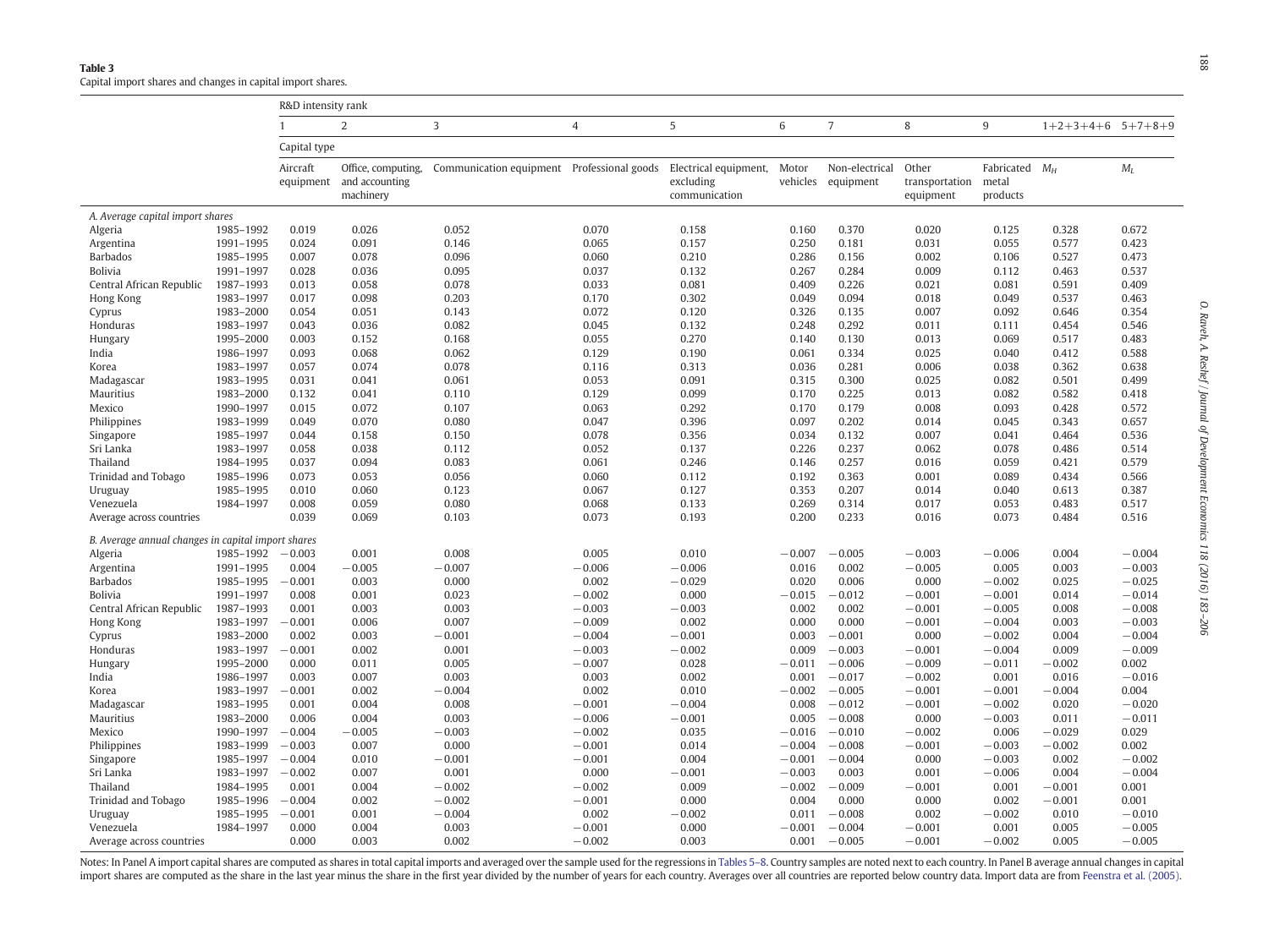**Table 3**
Capital import shares and changes in capital import shares.

| | | R&D intensity rank | | | | | | | | | | |
|---|---|---|---|---|---|---|---|---|---|---|---|---|
| | | 1 | 2 | 3 | 4 | 5 | 6 | 7 | 8 | 9 | 1+2+3+4+6 | 5+7+8+9 |
| | | Capital type | | | | | | | | | | |
| | | Aircraft equipment | Office, computing, and accounting machinery | Communication equipment | Professional goods | Electrical equipment, excluding communication | Motor vehicles | Non-electrical equipment | Other transportation equipment | Fabricated metal products | $M_H$ | $M_L$ |
| *A. Average capital import shares* | | | | | | | | | | | | |
| Algeria | 1985–1992 | 0.019 | 0.026 | 0.052 | 0.070 | 0.158 | 0.160 | 0.370 | 0.020 | 0.125 | 0.328 | 0.672 |
| Argentina | 1991–1995 | 0.024 | 0.091 | 0.146 | 0.065 | 0.157 | 0.250 | 0.181 | 0.031 | 0.055 | 0.577 | 0.423 |
| Barbados | 1985–1995 | 0.007 | 0.078 | 0.096 | 0.060 | 0.210 | 0.286 | 0.156 | 0.002 | 0.106 | 0.527 | 0.473 |
| Bolivia | 1991–1997 | 0.028 | 0.036 | 0.095 | 0.037 | 0.132 | 0.267 | 0.284 | 0.009 | 0.112 | 0.463 | 0.537 |
| Central African Republic | 1987–1993 | 0.013 | 0.058 | 0.078 | 0.033 | 0.081 | 0.409 | 0.226 | 0.021 | 0.081 | 0.591 | 0.409 |
| Hong Kong | 1983–1997 | 0.017 | 0.098 | 0.203 | 0.170 | 0.302 | 0.049 | 0.094 | 0.018 | 0.049 | 0.537 | 0.463 |
| Cyprus | 1983–2000 | 0.054 | 0.051 | 0.143 | 0.072 | 0.120 | 0.326 | 0.135 | 0.007 | 0.092 | 0.646 | 0.354 |
| Honduras | 1983–1997 | 0.043 | 0.036 | 0.082 | 0.045 | 0.132 | 0.248 | 0.292 | 0.011 | 0.111 | 0.454 | 0.546 |
| Hungary | 1995–2000 | 0.003 | 0.152 | 0.168 | 0.055 | 0.270 | 0.140 | 0.130 | 0.013 | 0.069 | 0.517 | 0.483 |
| India | 1986–1997 | 0.093 | 0.068 | 0.062 | 0.129 | 0.190 | 0.061 | 0.334 | 0.025 | 0.040 | 0.412 | 0.588 |
| Korea | 1983–1997 | 0.057 | 0.074 | 0.078 | 0.116 | 0.313 | 0.036 | 0.281 | 0.006 | 0.038 | 0.362 | 0.638 |
| Madagascar | 1983–1995 | 0.031 | 0.041 | 0.061 | 0.053 | 0.091 | 0.315 | 0.300 | 0.025 | 0.082 | 0.501 | 0.499 |
| Mauritius | 1983–2000 | 0.132 | 0.041 | 0.110 | 0.129 | 0.099 | 0.170 | 0.225 | 0.013 | 0.082 | 0.582 | 0.418 |
| Mexico | 1990–1997 | 0.015 | 0.072 | 0.107 | 0.063 | 0.292 | 0.170 | 0.179 | 0.008 | 0.093 | 0.428 | 0.572 |
| Philippines | 1983–1999 | 0.049 | 0.070 | 0.080 | 0.047 | 0.396 | 0.097 | 0.202 | 0.014 | 0.045 | 0.343 | 0.657 |
| Singapore | 1985–1997 | 0.044 | 0.158 | 0.150 | 0.078 | 0.356 | 0.034 | 0.132 | 0.007 | 0.041 | 0.464 | 0.536 |
| Sri Lanka | 1983–1997 | 0.058 | 0.038 | 0.112 | 0.052 | 0.137 | 0.226 | 0.237 | 0.062 | 0.078 | 0.486 | 0.514 |
| Thailand | 1984–1995 | 0.037 | 0.094 | 0.083 | 0.061 | 0.246 | 0.146 | 0.257 | 0.016 | 0.059 | 0.421 | 0.579 |
| Trinidad and Tobago | 1985–1996 | 0.073 | 0.053 | 0.056 | 0.060 | 0.112 | 0.192 | 0.363 | 0.001 | 0.089 | 0.434 | 0.566 |
| Uruguay | 1985–1995 | 0.010 | 0.060 | 0.123 | 0.067 | 0.127 | 0.353 | 0.207 | 0.014 | 0.040 | 0.613 | 0.387 |
| Venezuela | 1984–1997 | 0.008 | 0.059 | 0.080 | 0.068 | 0.133 | 0.269 | 0.314 | 0.017 | 0.053 | 0.483 | 0.517 |
| Average across countries | | 0.039 | 0.069 | 0.103 | 0.073 | 0.193 | 0.200 | 0.233 | 0.016 | 0.073 | 0.484 | 0.516 |
| *B. Average annual changes in capital import shares* | | | | | | | | | | | | |
| Algeria | 1985–1992 | −0.003 | 0.001 | 0.008 | 0.005 | 0.010 | −0.007 | −0.005 | −0.003 | −0.006 | 0.004 | −0.004 |
| Argentina | 1991–1995 | 0.004 | −0.005 | −0.007 | −0.006 | −0.006 | 0.016 | 0.002 | −0.005 | 0.005 | 0.003 | −0.003 |
| Barbados | 1985–1995 | −0.001 | 0.003 | 0.000 | 0.002 | −0.029 | 0.020 | 0.006 | 0.000 | −0.002 | 0.025 | −0.025 |
| Bolivia | 1991–1997 | 0.008 | 0.001 | 0.023 | −0.002 | 0.000 | −0.015 | −0.012 | −0.001 | −0.001 | 0.014 | −0.014 |
| Central African Republic | 1987–1993 | 0.001 | 0.003 | 0.003 | −0.003 | −0.003 | 0.002 | 0.002 | −0.001 | −0.005 | 0.008 | −0.008 |
| Hong Kong | 1983–1997 | −0.001 | 0.006 | 0.007 | −0.009 | 0.002 | 0.000 | 0.000 | −0.001 | −0.004 | 0.003 | −0.003 |
| Cyprus | 1983–2000 | 0.002 | 0.003 | −0.001 | −0.004 | −0.001 | 0.003 | −0.001 | 0.000 | −0.002 | 0.004 | −0.004 |
| Honduras | 1983–1997 | −0.001 | 0.002 | 0.001 | −0.003 | −0.002 | 0.009 | −0.003 | −0.001 | −0.004 | 0.009 | −0.009 |
| Hungary | 1995–2000 | 0.000 | 0.011 | 0.005 | −0.007 | 0.028 | −0.011 | −0.006 | −0.009 | −0.011 | −0.002 | 0.002 |
| India | 1986–1997 | 0.003 | 0.007 | 0.003 | 0.003 | 0.002 | 0.001 | −0.017 | −0.002 | 0.001 | 0.016 | −0.016 |
| Korea | 1983–1997 | −0.001 | 0.002 | −0.004 | 0.002 | 0.010 | −0.002 | −0.005 | −0.001 | −0.001 | −0.004 | 0.004 |
| Madagascar | 1983–1995 | 0.001 | 0.004 | 0.008 | −0.001 | −0.004 | 0.008 | −0.012 | −0.001 | −0.002 | 0.020 | −0.020 |
| Mauritius | 1983–2000 | 0.006 | 0.004 | 0.003 | −0.006 | −0.001 | 0.005 | −0.008 | 0.000 | −0.003 | 0.011 | −0.011 |
| Mexico | 1990–1997 | −0.004 | −0.005 | −0.003 | −0.002 | 0.035 | −0.016 | −0.010 | −0.002 | 0.006 | −0.029 | 0.029 |
| Philippines | 1983–1999 | −0.003 | 0.007 | 0.000 | −0.001 | 0.014 | −0.004 | −0.008 | −0.001 | −0.003 | −0.002 | 0.002 |
| Singapore | 1985–1997 | −0.004 | 0.010 | −0.001 | −0.001 | 0.004 | −0.001 | −0.004 | 0.000 | −0.003 | 0.002 | −0.002 |
| Sri Lanka | 1983–1997 | −0.002 | 0.007 | 0.001 | 0.000 | −0.001 | −0.003 | 0.003 | 0.001 | −0.006 | 0.004 | −0.004 |
| Thailand | 1984–1995 | 0.001 | 0.004 | −0.002 | −0.002 | 0.009 | −0.002 | −0.009 | −0.001 | 0.001 | −0.001 | 0.001 |
| Trinidad and Tobago | 1985–1996 | −0.004 | 0.002 | −0.002 | −0.001 | 0.000 | 0.004 | 0.000 | 0.000 | 0.002 | −0.001 | 0.001 |
| Uruguay | 1985–1995 | −0.001 | 0.001 | −0.004 | 0.002 | −0.002 | 0.011 | −0.008 | 0.002 | −0.002 | 0.010 | −0.010 |
| Venezuela | 1984–1997 | 0.000 | 0.004 | 0.003 | −0.001 | 0.000 | −0.001 | −0.004 | −0.001 | 0.001 | 0.005 | −0.005 |
| Average across countries | | 0.000 | 0.003 | 0.002 | −0.002 | 0.003 | 0.001 | −0.005 | −0.001 | −0.002 | 0.005 | −0.005 |

Notes: In Panel A import capital shares are computed as shares in total capital imports and averaged over the sample used for the regressions in Tables 5–8. Country samples are noted next to each country. In Panel B average annual changes in capital import shares are computed as the share in the last year minus the share in the first year divided by the number of years for each country. Averages over all countries are reported below country data. Import data are from Feenstra et al. (2005).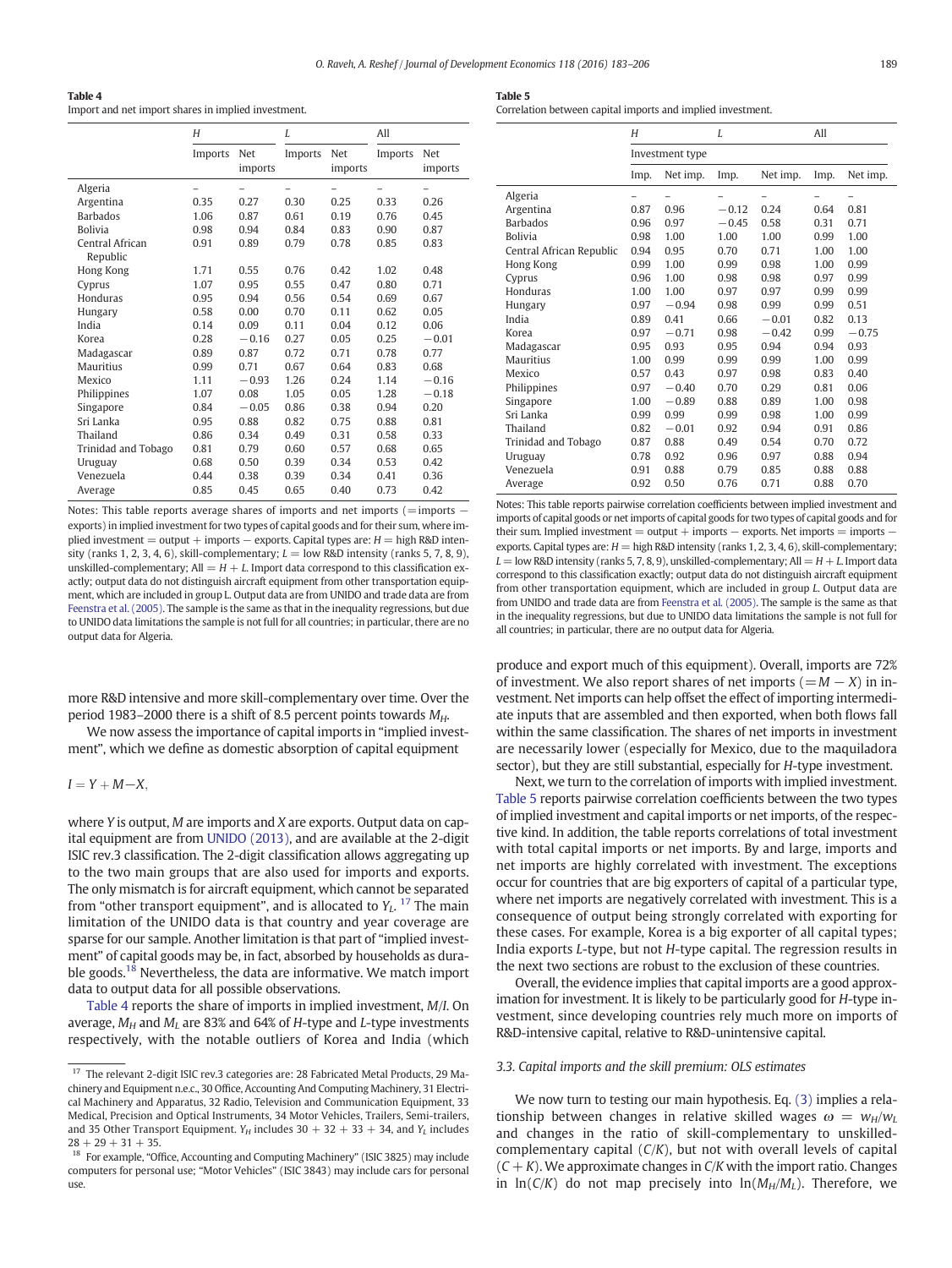**Table 4**
Import and net import shares in implied investment.

| | H | | L | | All | |
|---|---|---|---|---|---|---|
| | Imports | Net imports | Imports | Net imports | Imports | Net imports |
| Algeria | – | – | – | – | – | – |
| Argentina | 0.35 | 0.27 | 0.30 | 0.25 | 0.33 | 0.26 |
| Barbados | 1.06 | 0.87 | 0.61 | 0.19 | 0.76 | 0.45 |
| Bolivia | 0.98 | 0.94 | 0.84 | 0.83 | 0.90 | 0.87 |
| Central African Republic | 0.91 | 0.89 | 0.79 | 0.78 | 0.85 | 0.83 |
| Hong Kong | 1.71 | 0.55 | 0.76 | 0.42 | 1.02 | 0.48 |
| Cyprus | 1.07 | 0.95 | 0.55 | 0.47 | 0.80 | 0.71 |
| Honduras | 0.95 | 0.94 | 0.56 | 0.54 | 0.69 | 0.67 |
| Hungary | 0.58 | 0.00 | 0.70 | 0.11 | 0.62 | 0.05 |
| India | 0.14 | 0.09 | 0.11 | 0.04 | 0.12 | 0.06 |
| Korea | 0.28 | −0.16 | 0.27 | 0.05 | 0.25 | −0.01 |
| Madagascar | 0.89 | 0.87 | 0.72 | 0.71 | 0.78 | 0.77 |
| Mauritius | 0.99 | 0.71 | 0.67 | 0.64 | 0.83 | 0.68 |
| Mexico | 1.11 | −0.93 | 1.26 | 0.24 | 1.14 | −0.16 |
| Philippines | 1.07 | 0.08 | 1.05 | 0.05 | 1.28 | −0.18 |
| Singapore | 0.84 | −0.05 | 0.86 | 0.38 | 0.94 | 0.20 |
| Sri Lanka | 0.95 | 0.88 | 0.82 | 0.75 | 0.88 | 0.81 |
| Thailand | 0.86 | 0.34 | 0.49 | 0.31 | 0.58 | 0.33 |
| Trinidad and Tobago | 0.81 | 0.79 | 0.60 | 0.57 | 0.68 | 0.65 |
| Uruguay | 0.68 | 0.50 | 0.39 | 0.34 | 0.53 | 0.42 |
| Venezuela | 0.44 | 0.38 | 0.39 | 0.34 | 0.41 | 0.36 |
| Average | 0.85 | 0.45 | 0.65 | 0.40 | 0.73 | 0.42 |

Notes: This table reports average shares of imports and net imports (= imports − exports) in implied investment for two types of capital goods and for their sum, where implied investment = output + imports − exports. Capital types are: $H$ = high R&D intensity (ranks 1, 2, 3, 4, 6), skill-complementary; $L$ = low R&D intensity (ranks 5, 7, 8, 9), unskilled-complementary; All = $H$ + $L$. Import data correspond to this classification exactly; output data do not distinguish aircraft equipment from other transportation equipment, which are included in group $L$. Output data are from UNIDO and trade data are from Feenstra et al. (2005). The sample is the same as that in the inequality regressions, but due to UNIDO data limitations the sample is not full for all countries; in particular, there are no output data for Algeria.

**Table 5**
Correlation between capital imports and implied investment.

| | H | | L | | All | |
|---|---|---|---|---|---|---|
| | Investment type | | | | | |
| | Imp. | Net imp. | Imp. | Net imp. | Imp. | Net imp. |
| Algeria | – | – | – | – | – | – |
| Argentina | 0.87 | 0.96 | −0.12 | 0.24 | 0.64 | 0.81 |
| Barbados | 0.96 | 0.97 | −0.45 | 0.58 | 0.31 | 0.71 |
| Bolivia | 0.98 | 1.00 | 1.00 | 1.00 | 0.99 | 1.00 |
| Central African Republic | 0.94 | 0.95 | 0.70 | 0.71 | 1.00 | 1.00 |
| Hong Kong | 0.99 | 1.00 | 0.99 | 0.98 | 1.00 | 0.99 |
| Cyprus | 0.96 | 1.00 | 0.98 | 0.98 | 0.97 | 0.99 |
| Honduras | 1.00 | 1.00 | 0.97 | 0.97 | 0.99 | 0.99 |
| Hungary | 0.97 | −0.94 | 0.98 | 0.99 | 0.99 | 0.51 |
| India | 0.89 | 0.41 | 0.66 | −0.01 | 0.82 | 0.13 |
| Korea | 0.97 | −0.71 | 0.98 | −0.42 | 0.99 | −0.75 |
| Madagascar | 0.95 | 0.93 | 0.95 | 0.94 | 0.94 | 0.93 |
| Mauritius | 1.00 | 0.99 | 0.99 | 0.99 | 1.00 | 0.99 |
| Mexico | 0.57 | 0.43 | 0.97 | 0.98 | 0.83 | 0.40 |
| Philippines | 0.97 | −0.40 | 0.70 | 0.29 | 0.81 | 0.06 |
| Singapore | 1.00 | −0.89 | 0.88 | 0.89 | 1.00 | 0.98 |
| Sri Lanka | 0.99 | 0.99 | 0.99 | 0.98 | 1.00 | 0.99 |
| Thailand | 0.82 | −0.01 | 0.92 | 0.94 | 0.91 | 0.86 |
| Trinidad and Tobago | 0.87 | 0.88 | 0.49 | 0.54 | 0.70 | 0.72 |
| Uruguay | 0.78 | 0.92 | 0.96 | 0.97 | 0.88 | 0.94 |
| Venezuela | 0.91 | 0.88 | 0.79 | 0.85 | 0.88 | 0.88 |
| Average | 0.92 | 0.50 | 0.76 | 0.71 | 0.88 | 0.70 |

Notes: This table reports pairwise correlation coefficients between implied investment and imports of capital goods or net imports of capital goods for two types of capital goods and for their sum. Implied investment = output + imports − exports. Net imports = imports − exports. Capital types are: $H$ = high R&D intensity (ranks 1, 2, 3, 4, 6), skill-complementary; $L$ = low R&D intensity (ranks 5, 7, 8, 9), unskilled-complementary; All = $H$ + $L$. Import data correspond to this classification exactly; output data do not distinguish aircraft equipment from other transportation equipment, which are included in group $L$. Output data are from UNIDO and trade data are from Feenstra et al. (2005). The sample is the same as that in the inequality regressions, but due to UNIDO data limitations the sample is not full for all countries; in particular, there are no output data for Algeria.

more R&D intensive and more skill-complementary over time. Over the period 1983–2000 there is a shift of 8.5 percent points towards $M_H$.

We now assess the importance of capital imports in "implied investment", which we define as domestic absorption of capital equipment

$$I = Y + M - X,$$

where $Y$ is output, $M$ are imports and $X$ are exports. Output data on capital equipment are from UNIDO (2013), and are available at the 2-digit ISIC rev.3 classification. The 2-digit classification allows aggregating up to the two main groups that are also used for imports and exports. The only mismatch is for aircraft equipment, which cannot be separated from "other transport equipment", and is allocated to $Y_L$.[17] The main limitation of the UNIDO data is that country and year coverage are sparse for our sample. Another limitation is that part of "implied investment" of capital goods may be, in fact, absorbed by households as durable goods.[18] Nevertheless, the data are informative. We match import data to output data for all possible observations.

Table 4 reports the share of imports in implied investment, $M/I$. On average, $M_H$ and $M_L$ are 83% and 64% of $H$-type and $L$-type investments respectively, with the notable outliers of Korea and India (which produce and export much of this equipment). Overall, imports are 72% of investment. We also report shares of net imports ($= M - X$) in investment. Net imports can help offset the effect of importing intermediate inputs that are assembled and then exported, when both flows fall within the same classification. The shares of net imports in investment are necessarily lower (especially for Mexico, due to the maquiladora sector), but they are still substantial, especially for $H$-type investment.

Next, we turn to the correlation of imports with implied investment. Table 5 reports pairwise correlation coefficients between the two types of implied investment and capital imports or net imports, of the respective kind. In addition, the table reports correlations of total investment with total capital imports or net imports. By and large, imports and net imports are highly correlated with investment. The exceptions occur for countries that are big exporters of capital of a particular type, where net imports are negatively correlated with investment. This is a consequence of output being strongly correlated with exporting for these cases. For example, Korea is a big exporter of all capital types; India exports $L$-type, but not $H$-type capital. The regression results in the next two sections are robust to the exclusion of these countries.

Overall, the evidence implies that capital imports are a good approximation for investment. It is likely to be particularly good for $H$-type investment, since developing countries rely much more on imports of R&D-intensive capital, relative to R&D-unintensive capital.

### 3.3. Capital imports and the skill premium: OLS estimates

We now turn to testing our main hypothesis. Eq. (3) implies a relationship between changes in relative skilled wages $\omega = w_H/w_L$ and changes in the ratio of skill-complementary to unskilled-complementary capital ($C/K$), but not with overall levels of capital ($C + K$). We approximate changes in $C/K$ with the import ratio. Changes in $\ln(C/K)$ do not map precisely into $\ln(M_H/M_L)$. Therefore, we

---

[17] The relevant 2-digit ISIC rev.3 categories are: 28 Fabricated Metal Products, 29 Machinery and Equipment n.e.c., 30 Office, Accounting And Computing Machinery, 31 Electrical Machinery and Apparatus, 32 Radio, Television and Communication Equipment, 33 Medical, Precision and Optical Instruments, 34 Motor Vehicles, Trailers, Semi-trailers, and 35 Other Transport Equipment. $Y_H$ includes 30 + 32 + 33 + 34, and $Y_L$ includes 28 + 29 + 31 + 35.

[18] For example, "Office, Accounting and Computing Machinery" (ISIC 3825) may include computers for personal use; "Motor Vehicles" (ISIC 3843) may include cars for personal use.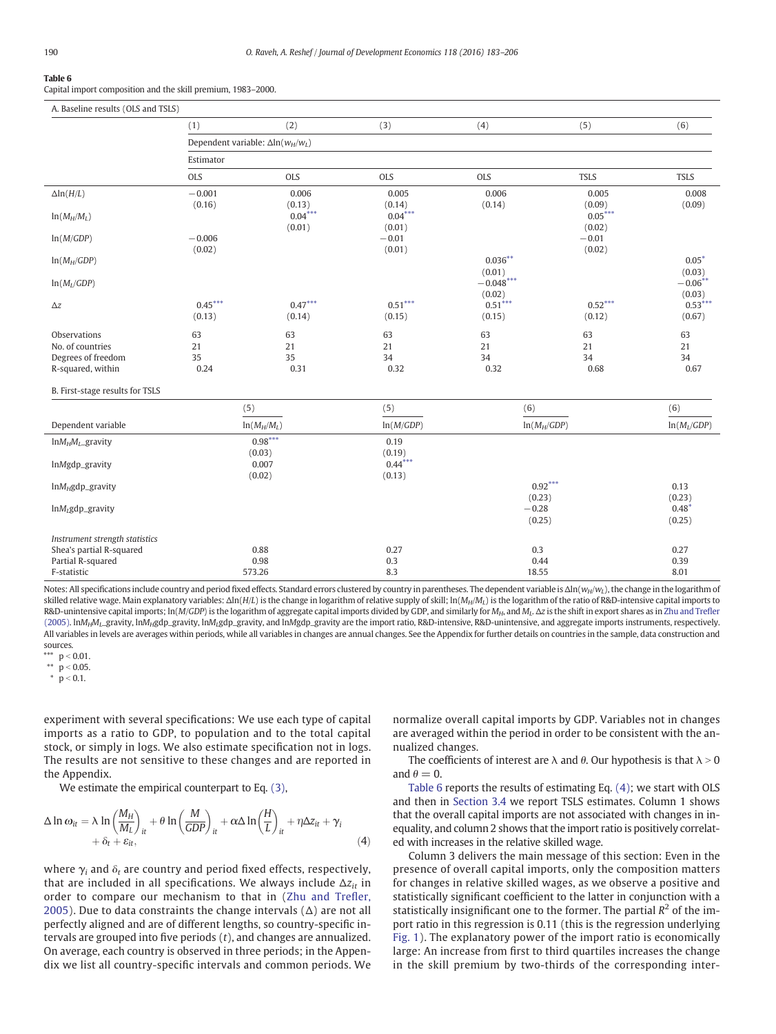**Table 6**
Capital import composition and the skill premium, 1983–2000.

A. Baseline results (OLS and TSLS)

| | (1) | (2) | (3) | (4) | (5) | (6) |
|---|---|---|---|---|---|---|
| | Dependent variable: $\Delta\ln(w_H/w_L)$ | | | | | |
| | Estimator | | | | | |
| | OLS | OLS | OLS | OLS | TSLS | TSLS |
| $\Delta\ln(H/L)$ | −0.001 | 0.006 | 0.005 | 0.006 | 0.005 | 0.008 |
| | (0.16) | (0.13) | (0.14) | (0.14) | (0.09) | (0.09) |
| $\ln(M_H/M_L)$ | | 0.04*** | 0.04*** | | 0.05*** | |
| | | (0.01) | (0.01) | | (0.02) | |
| $\ln(M/GDP)$ | −0.006 | | −0.01 | | −0.01 | |
| | (0.02) | | (0.01) | | (0.02) | |
| $\ln(M_H/GDP)$ | | | | 0.036** | | 0.05* |
| | | | | (0.01) | | (0.03) |
| $\ln(M_L/GDP)$ | | | | −0.048*** | | −0.06** |
| | | | | (0.02) | | (0.03) |
| $\Delta z$ | 0.45*** | 0.47*** | 0.51*** | 0.51*** | 0.52*** | 0.53*** |
| | (0.13) | (0.14) | (0.15) | (0.15) | (0.12) | (0.67) |
| Observations | 63 | 63 | 63 | 63 | 63 | 63 |
| No. of countries | 21 | 21 | 21 | 21 | 21 | 21 |
| Degrees of freedom | 35 | 35 | 34 | 34 | 34 | 34 |
| R-squared, within | 0.24 | 0.31 | 0.32 | 0.32 | 0.68 | 0.67 |

B. First-stage results for TSLS

| | (5) | (5) | (6) | (6) |
|---|---|---|---|---|
| Dependent variable | $\ln(M_H/M_L)$ | $\ln(M/GDP)$ | $\ln(M_H/GDP)$ | $\ln(M_L/GDP)$ |
| $\ln M_HM_L$_gravity | 0.98*** | 0.19 | | |
| | (0.03) | (0.19) | | |
| $\ln M$gdp_gravity | 0.007 | 0.44*** | | |
| | (0.02) | (0.13) | | |
| $\ln M_H$gdp_gravity | | | 0.92*** | 0.13 |
| | | | (0.23) | (0.23) |
| $\ln M_L$gdp_gravity | | | −0.28 | 0.48* |
| | | | (0.25) | (0.25) |
| *Instrument strength statistics* | | | | |
| Shea's partial R-squared | 0.88 | 0.27 | 0.3 | 0.27 |
| Partial R-squared | 0.98 | 0.3 | 0.44 | 0.39 |
| F-statistic | 573.26 | 8.3 | 18.55 | 8.01 |

Notes: All specifications include country and period fixed effects. Standard errors clustered by country in parentheses. The dependent variable is $\Delta\ln(w_H/w_L)$, the change in the logarithm of skilled relative wage. Main explanatory variables: $\Delta\ln(H/L)$ is the change in logarithm of relative supply of skill; $\ln(M_H/M_L)$ is the logarithm of the ratio of R&D-intensive capital imports to R&D-unintensive capital imports; $\ln(M/GDP)$ is the logarithm of aggregate capital imports divided by GDP, and similarly for $M_H$, and $M_L$. $\Delta z$ is the shift in export shares as in Zhu and Trefler (2005). $\ln M_HM_L$_gravity, $\ln M_H$gdp_gravity, $\ln M_L$gdp_gravity, and $\ln M$gdp_gravity are the import ratio, R&D-intensive, R&D-unintensive, and aggregate imports instruments, respectively. All variables in levels are averages within periods, while all variables in changes are annual changes. See the Appendix for further details on countries in the sample, data construction and sources.

*** $p < 0.01$.
** $p < 0.05$.
* $p < 0.1$.

experiment with several specifications: We use each type of capital imports as a ratio to GDP, to population and to the total capital stock, or simply in logs. We also estimate specification not in logs. The results are not sensitive to these changes and are reported in the Appendix.

We estimate the empirical counterpart to Eq. (3),

$$\Delta\ln\omega_{it} = \lambda\ln\left(\frac{M_H}{M_L}\right)_{it} + \theta\ln\left(\frac{M}{GDP}\right)_{it} + \alpha\Delta\ln\left(\frac{H}{L}\right)_{it} + \eta\Delta z_{it} + \gamma_i + \delta_t + \varepsilon_{it}, \tag{4}$$

where $\gamma_i$ and $\delta_t$ are country and period fixed effects, respectively, that are included in all specifications. We always include $\Delta z_{it}$ in order to compare our mechanism to that in (Zhu and Trefler, 2005). Due to data constraints the change intervals ($\Delta$) are not all perfectly aligned and are of different lengths, so country-specific intervals are grouped into five periods ($t$), and changes are annualized. On average, each country is observed in three periods; in the Appendix we list all country-specific intervals and common periods. We normalize overall capital imports by GDP. Variables not in changes are averaged within the period in order to be consistent with the annualized changes.

The coefficients of interest are $\lambda$ and $\theta$. Our hypothesis is that $\lambda > 0$ and $\theta = 0$.

Table 6 reports the results of estimating Eq. (4); we start with OLS and then in Section 3.4 we report TSLS estimates. Column 1 shows that the overall capital imports are not associated with changes in inequality, and column 2 shows that the import ratio is positively correlated with increases in the relative skilled wage.

Column 3 delivers the main message of this section: Even in the presence of overall capital imports, only the composition matters for changes in relative skilled wages, as we observe a positive and statistically significant coefficient to the latter in conjunction with a statistically insignificant one to the former. The partial $R^2$ of the import ratio in this regression is 0.11 (this is the regression underlying Fig. 1). The explanatory power of the import ratio is economically large: An increase from first to third quartiles increases the change in the skill premium by two-thirds of the corresponding inter-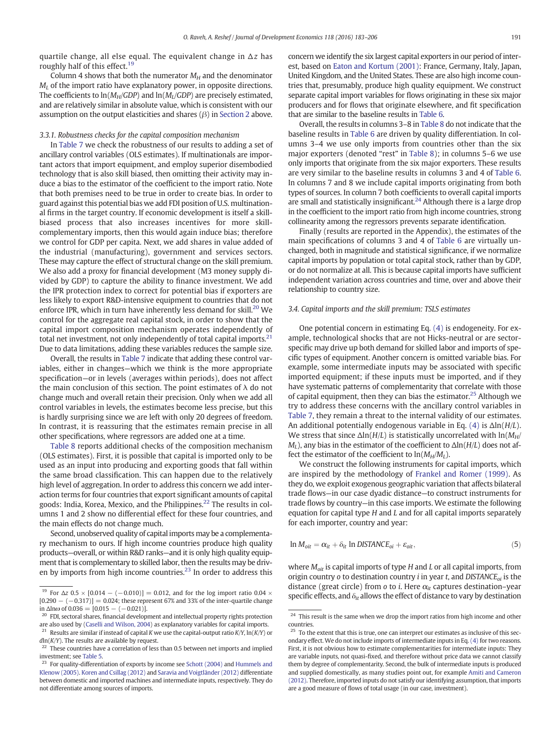quartile change, all else equal. The equivalent change in $\Delta z$ has roughly half of this effect.[19]

Column 4 shows that both the numerator $M_H$ and the denominator $M_L$ of the import ratio have explanatory power, in opposite directions. The coefficients to $\ln(M_H/GDP)$ and $\ln(M_L/GDP)$ are precisely estimated, and are relatively similar in absolute value, which is consistent with our assumption on the output elasticities and shares ($\beta$) in Section 2 above.

#### 3.3.1. Robustness checks for the capital composition mechanism

In Table 7 we check the robustness of our results to adding a set of ancillary control variables (OLS estimates). If multinationals are important actors that import equipment, and employ superior disembodied technology that is also skill biased, then omitting their activity may induce a bias to the estimator of the coefficient to the import ratio. Note that both premises need to be true in order to create bias. In order to guard against this potential bias we add FDI position of U.S. multinational firms in the target country. If economic development is itself a skill-biased process that also increases incentives for more skill-complementary imports, then this would again induce bias; therefore we control for GDP per capita. Next, we add shares in value added of the industrial (manufacturing), government and services sectors. These may capture the effect of structural change on the skill premium. We also add a proxy for financial development (M3 money supply divided by GDP) to capture the ability to finance investment. We add the IPR protection index to correct for potential bias if exporters are less likely to export R&D-intensive equipment to countries that do not enforce IPR, which in turn have inherently less demand for skill.[20] We control for the aggregate real capital stock, in order to show that the capital import composition mechanism operates independently of total net investment, not only independently of total capital imports.[21] Due to data limitations, adding these variables reduces the sample size.

Overall, the results in Table 7 indicate that adding these control variables, either in changes—which we think is the more appropriate specification—or in levels (averages within periods), does not affect the main conclusion of this section. The point estimates of $\lambda$ do not change much and overall retain their precision. Only when we add all control variables in levels, the estimates become less precise, but this is hardly surprising since we are left with only 20 degrees of freedom. In contrast, it is reassuring that the estimates remain precise in all other specifications, where regressors are added one at a time.

Table 8 reports additional checks of the composition mechanism (OLS estimates). First, it is possible that capital is imported only to be used as an input into producing and exporting goods that fall within the same broad classification. This can happen due to the relatively high level of aggregation. In order to address this concern we add interaction terms for four countries that export significant amounts of capital goods: India, Korea, Mexico, and the Philippines.[22] The results in columns 1 and 2 show no differential effect for these four countries, and the main effects do not change much.

Second, unobserved quality of capital imports may be a complementary mechanism to ours. If high income countries produce high quality products—overall, or within R&D ranks—and it is only high quality equipment that is complementary to skilled labor, then the results may be driven by imports from high income countries.[23] In order to address this concern we identify the six largest capital exporters in our period of interest, based on Eaton and Kortum (2001): France, Germany, Italy, Japan, United Kingdom, and the United States. These are also high income countries that, presumably, produce high quality equipment. We construct separate capital import variables for flows originating in these six major producers and for flows that originate elsewhere, and fit specification that are similar to the baseline results in Table 6.

Overall, the results in columns 3–8 in Table 8 do not indicate that the baseline results in Table 6 are driven by quality differentiation. In columns 3–4 we use only imports from countries other than the six major exporters (denoted "rest" in Table 8); in columns 5–6 we use only imports that originate from the six major exporters. These results are very similar to the baseline results in columns 3 and 4 of Table 6. In columns 7 and 8 we include capital imports originating from both types of sources. In column 7 both coefficients to overall capital imports are small and statistically insignificant.[24] Although there is a large drop in the coefficient to the import ratio from high income countries, strong collinearity among the regressors prevents separate identification.

Finally (results are reported in the Appendix), the estimates of the main specifications of columns 3 and 4 of Table 6 are virtually unchanged, both in magnitude and statistical significance, if we normalize capital imports by population or total capital stock, rather than by GDP, or do not normalize at all. This is because capital imports have sufficient independent variation across countries and time, over and above their relationship to country size.

### 3.4. Capital imports and the skill premium: TSLS estimates

One potential concern in estimating Eq. (4) is endogeneity. For example, technological shocks that are not Hicks-neutral or are sector-specific may drive up both demand for skilled labor and imports of specific types of equipment. Another concern is omitted variable bias. For example, some intermediate inputs may be associated with specific imported equipment; if these inputs must be imported, and if they have systematic patterns of complementarity that correlate with those of capital equipment, then they can bias the estimator.[25] Although we try to address these concerns with the ancillary control variables in Table 7, they remain a threat to the internal validity of our estimates. An additional potentially endogenous variable in Eq. (4) is $\Delta\ln(H/L)$. We stress that since $\Delta\ln(H/L)$ is statistically uncorrelated with $\ln(M_H/M_L)$, any bias in the estimator of the coefficient to $\Delta\ln(H/L)$ does not affect the estimator of the coefficient to $\ln(M_H/M_L)$.

We construct the following instruments for capital imports, which are inspired by the methodology of Frankel and Romer (1999). As they do, we exploit exogenous geographic variation that affects bilateral trade flows—in our case dyadic distance—to construct instruments for trade flows by country—in this case imports. We estimate the following equation for capital type $H$ and $L$ and for all capital imports separately for each importer, country and year:

$$\ln M_{oit} = \alpha_{it} + \delta_{it} \ln DISTANCE_{oi} + \varepsilon_{oit}, \tag{5}$$

where $M_{oit}$ is capital imports of type $H$ and $L$ or all capital imports, from origin country $o$ to destination country $i$ in year $t$, and $DISTANCE_{oi}$ is the distance (great circle) from $o$ to $i$. Here $\alpha_{it}$ captures destination–year specific effects, and $\delta_{it}$ allows the effect of distance to vary by destination

---

[19] For $\Delta z$ $0.5 \times [0.014 - (-0.010)] = 0.012$, and for the log import ratio $0.04 \times [0.290 - (-0.317)] = 0.024$; these represent 67% and 33% of the inter-quartile change in $\Delta\ln\omega$ of $0.036 = [0.015 - (-0.021)]$.

[20] FDI, sectoral shares, financial development and intellectual property rights protection are also used by (Caselli and Wilson, 2004) as explanatory variables for capital imports.

[21] Results are similar if instead of capital $K$ we use the capital-output ratio $K/Y$, $\ln(K/Y)$ or $d\ln(K/Y)$. The results are available by request.

[22] These countries have a correlation of less than 0.5 between net imports and implied investment; see Table 5.

[23] For quality-differentiation of exports by income see Schott (2004) and Hummels and Klenow (2005). Koren and Csillag (2012) and Saravia and Voigtländer (2012) differentiate between domestic and imported machines and intermediate inputs, respectively. They do not differentiate among sources of imports.

[24] This result is the same when we drop the import ratios from high income and other countries.

[25] To the extent that this is true, one can interpret our estimates as inclusive of this secondary effect. We do not include imports of intermediate inputs in Eq. (4) for two reasons. First, it is not obvious how to estimate complementarities for intermediate inputs: They are variable inputs, not quasi-fixed, and therefore without price data we cannot classify them by degree of complementarity. Second, the bulk of intermediate inputs is produced and supplied domestically, as many studies point out, for example Amiti and Cameron (2012). Therefore, imported inputs do not satisfy our identifying assumption, that imports are a good measure of flows of total usage (in our case, investment).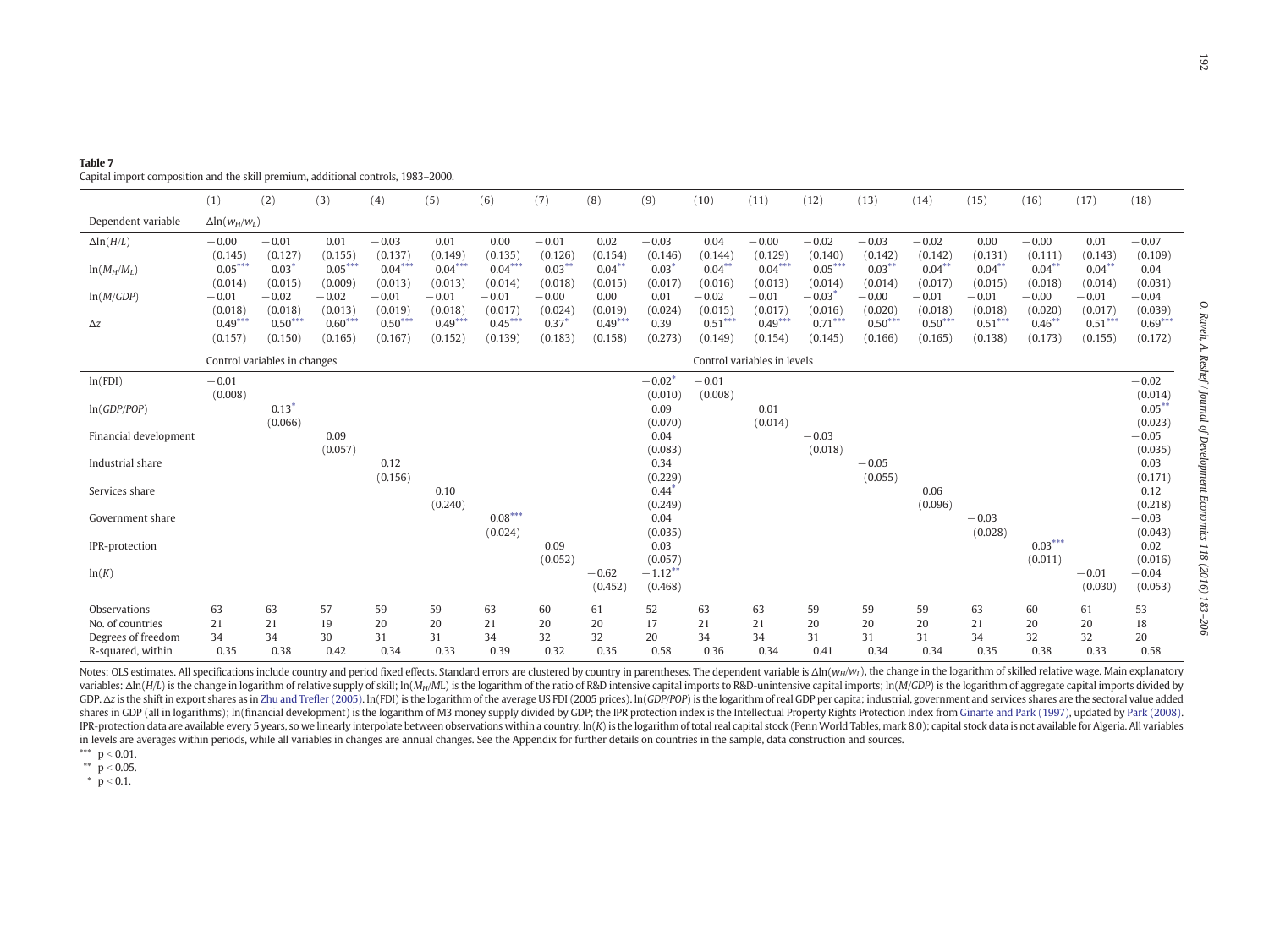**Table 7**
Capital import composition and the skill premium, additional controls, 1983–2000.

| | (1) | (2) | (3) | (4) | (5) | (6) | (7) | (8) | (9) | (10) | (11) | (12) | (13) | (14) | (15) | (16) | (17) | (18) |
|---|---|---|---|---|---|---|---|---|---|---|---|---|---|---|---|---|---|---|
| Dependent variable | $\Delta\ln(w_H/w_L)$ | | | | | | | | | | | | | | | | | |
| $\Delta\ln(H/L)$ | −0.00 | −0.01 | 0.01 | −0.03 | 0.01 | 0.00 | −0.01 | 0.02 | −0.03 | 0.04 | −0.00 | −0.02 | −0.03 | −0.02 | 0.00 | −0.00 | 0.01 | −0.07 |
| | (0.145) | (0.127) | (0.155) | (0.137) | (0.149) | (0.135) | (0.126) | (0.154) | (0.146) | (0.144) | (0.129) | (0.140) | (0.142) | (0.142) | (0.131) | (0.111) | (0.143) | (0.109) |
| $\ln(M_H/M_L)$ | 0.05*** | 0.03* | 0.05*** | 0.04*** | 0.04*** | 0.04*** | 0.03** | 0.04** | 0.03* | 0.04** | 0.04*** | 0.05*** | 0.03** | 0.04** | 0.04** | 0.04** | 0.04** | 0.04 |
| | (0.014) | (0.015) | (0.009) | (0.013) | (0.013) | (0.014) | (0.018) | (0.015) | (0.017) | (0.016) | (0.013) | (0.014) | (0.014) | (0.017) | (0.015) | (0.018) | (0.014) | (0.031) |
| $\ln(M/GDP)$ | −0.01 | −0.02 | −0.02 | −0.01 | −0.01 | −0.01 | −0.00 | 0.00 | 0.01 | −0.02 | −0.01 | −0.03* | −0.00 | −0.01 | −0.01 | −0.00 | −0.01 | −0.04 |
| | (0.018) | (0.018) | (0.013) | (0.019) | (0.018) | (0.017) | (0.024) | (0.019) | (0.024) | (0.015) | (0.017) | (0.016) | (0.020) | (0.018) | (0.018) | (0.020) | (0.017) | (0.039) |
| $\Delta z$ | 0.49*** | 0.50*** | 0.60*** | 0.50*** | 0.49*** | 0.45*** | 0.37* | 0.49*** | 0.39 | 0.51*** | 0.49*** | 0.71*** | 0.50*** | 0.50*** | 0.51*** | 0.46** | 0.51*** | 0.69*** |
| | (0.157) | (0.150) | (0.165) | (0.167) | (0.152) | (0.139) | (0.183) | (0.158) | (0.273) | (0.149) | (0.154) | (0.145) | (0.166) | (0.165) | (0.138) | (0.173) | (0.155) | (0.172) |
| | Control variables in changes | | | | | | | | | Control variables in levels | | | | | | | | |
| ln(FDI) | −0.01 | | | | | | | | −0.02* | −0.01 | | | | | | | | −0.02 |
| | (0.008) | | | | | | | | (0.010) | (0.008) | | | | | | | | (0.014) |
| $\ln(GDP/POP)$ | | 0.13* | | | | | | | 0.09 | | 0.01 | | | | | | | 0.05** |
| | | (0.066) | | | | | | | (0.070) | | (0.014) | | | | | | | (0.023) |
| Financial development | | | 0.09 | | | | | | 0.04 | | | −0.03 | | | | | | −0.05 |
| | | | (0.057) | | | | | | (0.083) | | | (0.018) | | | | | | (0.035) |
| Industrial share | | | | 0.12 | | | | | 0.34 | | | | −0.05 | | | | | 0.03 |
| | | | | (0.156) | | | | | (0.229) | | | | (0.055) | | | | | (0.171) |
| Services share | | | | | 0.10 | | | | 0.44* | | | | | 0.06 | | | | 0.12 |
| | | | | | (0.240) | | | | (0.249) | | | | | (0.096) | | | | (0.218) |
| Government share | | | | | | 0.08*** | | | 0.04 | | | | | | −0.03 | | | −0.03 |
| | | | | | | (0.024) | | | (0.035) | | | | | | (0.028) | | | (0.043) |
| IPR-protection | | | | | | | 0.09 | | 0.03 | | | | | | | 0.03*** | | 0.02 |
| | | | | | | | (0.052) | | (0.057) | | | | | | | (0.011) | | (0.016) |
| $\ln(K)$ | | | | | | | | −0.62 | −1.12** | | | | | | | | −0.01 | −0.04 |
| | | | | | | | | (0.452) | (0.468) | | | | | | | | (0.030) | (0.053) |
| Observations | 63 | 63 | 57 | 59 | 59 | 63 | 60 | 61 | 52 | 63 | 63 | 59 | 59 | 59 | 63 | 60 | 61 | 53 |
| No. of countries | 21 | 21 | 19 | 20 | 20 | 21 | 20 | 20 | 17 | 21 | 21 | 20 | 20 | 20 | 21 | 20 | 20 | 18 |
| Degrees of freedom | 34 | 34 | 30 | 31 | 31 | 34 | 32 | 32 | 20 | 34 | 34 | 31 | 31 | 31 | 34 | 32 | 32 | 20 |
| R-squared, within | 0.35 | 0.38 | 0.42 | 0.34 | 0.33 | 0.39 | 0.32 | 0.35 | 0.58 | 0.36 | 0.34 | 0.41 | 0.34 | 0.34 | 0.35 | 0.38 | 0.33 | 0.58 |

Notes: OLS estimates. All specifications include country and period fixed effects. Standard errors are clustered by country in parentheses. The dependent variable is $\Delta\ln(w_H/w_L)$, the change in the logarithm of skilled relative wage. Main explanatory variables: $\Delta\ln(H/L)$ is the change in logarithm of relative supply of skill; $\ln(M_H/ML)$ is the logarithm of the ratio of R&D intensive capital imports to R&D-unintensive capital imports; $\ln(M/GDP)$ is the logarithm of aggregate capital imports divided by GDP. $\Delta z$ is the shift in export shares as in Zhu and Trefler (2005). ln(FDI) is the logarithm of the average US FDI (2005 prices). $\ln(GDP/POP)$ is the logarithm of real GDP per capita; industrial, government and services shares are the sectoral value added shares in GDP (all in logarithms); ln(financial development) is the logarithm of M3 money supply divided by GDP; the IPR protection index is the Intellectual Property Rights Protection Index from Ginarte and Park (1997), updated by Park (2008). IPR-protection data are available every 5 years, so we linearly interpolate between observations within a country. $\ln(K)$ is the logarithm of total real capital stock (Penn World Tables, mark 8.0); capital stock data is not available for Algeria. All variables in levels are averages within periods, while all variables in changes are annual changes. See the Appendix for further details on countries in the sample, data construction and sources.

*** $p < 0.01$.
** $p < 0.05$.
* $p < 0.1$.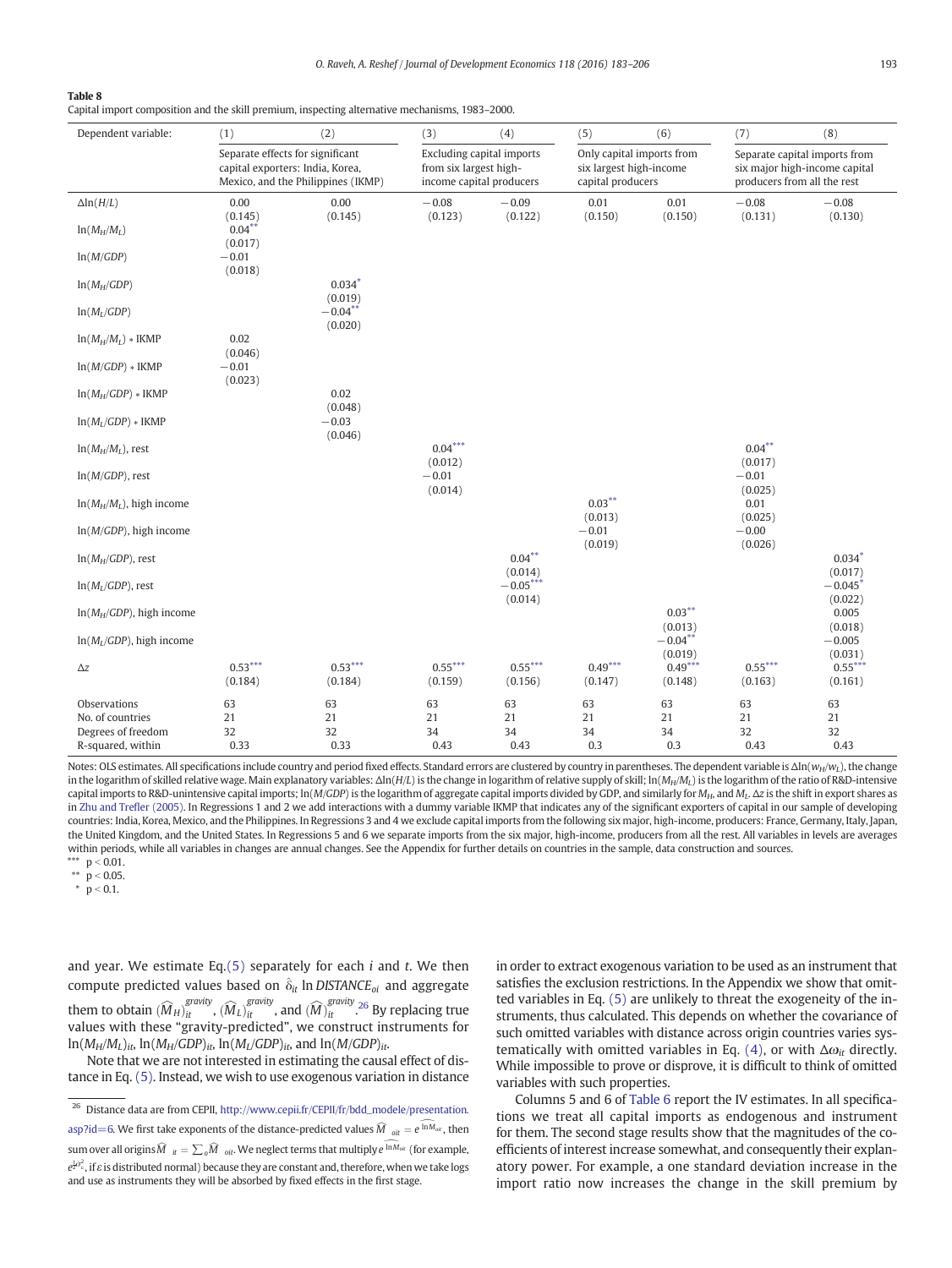**Table 8**
Capital import composition and the skill premium, inspecting alternative mechanisms, 1983–2000.

| Dependent variable: | (1) | (2) | (3) | (4) | (5) | (6) | (7) | (8) |
|---|---|---|---|---|---|---|---|---|
| | Separate effects for significant capital exporters: India, Korea, Mexico, and the Philippines (IKMP) | | Excluding capital imports from six largest high-income capital producers | | Only capital imports from six largest high-income capital producers | | Separate capital imports from six major high-income capital producers from all the rest | |
| $\Delta\ln(H/L)$ | 0.00 (0.145) | 0.00 (0.145) | −0.08 (0.123) | −0.09 (0.122) | 0.01 (0.150) | 0.01 (0.150) | −0.08 (0.131) | −0.08 (0.130) |
| $\ln(M_H/M_L)$ | 0.04** (0.017) | | | | | | | |
| $\ln(M/GDP)$ | −0.01 (0.018) | | | | | | | |
| $\ln(M_H/GDP)$ | | 0.034* (0.019) | | | | | | |
| $\ln(M_L/GDP)$ | | −0.04** (0.020) | | | | | | |
| $\ln(M_H/M_L) * \text{IKMP}$ | 0.02 (0.046) | | | | | | | |
| $\ln(M/GDP) * \text{IKMP}$ | −0.01 (0.023) | | | | | | | |
| $\ln(M_H/GDP) * \text{IKMP}$ | | 0.02 (0.048) | | | | | | |
| $\ln(M_L/GDP) * \text{IKMP}$ | | −0.03 (0.046) | | | | | | |
| $\ln(M_H/M_L)$, rest | | | 0.04*** (0.012) | | | | 0.04** (0.017) | |
| $\ln(M/GDP)$, rest | | | −0.01 (0.014) | | | | −0.01 (0.025) | |
| $\ln(M_H/M_L)$, high income | | | | | 0.03** (0.013) | | 0.01 (0.025) | |
| $\ln(M/GDP)$, high income | | | | | −0.01 (0.019) | | −0.00 (0.026) | |
| $\ln(M_H/GDP)$, rest | | | | 0.04** (0.014) | | | | 0.034* (0.017) |
| $\ln(M_L/GDP)$, rest | | | | −0.05*** (0.014) | | | | −0.045* (0.022) |
| $\ln(M_H/GDP)$, high income | | | | | | 0.03** (0.013) | | 0.005 (0.018) |
| $\ln(M_L/GDP)$, high income | | | | | | −0.04** (0.019) | | −0.005 (0.031) |
| $\Delta z$ | 0.53*** (0.184) | 0.53*** (0.184) | 0.55*** (0.159) | 0.55*** (0.156) | 0.49*** (0.147) | 0.49*** (0.148) | 0.55*** (0.163) | 0.55*** (0.161) |
| Observations | 63 | 63 | 63 | 63 | 63 | 63 | 63 | 63 |
| No. of countries | 21 | 21 | 21 | 21 | 21 | 21 | 21 | 21 |
| Degrees of freedom | 32 | 32 | 34 | 34 | 34 | 34 | 32 | 32 |
| R-squared, within | 0.33 | 0.33 | 0.43 | 0.43 | 0.3 | 0.3 | 0.43 | 0.43 |

Notes: OLS estimates. All specifications include country and period fixed effects. Standard errors are clustered by country in parentheses. The dependent variable is $\Delta\ln(w_H/w_L)$, the change in the logarithm of skilled relative wage. Main explanatory variables: $\Delta\ln(H/L)$ is the change in logarithm of relative supply of skill; $\ln(M_H/M_L)$ is the logarithm of the ratio of R&D-intensive capital imports to R&D-unintensive capital imports; $\ln(M/GDP)$ is the logarithm of aggregate capital imports divided by GDP, and similarly for $M_H$, and $M_L$. $\Delta z$ is the shift in export shares as in Zhu and Trefler (2005). In Regressions 1 and 2 we add interactions with a dummy variable IKMP that indicates any of the significant exporters of capital in our sample of developing countries: India, Korea, Mexico, and the Philippines. In Regressions 3 and 4 we exclude capital imports from the following six major, high-income, producers: France, Germany, Italy, Japan, the United Kingdom, and the United States. In Regressions 5 and 6 we separate imports from the six major, high-income, producers from all the rest. All variables in levels are averages within periods, while all variables in changes are annual changes. See the Appendix for further details on countries in the sample, data construction and sources.
*** $p < 0.01$.
** $p < 0.05$.
* $p < 0.1$.

and year. We estimate Eq.(5) separately for each $i$ and $t$. We then compute predicted values based on $\hat{\delta}_{it} \ln DISTANCE_{oi}$ and aggregate them to obtain $(\widehat{M}_H)_{it}^{gravity}$, $(\widehat{M}_L)_{it}^{gravity}$, and $(\widehat{M})_{it}^{gravity}$.[26] By replacing true values with these "gravity-predicted", we construct instruments for $\ln(M_H/M_L)_{it}$, $\ln(M_H/GDP)_{it}$, $\ln(M_L/GDP)_{it}$, and $\ln(M/GDP)_{it}$.

Note that we are not interested in estimating the causal effect of distance in Eq. (5). Instead, we wish to use exogenous variation in distance in order to extract exogenous variation to be used as an instrument that satisfies the exclusion restrictions. In the Appendix we show that omitted variables in Eq. (5) are unlikely to threat the exogeneity of the instruments, thus calculated. This depends on whether the covariance of such omitted variables with distance across origin countries varies systematically with omitted variables in Eq. (4), or with $\Delta\omega_{it}$ directly. While impossible to prove or disprove, it is difficult to think of omitted variables with such properties.

Columns 5 and 6 of Table 6 report the IV estimates. In all specifications we treat all capital imports as endogenous and instrument for them. The second stage results show that the magnitudes of the coefficients of interest increase somewhat, and consequently their explanatory power. For example, a one standard deviation increase in the import ratio now increases the change in the skill premium by

[26] Distance data are from CEPII, http://www.cepii.fr/CEPII/fr/bdd_modele/presentation.asp?id=6. We first take exponents of the distance-predicted values $\widehat{M}_{oit} = e^{\widehat{\ln M_{oit}}}$, then sum over all origins $\widehat{M}_{it} = \sum_o \widehat{M}_{oit}$. We neglect terms that multiply $e^{\widehat{\ln M_{oit}}}$ (for example, $e^{\frac{1}{2}\sigma_\varepsilon^2}$, if $\varepsilon$ is distributed normal) because they are constant and, therefore, when we take logs and use as instruments they will be absorbed by fixed effects in the first stage.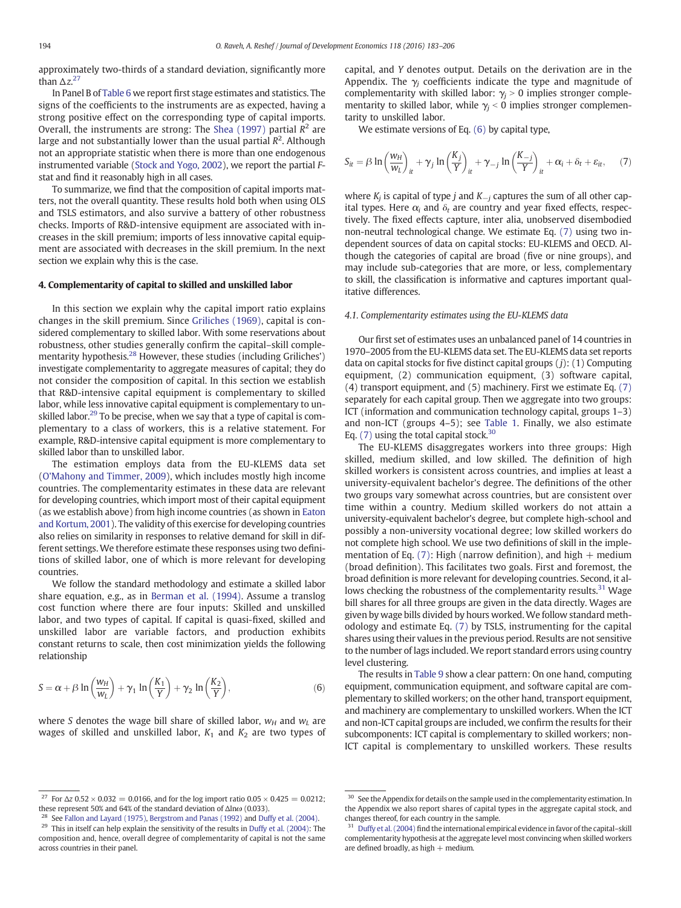approximately two-thirds of a standard deviation, significantly more than $\Delta z$.[27]

In Panel B of Table 6 we report first stage estimates and statistics. The signs of the coefficients to the instruments are as expected, having a strong positive effect on the corresponding type of capital imports. Overall, the instruments are strong: The Shea (1997) partial $R^2$ are large and not substantially lower than the usual partial $R^2$. Although not an appropriate statistic when there is more than one endogenous instrumented variable (Stock and Yogo, 2002), we report the partial $F$-stat and find it reasonably high in all cases.

To summarize, we find that the composition of capital imports matters, not the overall quantity. These results hold both when using OLS and TSLS estimators, and also survive a battery of other robustness checks. Imports of R&D-intensive equipment are associated with increases in the skill premium; imports of less innovative capital equipment are associated with decreases in the skill premium. In the next section we explain why this is the case.

## 4. Complementarity of capital to skilled and unskilled labor

In this section we explain why the capital import ratio explains changes in the skill premium. Since Griliches (1969), capital is considered complementary to skilled labor. With some reservations about robustness, other studies generally confirm the capital–skill complementarity hypothesis.[28] However, these studies (including Griliches') investigate complementarity to aggregate measures of capital; they do not consider the composition of capital. In this section we establish that R&D-intensive capital equipment is complementary to skilled labor, while less innovative capital equipment is complementary to unskilled labor.[29] To be precise, when we say that a type of capital is complementary to a class of workers, this is a relative statement. For example, R&D-intensive capital equipment is more complementary to skilled labor than to unskilled labor.

The estimation employs data from the EU-KLEMS data set (O'Mahony and Timmer, 2009), which includes mostly high income countries. The complementarity estimates in these data are relevant for developing countries, which import most of their capital equipment (as we establish above) from high income countries (as shown in Eaton and Kortum, 2001). The validity of this exercise for developing countries also relies on similarity in responses to relative demand for skill in different settings. We therefore estimate these responses using two definitions of skilled labor, one of which is more relevant for developing countries.

We follow the standard methodology and estimate a skilled labor share equation, e.g., as in Berman et al. (1994). Assume a translog cost function where there are four inputs: Skilled and unskilled labor, and two types of capital. If capital is quasi-fixed, skilled and unskilled labor are variable factors, and production exhibits constant returns to scale, then cost minimization yields the following relationship

$$S = \alpha + \beta \ln\left(\frac{w_H}{w_L}\right) + \gamma_1 \ln\left(\frac{K_1}{Y}\right) + \gamma_2 \ln\left(\frac{K_2}{Y}\right), \tag{6}$$

where $S$ denotes the wage bill share of skilled labor, $w_H$ and $w_L$ are wages of skilled and unskilled labor, $K_1$ and $K_2$ are two types of capital, and $Y$ denotes output. Details on the derivation are in the Appendix. The $\gamma_j$ coefficients indicate the type and magnitude of complementarity with skilled labor: $\gamma_j > 0$ implies stronger complementarity to skilled labor, while $\gamma_j < 0$ implies stronger complementarity to unskilled labor.

We estimate versions of Eq. (6) by capital type,

$$S_{it} = \beta \ln\left(\frac{w_H}{w_L}\right)_{it} + \gamma_j \ln\left(\frac{K_j}{Y}\right)_{it} + \gamma_{-j} \ln\left(\frac{K_{-j}}{Y}\right)_{it} + \alpha_i + \delta_t + \varepsilon_{it}, \tag{7}$$

where $K_j$ is capital of type $j$ and $K_{-j}$ captures the sum of all other capital types. Here $\alpha_i$ and $\delta_t$ are country and year fixed effects, respectively. The fixed effects capture, inter alia, unobserved disembodied non-neutral technological change. We estimate Eq. (7) using two independent sources of data on capital stocks: EU-KLEMS and OECD. Although the categories of capital are broad (five or nine groups), and may include sub-categories that are more, or less, complementary to skill, the classification is informative and captures important qualitative differences.

### 4.1. Complementarity estimates using the EU-KLEMS data

Our first set of estimates uses an unbalanced panel of 14 countries in 1970–2005 from the EU-KLEMS data set. The EU-KLEMS data set reports data on capital stocks for five distinct capital groups ($j$): (1) Computing equipment, (2) communication equipment, (3) software capital, (4) transport equipment, and (5) machinery. First we estimate Eq. (7) separately for each capital group. Then we aggregate into two groups: ICT (information and communication technology capital, groups 1–3) and non-ICT (groups 4–5); see Table 1. Finally, we also estimate Eq. (7) using the total capital stock.[30]

The EU-KLEMS disaggregates workers into three groups: High skilled, medium skilled, and low skilled. The definition of high skilled workers is consistent across countries, and implies at least a university-equivalent bachelor's degree. The definitions of the other two groups vary somewhat across countries, but are consistent over time within a country. Medium skilled workers do not attain a university-equivalent bachelor's degree, but complete high-school and possibly a non-university vocational degree; low skilled workers do not complete high school. We use two definitions of skill in the implementation of Eq. (7): High (narrow definition), and high + medium (broad definition). This facilitates two goals. First and foremost, the broad definition is more relevant for developing countries. Second, it allows checking the robustness of the complementarity results.[31] Wage bill shares for all three groups are given in the data directly. Wages are given by wage bills divided by hours worked. We follow standard methodology and estimate Eq. (7) by TSLS, instrumenting for the capital shares using their values in the previous period. Results are not sensitive to the number of lags included. We report standard errors using country level clustering.

The results in Table 9 show a clear pattern: On one hand, computing equipment, communication equipment, and software capital are complementary to skilled workers; on the other hand, transport equipment, and machinery are complementary to unskilled workers. When the ICT and non-ICT capital groups are included, we confirm the results for their subcomponents: ICT capital is complementary to skilled workers; non-ICT capital is complementary to unskilled workers. These results

---

[27] For $\Delta z$ $0.52 \times 0.032 = 0.0166$, and for the log import ratio $0.05 \times 0.425 = 0.0212$; these represent 50% and 64% of the standard deviation of $\Delta \ln \omega$ (0.033).

[28] See Fallon and Layard (1975), Bergstrom and Panas (1992) and Duffy et al. (2004).

[29] This in itself can help explain the sensitivity of the results in Duffy et al. (2004): The composition and, hence, overall degree of complementarity of capital is not the same across countries in their panel.

[30] See the Appendix for details on the sample used in the complementarity estimation. In the Appendix we also report shares of capital types in the aggregate capital stock, and changes thereof, for each country in the sample.

[31] Duffy et al. (2004) find the international empirical evidence in favor of the capital–skill complementarity hypothesis at the aggregate level most convincing when skilled workers are defined broadly, as high + medium.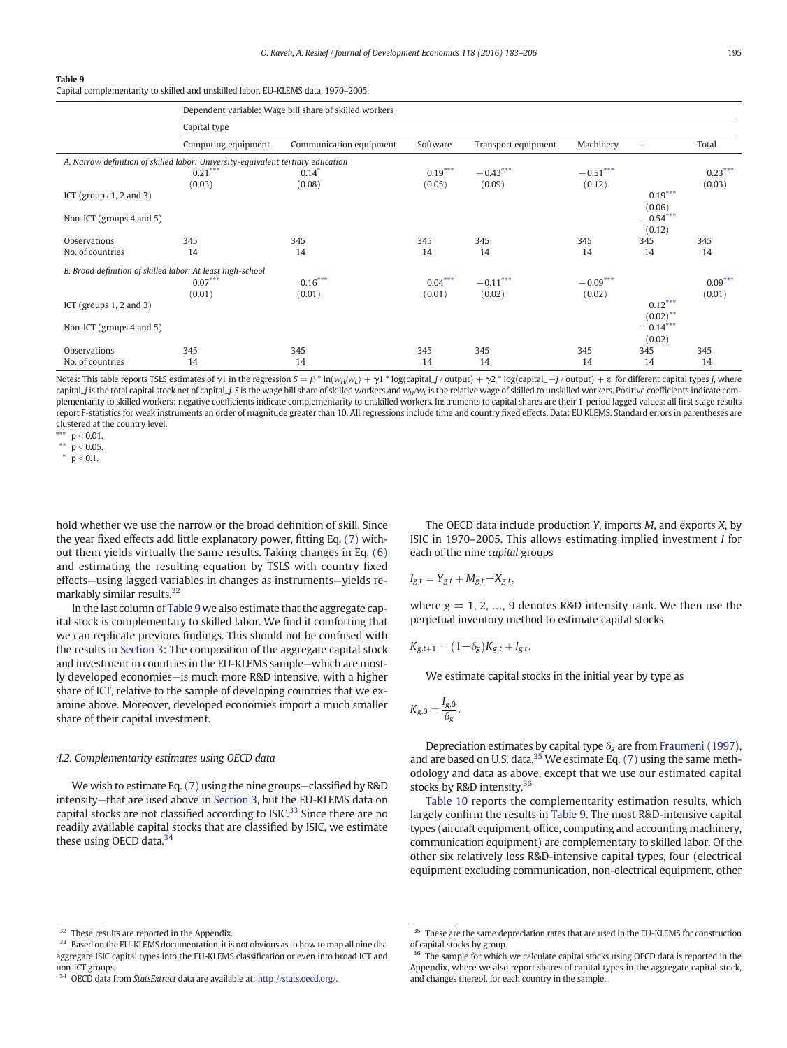**Table 9**
Capital complementarity to skilled and unskilled labor, EU-KLEMS data, 1970–2005.

| | Dependent variable: Wage bill share of skilled workers | | | | | | |
|---|---|---|---|---|---|---|---|
| | Capital type | | | | | | |
| | Computing equipment | Communication equipment | Software | Transport equipment | Machinery | – | Total |
| *A. Narrow definition of skilled labor: University-equivalent tertiary education* | | | | | | | |
| | 0.21*** | 0.14* | 0.19*** | −0.43*** | −0.51*** | | 0.23*** |
| | (0.03) | (0.08) | (0.05) | (0.09) | (0.12) | | (0.03) |
| ICT (groups 1, 2 and 3) | | | | | | 0.19*** | |
| | | | | | | (0.06) | |
| Non-ICT (groups 4 and 5) | | | | | | −0.54*** | |
| | | | | | | (0.12) | |
| Observations | 345 | 345 | 345 | 345 | 345 | 345 | 345 |
| No. of countries | 14 | 14 | 14 | 14 | 14 | 14 | 14 |
| *B. Broad definition of skilled labor: At least high-school* | | | | | | | |
| | 0.07*** | 0.16*** | 0.04*** | −0.11*** | −0.09*** | | 0.09*** |
| | (0.01) | (0.01) | (0.01) | (0.02) | (0.02) | | (0.01) |
| ICT (groups 1, 2 and 3) | | | | | | 0.12*** | |
| | | | | | | (0.02)** | |
| Non-ICT (groups 4 and 5) | | | | | | −0.14*** | |
| | | | | | | (0.02) | |
| Observations | 345 | 345 | 345 | 345 | 345 | 345 | 345 |
| No. of countries | 14 | 14 | 14 | 14 | 14 | 14 | 14 |

Notes: This table reports TSLS estimates of $\gamma 1$ in the regression $S = \beta * \ln(w_H/w_L) + \gamma 1 * \log(\text{capital\_}j / \text{output}) + \gamma 2 * \log(\text{capital\_}{-j} / \text{output}) + \varepsilon$, for different capital types $j$, where capital_$j$ is the total capital stock net of capital_$j$. $S$ is the wage bill share of skilled workers and $w_H/w_L$ is the relative wage of skilled to unskilled workers. Positive coefficients indicate complementarity to skilled workers; negative coefficients indicate complementarity to unskilled workers. Instruments to capital shares are their 1-period lagged values; all first stage results report F-statistics for weak instruments an order of magnitude greater than 10. All regressions include time and country fixed effects. Data: EU KLEMS. Standard errors in parentheses are clustered at the country level.
*** $p < 0.01$.
** $p < 0.05$.
* $p < 0.1$.

hold whether we use the narrow or the broad definition of skill. Since the year fixed effects add little explanatory power, fitting Eq. (7) without them yields virtually the same results. Taking changes in Eq. (6) and estimating the resulting equation by TSLS with country fixed effects—using lagged variables in changes as instruments—yields remarkably similar results.[32]

In the last column of Table 9 we also estimate that the aggregate capital stock is complementary to skilled labor. We find it comforting that we can replicate previous findings. This should not be confused with the results in Section 3: The composition of the aggregate capital stock and investment in countries in the EU-KLEMS sample—which are mostly developed economies—is much more R&D intensive, with a higher share of ICT, relative to the sample of developing countries that we examine above. Moreover, developed economies import a much smaller share of their capital investment.

#### 4.2. Complementarity estimates using OECD data

We wish to estimate Eq. (7) using the nine groups—classified by R&D intensity—that are used above in Section 3, but the EU-KLEMS data on capital stocks are not classified according to ISIC.[33] Since there are no readily available capital stocks that are classified by ISIC, we estimate these using OECD data.[34]

The OECD data include production $Y$, imports $M$, and exports $X$, by ISIC in 1970–2005. This allows estimating implied investment $I$ for each of the nine *capital* groups

$$I_{g,t} = Y_{g,t} + M_{g,t} - X_{g,t},$$

where $g = 1, 2, \ldots, 9$ denotes R&D intensity rank. We then use the perpetual inventory method to estimate capital stocks

$$K_{g,t+1} = (1-\delta_g)K_{g,t} + I_{g,t}.$$

We estimate capital stocks in the initial year by type as

$$K_{g,0} = \frac{I_{g,0}}{\delta_g}.$$

Depreciation estimates by capital type $\delta_g$ are from Fraumeni (1997), and are based on U.S. data.[35] We estimate Eq. (7) using the same methodology and data as above, except that we use our estimated capital stocks by R&D intensity.[36]

Table 10 reports the complementarity estimation results, which largely confirm the results in Table 9. The most R&D-intensive capital types (aircraft equipment, office, computing and accounting machinery, communication equipment) are complementary to skilled labor. Of the other six relatively less R&D-intensive capital types, four (electrical equipment excluding communication, non-electrical equipment, other

---

[32] These results are reported in the Appendix.

[33] Based on the EU-KLEMS documentation, it is not obvious as to how to map all nine disaggregate ISIC capital types into the EU-KLEMS classification or even into broad ICT and non-ICT groups.

[34] OECD data from *StatsExtract* data are available at: http://stats.oecd.org/.

[35] These are the same depreciation rates that are used in the EU-KLEMS for construction of capital stocks by group.

[36] The sample for which we calculate capital stocks using OECD data is reported in the Appendix, where we also report shares of capital types in the aggregate capital stock, and changes thereof, for each country in the sample.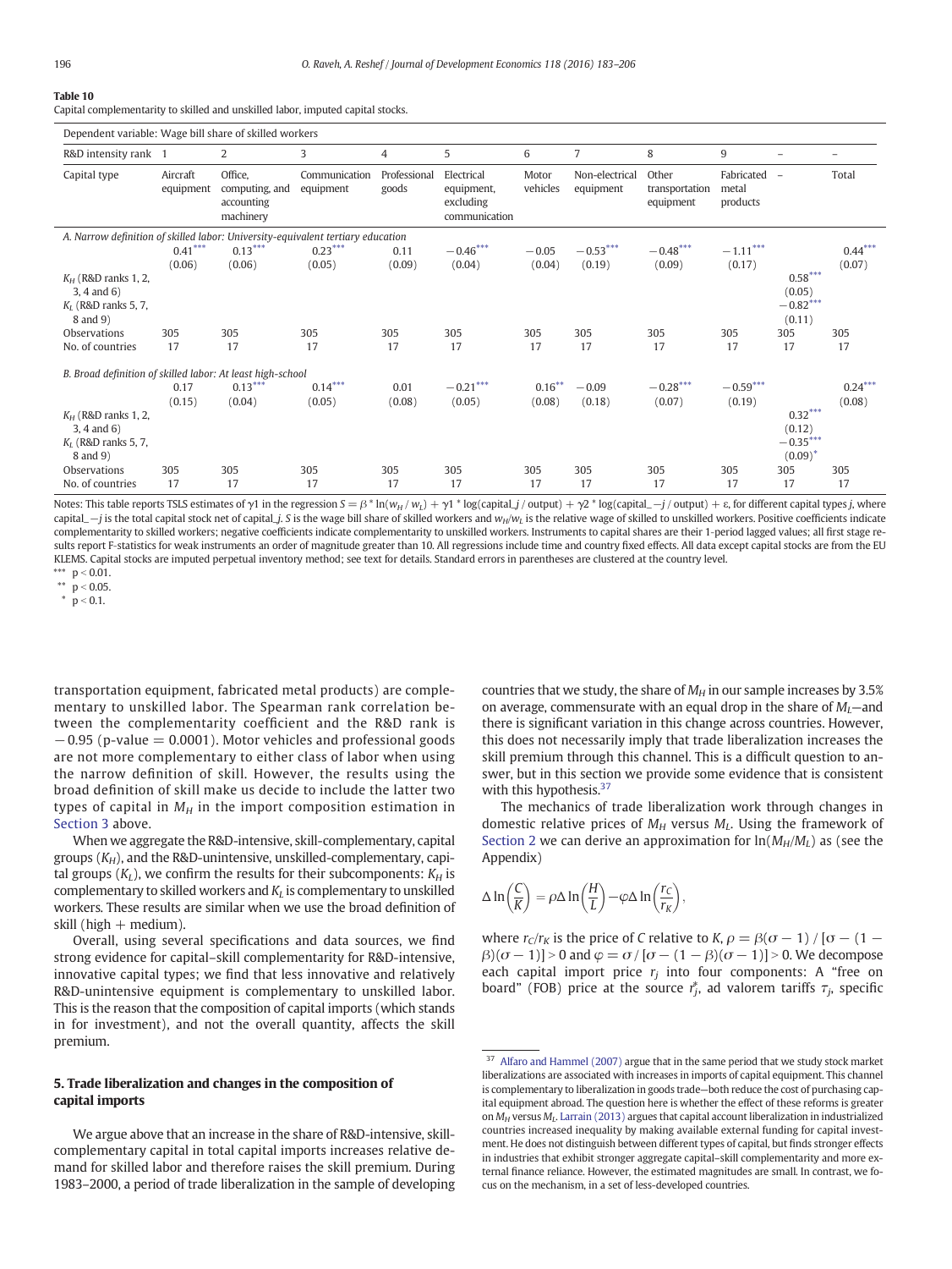**Table 10**
Capital complementarity to skilled and unskilled labor, imputed capital stocks.

| Dependent variable: Wage bill share of skilled workers | | | | | | | | | | | |
|---|---|---|---|---|---|---|---|---|---|---|---|
| R&D intensity rank | 1 | 2 | 3 | 4 | 5 | 6 | 7 | 8 | 9 | – | – |
| Capital type | Aircraft equipment | Office, computing, and accounting machinery | Communication equipment | Professional goods | Electrical equipment, excluding communication | Motor vehicles | Non-electrical equipment | Other transportation equipment | Fabricated metal products | – | Total |
| *A. Narrow definition of skilled labor: University-equivalent tertiary education* | | | | | | | | | | | |
| | 0.41*** | 0.13*** | 0.23*** | 0.11 | −0.46*** | −0.05 | −0.53*** | −0.48*** | −1.11*** | | 0.44*** |
| | (0.06) | (0.06) | (0.05) | (0.09) | (0.04) | (0.04) | (0.19) | (0.09) | (0.17) | | (0.07) |
| $K_H$ (R&D ranks 1, 2, 3, 4 and 6) | | | | | | | | | | 0.58*** | |
| | | | | | | | | | | (0.05) | |
| $K_L$ (R&D ranks 5, 7, 8 and 9) | | | | | | | | | | −0.82*** | |
| | | | | | | | | | | (0.11) | |
| Observations | 305 | 305 | 305 | 305 | 305 | 305 | 305 | 305 | 305 | 305 | 305 |
| No. of countries | 17 | 17 | 17 | 17 | 17 | 17 | 17 | 17 | 17 | 17 | 17 |
| *B. Broad definition of skilled labor: At least high-school* | | | | | | | | | | | |
| | 0.17 | 0.13*** | 0.14*** | 0.01 | −0.21*** | 0.16** | −0.09 | −0.28*** | −0.59*** | | 0.24*** |
| | (0.15) | (0.04) | (0.05) | (0.08) | (0.05) | (0.08) | (0.18) | (0.07) | (0.19) | | (0.08) |
| $K_H$ (R&D ranks 1, 2, 3, 4 and 6) | | | | | | | | | | 0.32*** | |
| | | | | | | | | | | (0.12) | |
| $K_L$ (R&D ranks 5, 7, 8 and 9) | | | | | | | | | | −0.35*** | |
| | | | | | | | | | | (0.09)* | |
| Observations | 305 | 305 | 305 | 305 | 305 | 305 | 305 | 305 | 305 | 305 | 305 |
| No. of countries | 17 | 17 | 17 | 17 | 17 | 17 | 17 | 17 | 17 | 17 | 17 |

Notes: This table reports TSLS estimates of $\gamma 1$ in the regression $S = \beta * \ln(w_H / w_L) + \gamma 1 * \log(\text{capital\_}j / \text{output}) + \gamma 2 * \log(\text{capital\_}{-j} / \text{output}) + \varepsilon$, for different capital types $j$, where capital_−j is the total capital stock net of capital_j. S is the wage bill share of skilled workers and $w_H/w_L$ is the relative wage of skilled to unskilled workers. Positive coefficients indicate complementarity to skilled workers; negative coefficients indicate complementarity to unskilled workers. Instruments to capital shares are their 1-period lagged values; all first stage results report F-statistics for weak instruments an order of magnitude greater than 10. All regressions include time and country fixed effects. All data except capital stocks are from the EU KLEMS. Capital stocks are imputed perpetual inventory method; see text for details. Standard errors in parentheses are clustered at the country level.

*** p < 0.01.
** p < 0.05.
* p < 0.1.

transportation equipment, fabricated metal products) are complementary to unskilled labor. The Spearman rank correlation between the complementarity coefficient and the R&D rank is −0.95 (p-value = 0.0001). Motor vehicles and professional goods are not more complementary to either class of labor when using the narrow definition of skill. However, the results using the broad definition of skill make us decide to include the latter two types of capital in $M_H$ in the import composition estimation in Section 3 above.

When we aggregate the R&D-intensive, skill-complementary, capital groups ($K_H$), and the R&D-unintensive, unskilled-complementary, capital groups ($K_L$), we confirm the results for their subcomponents: $K_H$ is complementary to skilled workers and $K_L$ is complementary to unskilled workers. These results are similar when we use the broad definition of skill (high + medium).

Overall, using several specifications and data sources, we find strong evidence for capital–skill complementarity for R&D-intensive, innovative capital types; we find that less innovative and relatively R&D-unintensive equipment is complementary to unskilled labor. This is the reason that the composition of capital imports (which stands in for investment), and not the overall quantity, affects the skill premium.

## 5. Trade liberalization and changes in the composition of capital imports

We argue above that an increase in the share of R&D-intensive, skill-complementary capital in total capital imports increases relative demand for skilled labor and therefore raises the skill premium. During 1983–2000, a period of trade liberalization in the sample of developing countries that we study, the share of $M_H$ in our sample increases by 3.5% on average, commensurate with an equal drop in the share of $M_L$—and there is significant variation in this change across countries. However, this does not necessarily imply that trade liberalization increases the skill premium through this channel. This is a difficult question to answer, but in this section we provide some evidence that is consistent with this hypothesis.[37]

The mechanics of trade liberalization work through changes in domestic relative prices of $M_H$ versus $M_L$. Using the framework of Section 2 we can derive an approximation for $\ln(M_H/M_L)$ as (see the Appendix)

$$\Delta \ln\left(\frac{C}{K}\right) = \rho \Delta \ln\left(\frac{H}{L}\right) - \varphi \Delta \ln\left(\frac{r_C}{r_K}\right),$$

where $r_C/r_K$ is the price of $C$ relative to $K$, $\rho = \beta(\sigma - 1) / [\sigma - (1 - \beta)(\sigma - 1)] > 0$ and $\varphi = \sigma / [\sigma - (1 - \beta)(\sigma - 1)] > 0$. We decompose each capital import price $r_j$ into four components: A "free on board" (FOB) price at the source $r_j^*$, ad valorem tariffs $\tau_j$, specific

[37] Alfaro and Hammel (2007) argue that in the same period that we study stock market liberalizations are associated with increases in imports of capital equipment. This channel is complementary to liberalization in goods trade—both reduce the cost of purchasing capital equipment abroad. The question here is whether the effect of these reforms is greater on $M_H$ versus $M_L$. Larrain (2013) argues that capital account liberalization in industrialized countries increased inequality by making available external funding for capital investment. He does not distinguish between different types of capital, but finds stronger effects in industries that exhibit stronger aggregate capital–skill complementarity and more external finance reliance. However, the estimated magnitudes are small. In contrast, we focus on the mechanism, in a set of less-developed countries.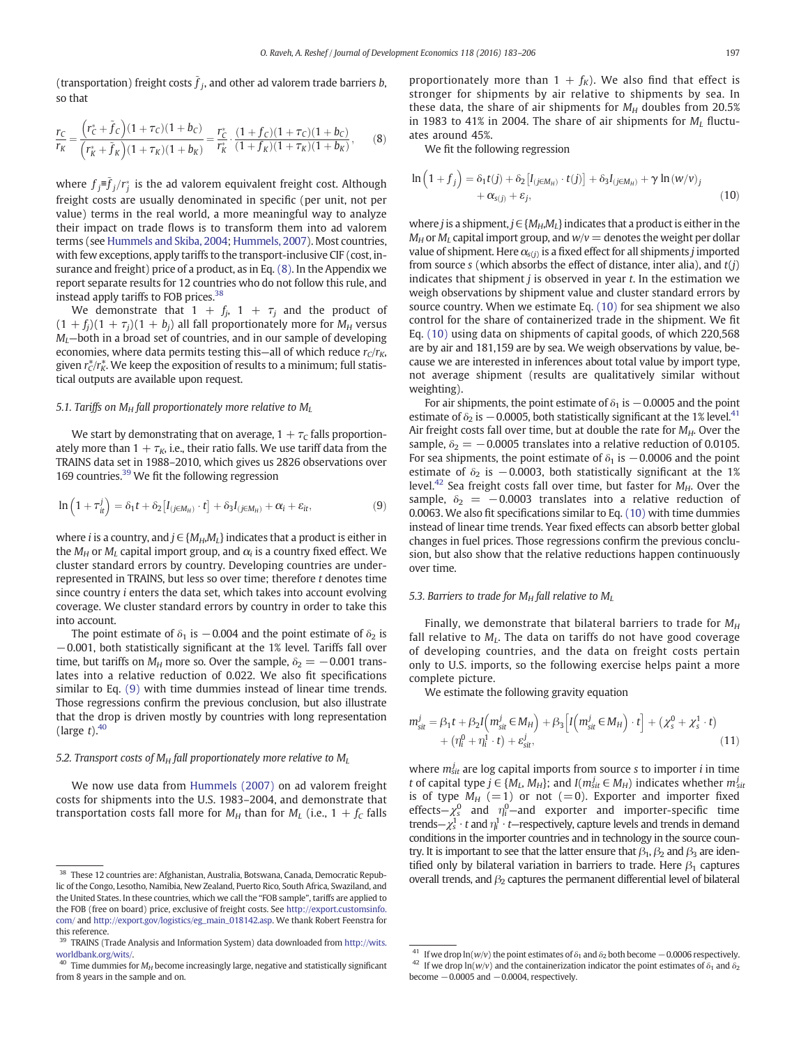(transportation) freight costs $\tilde{f}_j$, and other ad valorem trade barriers $b$, so that

$$\frac{r_C}{r_K} = \frac{\left(r_C^* + \tilde{f}_C\right)(1+\tau_C)(1+b_C)}{\left(r_K^* + \tilde{f}_K\right)(1+\tau_K)(1+b_K)} = \frac{r_C^*}{r_K^*} \cdot \frac{(1+f_C)(1+\tau_C)(1+b_C)}{(1+f_K)(1+\tau_K)(1+b_K)}, \tag{8}$$

where $f_j \equiv \tilde{f}_j / r_j^*$ is the ad valorem equivalent freight cost. Although freight costs are usually denominated in specific (per unit, not per value) terms in the real world, a more meaningful way to analyze their impact on trade flows is to transform them into ad valorem terms (see Hummels and Skiba, 2004; Hummels, 2007). Most countries, with few exceptions, apply tariffs to the transport-inclusive CIF (cost, insurance and freight) price of a product, as in Eq. (8). In the Appendix we report separate results for 12 countries who do not follow this rule, and instead apply tariffs to FOB prices.[38]

We demonstrate that $1 + f_j$, $1 + \tau_j$ and the product of $(1 + f_j)(1 + \tau_j)(1 + b_j)$ all fall proportionately more for $M_H$ versus $M_L$—both in a broad set of countries, and in our sample of developing economies, where data permits testing this—all of which reduce $r_C/r_K$, given $r_C^*/r_K^*$. We keep the exposition of results to a minimum; full statistical outputs are available upon request.

### 5.1. Tariffs on $M_H$ fall proportionately more relative to $M_L$

We start by demonstrating that on average, $1 + \tau_C$ falls proportionately more than $1 + \tau_K$, i.e., their ratio falls. We use tariff data from the TRAINS data set in 1988–2010, which gives us 2826 observations over 169 countries.[39] We fit the following regression

$$\ln\left(1 + \tau_{it}^j\right) = \delta_1 t + \delta_2\left[I_{(j \in M_H)} \cdot t\right] + \delta_3 I_{(j \in M_H)} + \alpha_i + \varepsilon_{it}, \tag{9}$$

where $i$ is a country, and $j \in \{M_H, M_L\}$ indicates that a product is either in the $M_H$ or $M_L$ capital import group, and $\alpha_i$ is a country fixed effect. We cluster standard errors by country. Developing countries are underrepresented in TRAINS, but less so over time; therefore $t$ denotes time since country $i$ enters the data set, which takes into account evolving coverage. We cluster standard errors by country in order to take this into account.

The point estimate of $\delta_1$ is $-0.004$ and the point estimate of $\delta_2$ is $-0.001$, both statistically significant at the 1% level. Tariffs fall over time, but tariffs on $M_H$ more so. Over the sample, $\delta_2 = -0.001$ translates into a relative reduction of 0.022. We also fit specifications similar to Eq. (9) with time dummies instead of linear time trends. Those regressions confirm the previous conclusion, but also illustrate that the drop is driven mostly by countries with long representation (large $t$).[40]

### 5.2. Transport costs of $M_H$ fall proportionately more relative to $M_L$

We now use data from Hummels (2007) on ad valorem freight costs for shipments into the U.S. 1983–2004, and demonstrate that transportation costs fall more for $M_H$ than for $M_L$ (i.e., $1 + f_C$ falls proportionately more than $1 + f_K$). We also find that effect is stronger for shipments by air relative to shipments by sea. In these data, the share of air shipments for $M_H$ doubles from 20.5% in 1983 to 41% in 2004. The share of air shipments for $M_L$ fluctuates around 45%.

We fit the following regression

$$\ln\left(1 + f_j\right) = \delta_1 t(j) + \delta_2\left[I_{(j \in M_H)} \cdot t(j)\right] + \delta_3 I_{(j \in M_H)} + \gamma \ln(w/v)_j + \alpha_{s(j)} + \varepsilon_j, \tag{10}$$

where $j$ is a shipment, $j \in \{M_H, M_L\}$ indicates that a product is either in the $M_H$ or $M_L$ capital import group, and $w/v$ = denotes the weight per dollar value of shipment. Here $\alpha_{s(j)}$ is a fixed effect for all shipments $j$ imported from source $s$ (which absorbs the effect of distance, inter alia), and $t(j)$ indicates that shipment $j$ is observed in year $t$. In the estimation we weigh observations by shipment value and cluster standard errors by source country. When we estimate Eq. (10) for sea shipment we also control for the share of containerized trade in the shipment. We fit Eq. (10) using data on shipments of capital goods, of which 220,568 are by air and 181,159 are by sea. We weigh observations by value, because we are interested in inferences about total value by import type, not average shipment (results are qualitatively similar without weighting).

For air shipments, the point estimate of $\delta_1$ is $-0.0005$ and the point estimate of $\delta_2$ is $-0.0005$, both statistically significant at the 1% level.[41] Air freight costs fall over time, but at double the rate for $M_H$. Over the sample, $\delta_2 = -0.0005$ translates into a relative reduction of 0.0105. For sea shipments, the point estimate of $\delta_1$ is $-0.0006$ and the point estimate of $\delta_2$ is $-0.0003$, both statistically significant at the 1% level.[42] Sea freight costs fall over time, but faster for $M_H$. Over the sample, $\delta_2 = -0.0003$ translates into a relative reduction of 0.0063. We also fit specifications similar to Eq. (10) with time dummies instead of linear time trends. Year fixed effects can absorb better global changes in fuel prices. Those regressions confirm the previous conclusion, but also show that the relative reductions happen continuously over time.

### 5.3. Barriers to trade for $M_H$ fall relative to $M_L$

Finally, we demonstrate that bilateral barriers to trade for $M_H$ fall relative to $M_L$. The data on tariffs do not have good coverage of developing countries, and the data on freight costs pertain only to U.S. imports, so the following exercise helps paint a more complete picture.

We estimate the following gravity equation

$$m_{sit}^j = \beta_1 t + \beta_2 I\left(m_{sit}^j \in M_H\right) + \beta_3\left[I\left(m_{sit}^j \in M_H\right) \cdot t\right] + \left(\chi_s^0 + \chi_s^1 \cdot t\right) + \left(\eta_i^0 + \eta_i^1 \cdot t\right) + \varepsilon_{sit}^j, \tag{11}$$

where $m_{sit}^j$ are log capital imports from source $s$ to importer $i$ in time $t$ of capital type $j \in \{M_L, M_H\}$; and $I(m_{sit}^j \in M_H)$ indicates whether $m_{sit}^j$ is of type $M_H$ (=1) or not (=0). Exporter and importer fixed effects—$\chi_s^0$ and $\eta_i^0$—and exporter and importer-specific time trends—$\chi_s^1 \cdot t$ and $\eta_i^1 \cdot t$—respectively, capture levels and trends in demand conditions in the importer countries and in technology in the source country. It is important to see that the latter ensure that $\beta_1$, $\beta_2$ and $\beta_3$ are identified only by bilateral variation in barriers to trade. Here $\beta_1$ captures overall trends, and $\beta_2$ captures the permanent differential level of bilateral

---

[38] These 12 countries are: Afghanistan, Australia, Botswana, Canada, Democratic Republic of the Congo, Lesotho, Namibia, New Zealand, Puerto Rico, South Africa, Swaziland, and the United States. In these countries, which we call the "FOB sample", tariffs are applied to the FOB (free on board) price, exclusive of freight costs. See http://export.customsinfo.com/ and http://export.gov/logistics/eg_main_018142.asp. We thank Robert Feenstra for this reference.

[39] TRAINS (Trade Analysis and Information System) data downloaded from http://wits.worldbank.org/wits/.

[40] Time dummies for $M_H$ become increasingly large, negative and statistically significant from 8 years in the sample and on.

[41] If we drop $\ln(w/v)$ the point estimates of $\delta_1$ and $\delta_2$ both become $-0.0006$ respectively.

[42] If we drop $\ln(w/v)$ and the containerization indicator the point estimates of $\delta_1$ and $\delta_2$ become $-0.0005$ and $-0.0004$, respectively.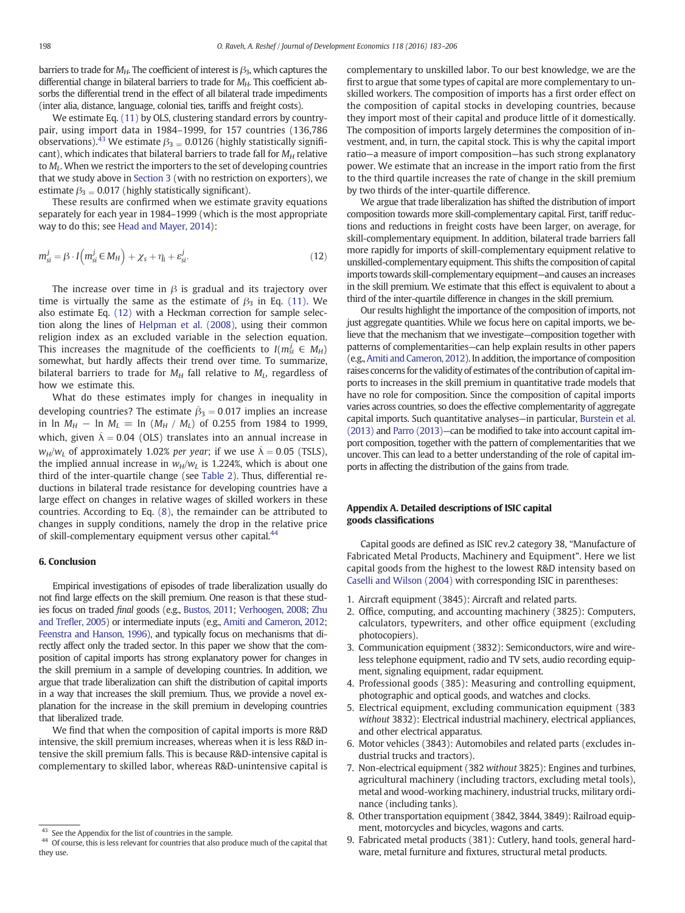barriers to trade for $M_H$. The coefficient of interest is $\beta_3$, which captures the differential change in bilateral barriers to trade for $M_H$. This coefficient absorbs the differential trend in the effect of all bilateral trade impediments (inter alia, distance, language, colonial ties, tariffs and freight costs).

We estimate Eq. (11) by OLS, clustering standard errors by country-pair, using import data in 1984–1999, for 157 countries (136,786 observations).[43] We estimate $\beta_3 = 0.0126$ (highly statistically significant), which indicates that bilateral barriers to trade fall for $M_H$ relative to $M_L$. When we restrict the importers to the set of developing countries that we study above in Section 3 (with no restriction on exporters), we estimate $\beta_3 = 0.017$ (highly statistically significant).

These results are confirmed when we estimate gravity equations separately for each year in 1984–1999 (which is the most appropriate way to do this; see Head and Mayer, 2014):

$$m_{si}^{j} = \beta \cdot I\left(m_{si}^{j} \in M_H\right) + \chi_s + \eta_i + \varepsilon_{si}^{j}. \tag{12}$$

The increase over time in $\beta$ is gradual and its trajectory over time is virtually the same as the estimate of $\beta_3$ in Eq. (11). We also estimate Eq. (12) with a Heckman correction for sample selection along the lines of Helpman et al. (2008), using their common religion index as an excluded variable in the selection equation. This increases the magnitude of the coefficients to $I(m_{si}^{j} \in M_H)$ somewhat, but hardly affects their trend over time. To summarize, bilateral barriers to trade for $M_H$ fall relative to $M_L$, regardless of how we estimate this.

What do these estimates imply for changes in inequality in developing countries? The estimate $\hat{\beta}_3 = 0.017$ implies an increase in $\ln M_H - \ln M_L = \ln (M_H / M_L)$ of 0.255 from 1984 to 1999, which, given $\hat{\lambda} = 0.04$ (OLS) translates into an annual increase in $w_H/w_L$ of approximately 1.02% *per year*; if we use $\hat{\lambda} = 0.05$ (TSLS), the implied annual increase in $w_H/w_L$ is 1.224%, which is about one third of the inter-quartile change (see Table 2). Thus, differential reductions in bilateral trade resistance for developing countries have a large effect on changes in relative wages of skilled workers in these countries. According to Eq. (8), the remainder can be attributed to changes in supply conditions, namely the drop in the relative price of skill-complementary equipment versus other capital.[44]

## 6. Conclusion

Empirical investigations of episodes of trade liberalization usually do not find large effects on the skill premium. One reason is that these studies focus on traded *final* goods (e.g., Bustos, 2011; Verhoogen, 2008; Zhu and Trefler, 2005) or intermediate inputs (e.g., Amiti and Cameron, 2012; Feenstra and Hanson, 1996), and typically focus on mechanisms that directly affect only the traded sector. In this paper we show that the composition of capital imports has strong explanatory power for changes in the skill premium in a sample of developing countries. In addition, we argue that trade liberalization can shift the distribution of capital imports in a way that increases the skill premium. Thus, we provide a novel explanation for the increase in the skill premium in developing countries that liberalized trade.

We find that when the composition of capital imports is more R&D intensive, the skill premium increases, whereas when it is less R&D intensive the skill premium falls. This is because R&D-intensive capital is complementary to skilled labor, whereas R&D-unintensive capital is complementary to unskilled labor. To our best knowledge, we are the first to argue that some types of capital are more complementary to unskilled workers. The composition of imports has a first order effect on the composition of capital stocks in developing countries, because they import most of their capital and produce little of it domestically. The composition of imports largely determines the composition of investment, and, in turn, the capital stock. This is why the capital import ratio—a measure of import composition—has such strong explanatory power. We estimate that an increase in the import ratio from the first to the third quartile increases the rate of change in the skill premium by two thirds of the inter-quartile difference.

We argue that trade liberalization has shifted the distribution of import composition towards more skill-complementary capital. First, tariff reductions and reductions in freight costs have been larger, on average, for skill-complementary equipment. In addition, bilateral trade barriers fall more rapidly for imports of skill-complementary equipment relative to unskilled-complementary equipment. This shifts the composition of capital imports towards skill-complementary equipment—and causes an increases in the skill premium. We estimate that this effect is equivalent to about a third of the inter-quartile difference in changes in the skill premium.

Our results highlight the importance of the composition of imports, not just aggregate quantities. While we focus here on capital imports, we believe that the mechanism that we investigate—composition together with patterns of complementarities—can help explain results in other papers (e.g., Amiti and Cameron, 2012). In addition, the importance of composition raises concerns for the validity of estimates of the contribution of capital imports to increases in the skill premium in quantitative trade models that have no role for composition. Since the composition of capital imports varies across countries, so does the effective complementarity of aggregate capital imports. Such quantitative analyses—in particular, Burstein et al. (2013) and Parro (2013)—can be modified to take into account capital import composition, together with the pattern of complementarities that we uncover. This can lead to a better understanding of the role of capital imports in affecting the distribution of the gains from trade.

## Appendix A. Detailed descriptions of ISIC capital goods classifications

Capital goods are defined as ISIC rev.2 category 38, "Manufacture of Fabricated Metal Products, Machinery and Equipment". Here we list capital goods from the highest to the lowest R&D intensity based on Caselli and Wilson (2004) with corresponding ISIC in parentheses:

1. Aircraft equipment (3845): Aircraft and related parts.
2. Office, computing, and accounting machinery (3825): Computers, calculators, typewriters, and other office equipment (excluding photocopiers).
3. Communication equipment (3832): Semiconductors, wire and wireless telephone equipment, radio and TV sets, audio recording equipment, signaling equipment, radar equipment.
4. Professional goods (385): Measuring and controlling equipment, photographic and optical goods, and watches and clocks.
5. Electrical equipment, excluding communication equipment (383 *without* 3832): Electrical industrial machinery, electrical appliances, and other electrical apparatus.
6. Motor vehicles (3843): Automobiles and related parts (excludes industrial trucks and tractors).
7. Non-electrical equipment (382 *without* 3825): Engines and turbines, agricultural machinery (including tractors, excluding metal tools), metal and wood-working machinery, industrial trucks, military ordinance (including tanks).
8. Other transportation equipment (3842, 3844, 3849): Railroad equipment, motorcycles and bicycles, wagons and carts.
9. Fabricated metal products (381): Cutlery, hand tools, general hardware, metal furniture and fixtures, structural metal products.

[43] See the Appendix for the list of countries in the sample.

[44] Of course, this is less relevant for countries that also produce much of the capital that they use.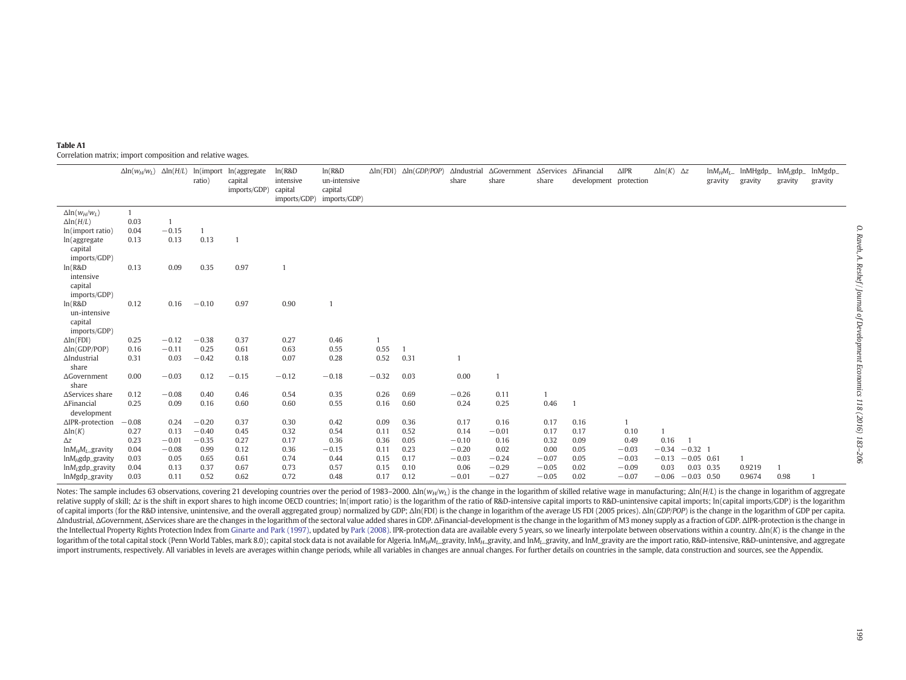**Table A1**

Correlation matrix; import composition and relative wages.

| | $\Delta\ln(w_H/w_L)$ | $\Delta\ln(H/L)$ | ln(import ratio) | ln(aggregate capital imports/GDP) | ln(R&D intensive capital imports/GDP) | ln(R&D un-intensive capital imports/GDP) | $\Delta$ln(FDI) | $\Delta\ln(GDP/POP)$ | $\Delta$Industrial share | $\Delta$Government share | $\Delta$Services share | $\Delta$Financial development | $\Delta$IPR protection | $\Delta\ln(K)$ | $\Delta z$ | $\ln M_H M_L$_gravity | lnMHgdp_gravity | $\ln M_L$gdp_gravity | lnMgdp_gravity |
|---|---|---|---|---|---|---|---|---|---|---|---|---|---|---|---|---|---|---|---|
| $\Delta\ln(w_H/w_L)$ | 1 | | | | | | | | | | | | | | | | | | |
| $\Delta\ln(H/L)$ | 0.03 | 1 | | | | | | | | | | | | | | | | | |
| ln(import ratio) | 0.04 | −0.15 | 1 | | | | | | | | | | | | | | | | |
| ln(aggregate capital imports/GDP) | 0.13 | 0.13 | 0.13 | 1 | | | | | | | | | | | | | | | |
| ln(R&D intensive capital imports/GDP) | 0.13 | 0.09 | 0.35 | 0.97 | 1 | | | | | | | | | | | | | | |
| ln(R&D un-intensive capital imports/GDP) | 0.12 | 0.16 | −0.10 | 0.97 | 0.90 | 1 | | | | | | | | | | | | | |
| $\Delta$ln(FDI) | 0.25 | −0.12 | −0.38 | 0.37 | 0.27 | 0.46 | 1 | | | | | | | | | | | | |
| $\Delta$ln(GDP/POP) | 0.16 | −0.11 | 0.25 | 0.61 | 0.63 | 0.55 | 0.55 | 1 | | | | | | | | | | | |
| $\Delta$Industrial share | 0.31 | 0.03 | −0.42 | 0.18 | 0.07 | 0.28 | 0.52 | 0.31 | 1 | | | | | | | | | | |
| $\Delta$Government share | 0.00 | −0.03 | 0.12 | −0.15 | −0.12 | −0.18 | −0.32 | 0.03 | 0.00 | 1 | | | | | | | | | |
| $\Delta$Services share | 0.12 | −0.08 | 0.40 | 0.46 | 0.54 | 0.35 | 0.26 | 0.69 | −0.26 | 0.11 | 1 | | | | | | | | |
| $\Delta$Financial development | 0.25 | 0.09 | 0.16 | 0.60 | 0.60 | 0.55 | 0.16 | 0.60 | 0.24 | 0.25 | 0.46 | 1 | | | | | | | |
| $\Delta$IPR-protection | −0.08 | 0.24 | −0.20 | 0.37 | 0.30 | 0.42 | 0.09 | 0.36 | 0.17 | 0.16 | 0.17 | 0.16 | 1 | | | | | | |
| $\Delta\ln(K)$ | 0.27 | 0.13 | −0.40 | 0.45 | 0.32 | 0.54 | 0.11 | 0.52 | 0.14 | −0.01 | 0.17 | 0.17 | 0.10 | 1 | | | | | |
| $\Delta z$ | 0.23 | −0.01 | −0.35 | 0.27 | 0.17 | 0.36 | 0.36 | 0.05 | −0.10 | 0.16 | 0.32 | 0.09 | 0.49 | 0.16 | 1 | | | | |
| $\ln M_H M_L$_gravity | 0.04 | −0.08 | 0.99 | 0.12 | 0.36 | −0.15 | 0.11 | 0.23 | −0.20 | 0.02 | 0.00 | 0.05 | −0.03 | −0.34 | −0.32 | 1 | | | |
| $\ln M_H$gdp_gravity | 0.03 | 0.05 | 0.65 | 0.61 | 0.74 | 0.44 | 0.15 | 0.17 | −0.03 | −0.24 | −0.07 | 0.05 | −0.03 | −0.13 | −0.05 | 0.61 | 1 | | |
| $\ln M_L$gdp_gravity | 0.04 | 0.13 | 0.37 | 0.67 | 0.73 | 0.57 | 0.15 | 0.10 | 0.06 | −0.29 | −0.05 | 0.02 | −0.09 | 0.03 | 0.03 | 0.35 | 0.9219 | 1 | |
| lnMgdp_gravity | 0.03 | 0.11 | 0.52 | 0.62 | 0.72 | 0.48 | 0.17 | 0.12 | −0.01 | −0.27 | −0.05 | 0.02 | −0.07 | −0.06 | −0.03 | 0.50 | 0.9674 | 0.98 | 1 |

Notes: The sample includes 63 observations, covering 21 developing countries over the period of 1983–2000. $\Delta\ln(w_H/w_L)$ is the change in the logarithm of skilled relative wage in manufacturing; $\Delta\ln(H/L)$ is the change in logarithm of aggregate relative supply of skill; $\Delta z$ is the shift in export shares to high income OECD countries; ln(import ratio) is the logarithm of the ratio of R&D-intensive capital imports to R&D-unintensive capital imports; ln(capital imports/GDP) is the logarithm of capital imports (for the R&D intensive, unintensive, and the overall aggregated group) normalized by GDP; $\Delta$ln(FDI) is the change in logarithm of the average US FDI (2005 prices). $\Delta\ln(GDP/POP)$ is the change in the logarithm of GDP per capita. $\Delta$Industrial, $\Delta$Government, $\Delta$Services share are the changes in the logarithm of the sectoral value added shares in GDP. $\Delta$Financial-development is the change in the logarithm of M3 money supply as a fraction of GDP. $\Delta$IPR-protection is the change in the Intellectual Property Rights Protection Index from Ginarte and Park (1997), updated by Park (2008). IPR-protection data are available every 5 years, so we linearly interpolate between observations within a country. $\Delta\ln(K)$ is the change in the logarithm of the total capital stock (Penn World Tables, mark 8.0); capital stock data is not available for Algeria. $\ln M_H M_L$_gravity, $\ln M_H$_gravity, and $\ln M_L$_gravity, and $\ln M$_gravity are the import ratio, R&D-intensive, R&D-unintensive, and aggregate import instruments, respectively. All variables in levels are averages within change periods, while all variables in changes are annual changes. For further details on countries in the sample, data construction and sources, see the Appendix.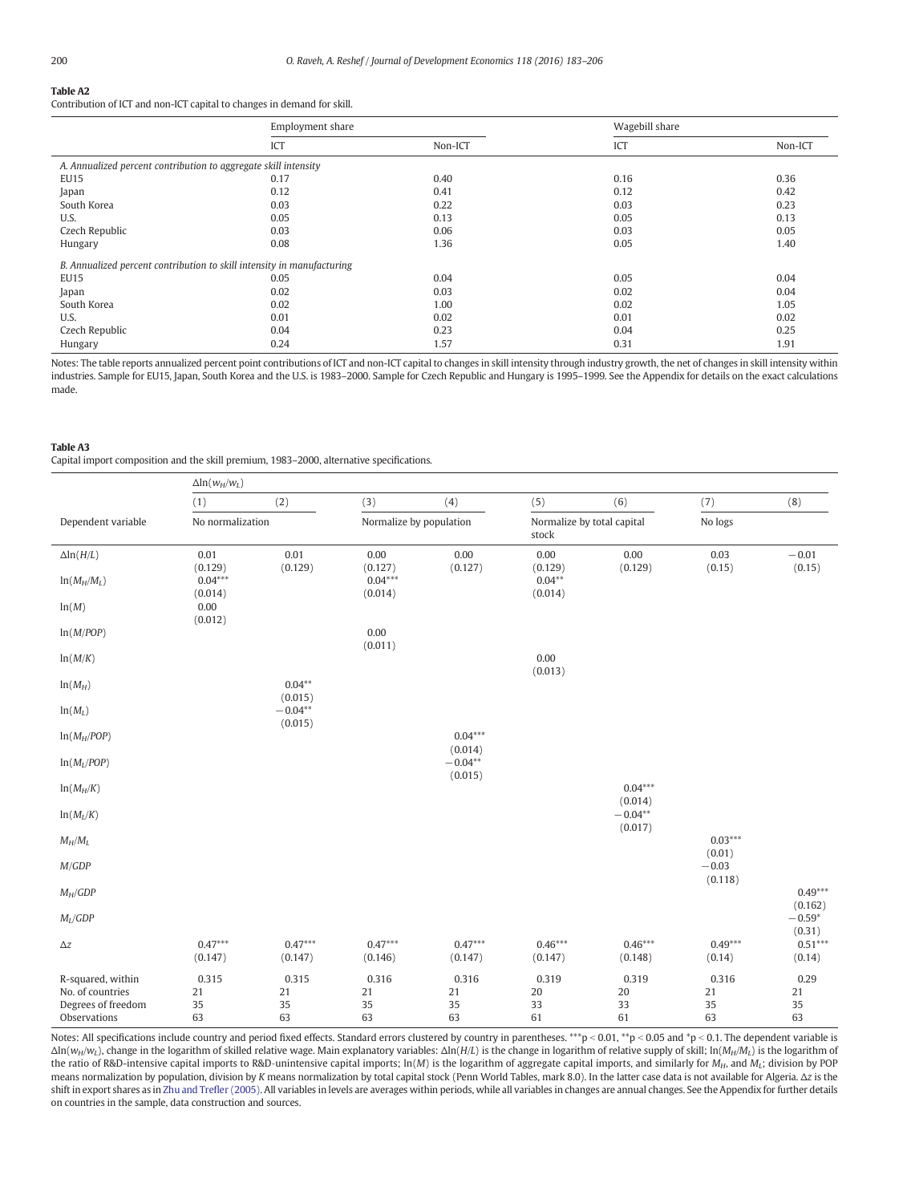**Table A2**

Contribution of ICT and non-ICT capital to changes in demand for skill.

| | Employment share | | Wagebill share | |
|---|---|---|---|---|
| | ICT | Non-ICT | ICT | Non-ICT |
| *A. Annualized percent contribution to aggregate skill intensity* | | | | |
| EU15 | 0.17 | 0.40 | 0.16 | 0.36 |
| Japan | 0.12 | 0.41 | 0.12 | 0.42 |
| South Korea | 0.03 | 0.22 | 0.03 | 0.23 |
| U.S. | 0.05 | 0.13 | 0.05 | 0.13 |
| Czech Republic | 0.03 | 0.06 | 0.03 | 0.05 |
| Hungary | 0.08 | 1.36 | 0.05 | 1.40 |
| *B. Annualized percent contribution to skill intensity in manufacturing* | | | | |
| EU15 | 0.05 | 0.04 | 0.05 | 0.04 |
| Japan | 0.02 | 0.03 | 0.02 | 0.04 |
| South Korea | 0.02 | 1.00 | 0.02 | 1.05 |
| U.S. | 0.01 | 0.02 | 0.01 | 0.02 |
| Czech Republic | 0.04 | 0.23 | 0.04 | 0.25 |
| Hungary | 0.24 | 1.57 | 0.31 | 1.91 |

Notes: The table reports annualized percent point contributions of ICT and non-ICT capital to changes in skill intensity through industry growth, the net of changes in skill intensity within industries. Sample for EU15, Japan, South Korea and the U.S. is 1983–2000. Sample for Czech Republic and Hungary is 1995–1999. See the Appendix for details on the exact calculations made.

**Table A3**

Capital import composition and the skill premium, 1983–2000, alternative specifications.

| | $\Delta\ln(w_H/w_L)$ | | | | | | | |
|---|---|---|---|---|---|---|---|---|
| | (1) | (2) | (3) | (4) | (5) | (6) | (7) | (8) |
| Dependent variable | No normalization | | Normalize by population | | Normalize by total capital stock | | No logs | |
| $\Delta\ln(H/L)$ | 0.01 (0.129) | 0.01 (0.129) | 0.00 (0.127) | 0.00 (0.127) | 0.00 (0.129) | 0.00 (0.129) | 0.03 (0.15) | −0.01 (0.15) |
| $\ln(M_H/M_L)$ | 0.04*** (0.014) | | 0.04*** (0.014) | | 0.04** (0.014) | | | |
| $\ln(M)$ | 0.00 (0.012) | | | | | | | |
| $\ln(M/POP)$ | | | 0.00 (0.011) | | | | | |
| $\ln(M/K)$ | | | | | 0.00 (0.013) | | | |
| $\ln(M_H)$ | | 0.04** (0.015) | | | | | | |
| $\ln(M_L)$ | | −0.04** (0.015) | | | | | | |
| $\ln(M_H/POP)$ | | | | 0.04*** (0.014) | | | | |
| $\ln(M_L/POP)$ | | | | −0.04** (0.015) | | | | |
| $\ln(M_H/K)$ | | | | | | 0.04*** (0.014) | | |
| $\ln(M_L/K)$ | | | | | | −0.04** (0.017) | | |
| $M_H/M_L$ | | | | | | | 0.03*** (0.01) | |
| $M/GDP$ | | | | | | | −0.03 (0.118) | |
| $M_H/GDP$ | | | | | | | | 0.49*** (0.162) |
| $M_L/GDP$ | | | | | | | | −0.59* (0.31) |
| $\Delta z$ | 0.47*** (0.147) | 0.47*** (0.147) | 0.47*** (0.146) | 0.47*** (0.147) | 0.46*** (0.147) | 0.46*** (0.148) | 0.49*** (0.14) | 0.51*** (0.14) |
| R-squared, within | 0.315 | 0.315 | 0.316 | 0.316 | 0.319 | 0.319 | 0.316 | 0.29 |
| No. of countries | 21 | 21 | 21 | 21 | 20 | 20 | 21 | 21 |
| Degrees of freedom | 35 | 35 | 35 | 35 | 33 | 33 | 35 | 35 |
| Observations | 63 | 63 | 63 | 63 | 61 | 61 | 63 | 63 |

Notes: All specifications include country and period fixed effects. Standard errors clustered by country in parentheses. ***p < 0.01, **p < 0.05 and *p < 0.1. The dependent variable is $\Delta\ln(w_H/w_L)$, change in the logarithm of skilled relative wage. Main explanatory variables: $\Delta\ln(H/L)$ is the change in logarithm of relative supply of skill; $\ln(M_H/M_L)$ is the logarithm of the ratio of R&D-intensive capital imports to R&D-unintensive capital imports; $\ln(M)$ is the logarithm of aggregate capital imports, and similarly for $M_H$, and $M_L$; division by POP means normalization by population, division by $K$ means normalization by total capital stock (Penn World Tables, mark 8.0). In the latter case data is not available for Algeria. $\Delta z$ is the shift in export shares as in Zhu and Trefler (2005). All variables in levels are averages within periods, while all variables in changes are annual changes. See the Appendix for further details on countries in the sample, data construction and sources.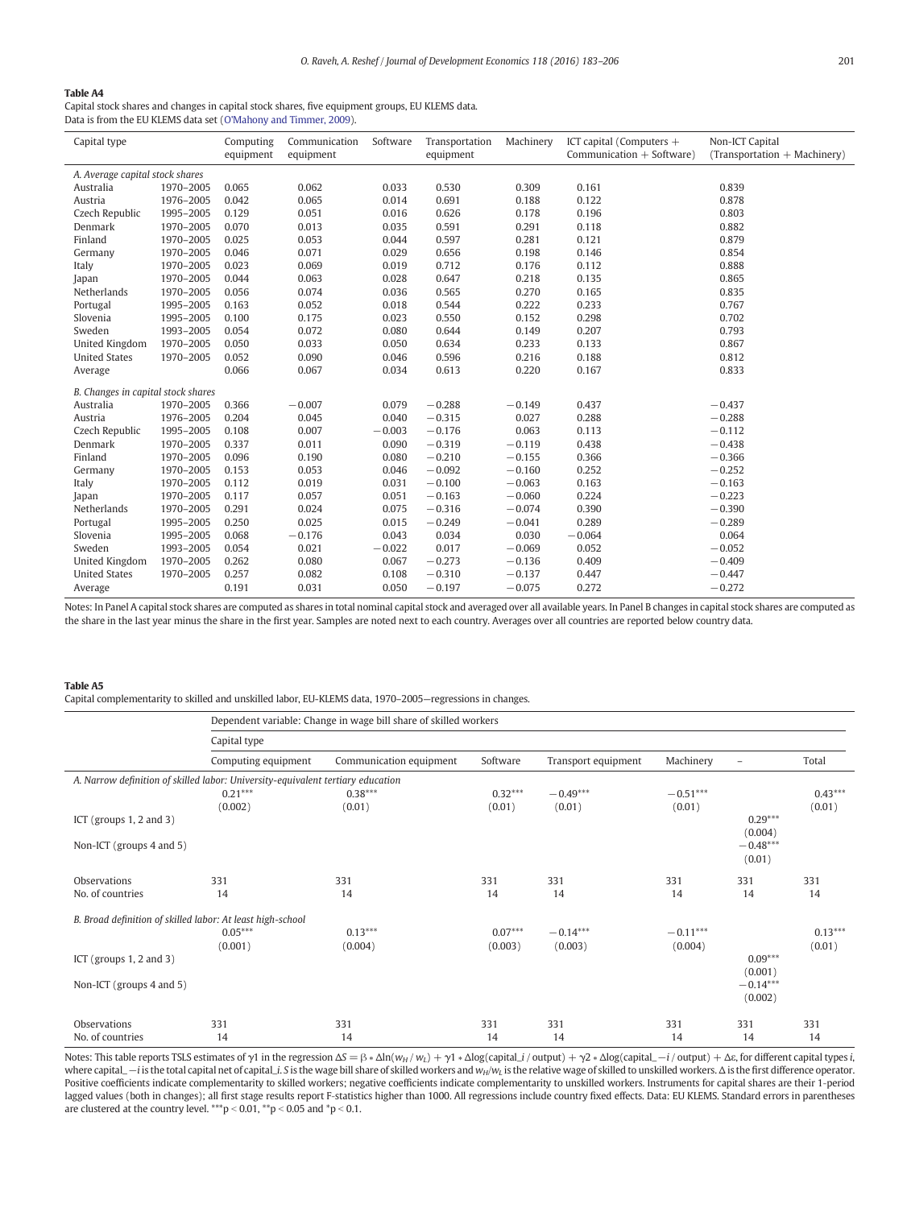**Table A4**

Capital stock shares and changes in capital stock shares, five equipment groups, EU KLEMS data.
Data is from the EU KLEMS data set (O'Mahony and Timmer, 2009).

| Capital type | | Computing equipment | Communication equipment | Software | Transportation equipment | Machinery | ICT capital (Computers + Communication + Software) | Non-ICT Capital (Transportation + Machinery) |
|---|---|---|---|---|---|---|---|---|
| *A. Average capital stock shares* | | | | | | | | |
| Australia | 1970–2005 | 0.065 | 0.062 | 0.033 | 0.530 | 0.309 | 0.161 | 0.839 |
| Austria | 1976–2005 | 0.042 | 0.065 | 0.014 | 0.691 | 0.188 | 0.122 | 0.878 |
| Czech Republic | 1995–2005 | 0.129 | 0.051 | 0.016 | 0.626 | 0.178 | 0.196 | 0.803 |
| Denmark | 1970–2005 | 0.070 | 0.013 | 0.035 | 0.591 | 0.291 | 0.118 | 0.882 |
| Finland | 1970–2005 | 0.025 | 0.053 | 0.044 | 0.597 | 0.281 | 0.121 | 0.879 |
| Germany | 1970–2005 | 0.046 | 0.071 | 0.029 | 0.656 | 0.198 | 0.146 | 0.854 |
| Italy | 1970–2005 | 0.023 | 0.069 | 0.019 | 0.712 | 0.176 | 0.112 | 0.888 |
| Japan | 1970–2005 | 0.044 | 0.063 | 0.028 | 0.647 | 0.218 | 0.135 | 0.865 |
| Netherlands | 1970–2005 | 0.056 | 0.074 | 0.036 | 0.565 | 0.270 | 0.165 | 0.835 |
| Portugal | 1995–2005 | 0.163 | 0.052 | 0.018 | 0.544 | 0.222 | 0.233 | 0.767 |
| Slovenia | 1995–2005 | 0.100 | 0.175 | 0.023 | 0.550 | 0.152 | 0.298 | 0.702 |
| Sweden | 1993–2005 | 0.054 | 0.072 | 0.080 | 0.644 | 0.149 | 0.207 | 0.793 |
| United Kingdom | 1970–2005 | 0.050 | 0.033 | 0.050 | 0.634 | 0.233 | 0.133 | 0.867 |
| United States | 1970–2005 | 0.052 | 0.090 | 0.046 | 0.596 | 0.216 | 0.188 | 0.812 |
| Average | | 0.066 | 0.067 | 0.034 | 0.613 | 0.220 | 0.167 | 0.833 |
| *B. Changes in capital stock shares* | | | | | | | | |
| Australia | 1970–2005 | 0.366 | −0.007 | 0.079 | −0.288 | −0.149 | 0.437 | −0.437 |
| Austria | 1976–2005 | 0.204 | 0.045 | 0.040 | −0.315 | 0.027 | 0.288 | −0.288 |
| Czech Republic | 1995–2005 | 0.108 | 0.007 | −0.003 | −0.176 | 0.063 | 0.113 | −0.112 |
| Denmark | 1970–2005 | 0.337 | 0.011 | 0.090 | −0.319 | −0.119 | 0.438 | −0.438 |
| Finland | 1970–2005 | 0.096 | 0.190 | 0.080 | −0.210 | −0.155 | 0.366 | −0.366 |
| Germany | 1970–2005 | 0.153 | 0.053 | 0.046 | −0.092 | −0.160 | 0.252 | −0.252 |
| Italy | 1970–2005 | 0.112 | 0.019 | 0.031 | −0.100 | −0.063 | 0.163 | −0.163 |
| Japan | 1970–2005 | 0.117 | 0.057 | 0.051 | −0.163 | −0.060 | 0.224 | −0.223 |
| Netherlands | 1970–2005 | 0.291 | 0.024 | 0.075 | −0.316 | −0.074 | 0.390 | −0.390 |
| Portugal | 1995–2005 | 0.250 | 0.025 | 0.015 | −0.249 | −0.041 | 0.289 | −0.289 |
| Slovenia | 1995–2005 | 0.068 | −0.176 | 0.043 | 0.034 | 0.030 | −0.064 | 0.064 |
| Sweden | 1993–2005 | 0.054 | 0.021 | −0.022 | 0.017 | −0.069 | 0.052 | −0.052 |
| United Kingdom | 1970–2005 | 0.262 | 0.080 | 0.067 | −0.273 | −0.136 | 0.409 | −0.409 |
| United States | 1970–2005 | 0.257 | 0.082 | 0.108 | −0.310 | −0.137 | 0.447 | −0.447 |
| Average | | 0.191 | 0.031 | 0.050 | −0.197 | −0.075 | 0.272 | −0.272 |

Notes: In Panel A capital stock shares are computed as shares in total nominal capital stock and averaged over all available years. In Panel B changes in capital stock shares are computed as the share in the last year minus the share in the first year. Samples are noted next to each country. Averages over all countries are reported below country data.

**Table A5**

Capital complementarity to skilled and unskilled labor, EU-KLEMS data, 1970–2005—regressions in changes.

| | Dependent variable: Change in wage bill share of skilled workers | | | | | | |
|---|---|---|---|---|---|---|---|
| | Capital type | | | | | | |
| | Computing equipment | Communication equipment | Software | Transport equipment | Machinery | – | Total |
| *A. Narrow definition of skilled labor: University-equivalent tertiary education* | | | | | | | |
| | 0.21*** | 0.38*** | 0.32*** | −0.49*** | −0.51*** | | 0.43*** |
| | (0.002) | (0.01) | (0.01) | (0.01) | (0.01) | | (0.01) |
| ICT (groups 1, 2 and 3) | | | | | | 0.29*** | |
| | | | | | | (0.004) | |
| Non-ICT (groups 4 and 5) | | | | | | −0.48*** | |
| | | | | | | (0.01) | |
| Observations | 331 | 331 | 331 | 331 | 331 | 331 | 331 |
| No. of countries | 14 | 14 | 14 | 14 | 14 | 14 | 14 |
| *B. Broad definition of skilled labor: At least high-school* | | | | | | | |
| | 0.05*** | 0.13*** | 0.07*** | −0.14*** | −0.11*** | | 0.13*** |
| | (0.001) | (0.004) | (0.003) | (0.003) | (0.004) | | (0.01) |
| ICT (groups 1, 2 and 3) | | | | | | 0.09*** | |
| | | | | | | (0.001) | |
| Non-ICT (groups 4 and 5) | | | | | | −0.14*** | |
| | | | | | | (0.002) | |
| Observations | 331 | 331 | 331 | 331 | 331 | 331 | 331 |
| No. of countries | 14 | 14 | 14 | 14 | 14 | 14 | 14 |

Notes: This table reports TSLS estimates of γ1 in the regression $\Delta S = \beta * \Delta \ln(w_H / w_L) + \gamma 1 * \Delta \log(\text{capital\_}i / \text{output}) + \gamma 2 * \Delta \log(\text{capital\_}{-i} / \text{output}) + \Delta \varepsilon$, for different capital types $i$, where capital_$-i$ is the total capital net of capital_$i$. $S$ is the wage bill share of skilled workers and $w_H/w_L$ is the relative wage of skilled to unskilled workers. $\Delta$ is the first difference operator. Positive coefficients indicate complementarity to skilled workers; negative coefficients indicate complementarity to unskilled workers. Instruments for capital shares are their 1-period lagged values (both in changes); all first stage results report F-statistics higher than 1000. All regressions include country fixed effects. Data: EU KLEMS. Standard errors in parentheses are clustered at the country level. ***$p < 0.01$, **$p < 0.05$ and *$p < 0.1$.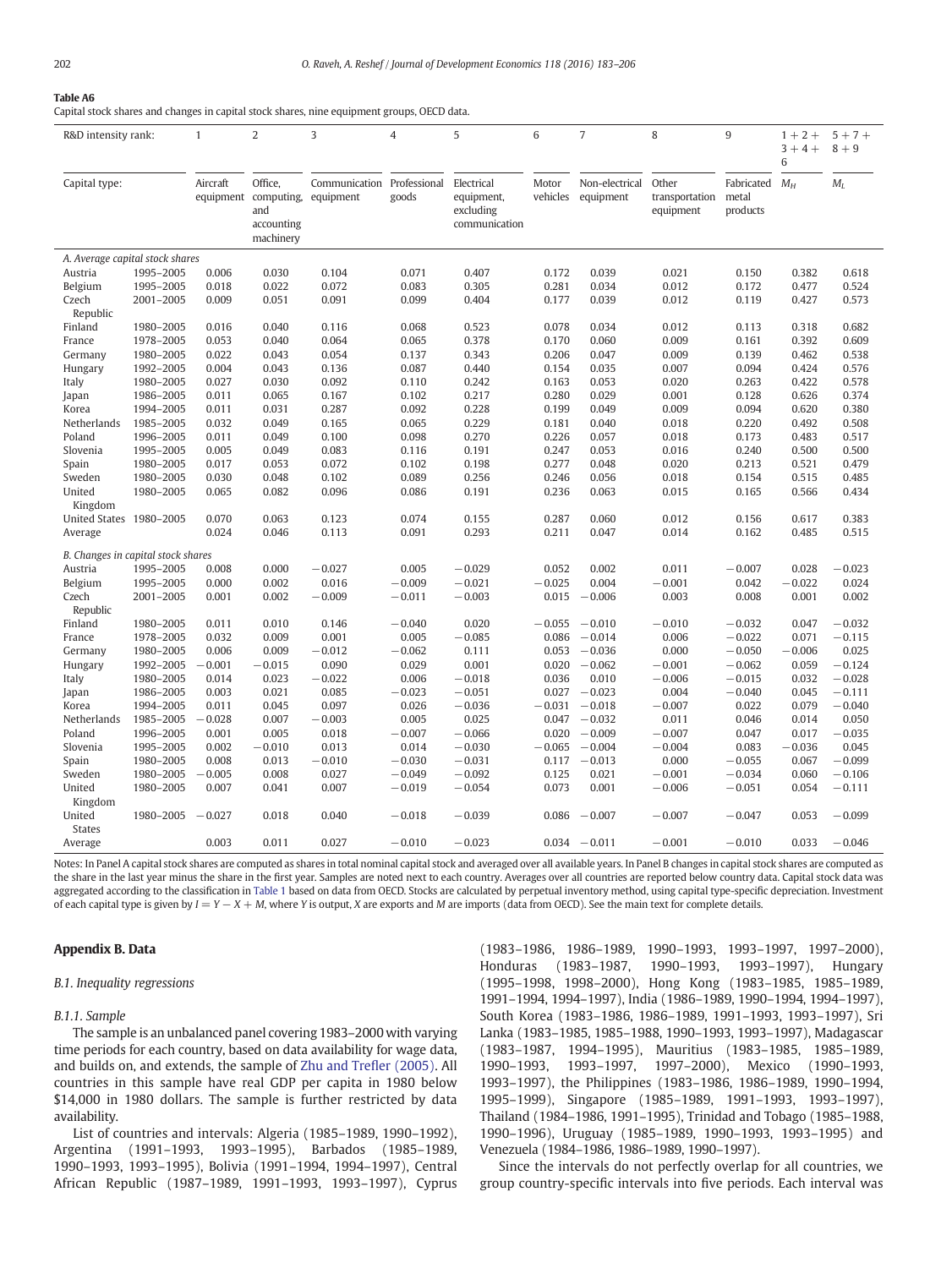**Table A6**

Capital stock shares and changes in capital stock shares, nine equipment groups, OECD data.

| R&D intensity rank: | | 1 | 2 | 3 | 4 | 5 | 6 | 7 | 8 | 9 | 1 + 2 + 3 + 4 + 6 | 5 + 7 + 8 + 9 |
|---|---|---|---|---|---|---|---|---|---|---|---|---|
| Capital type: | | Aircraft equipment | Office, computing, and accounting machinery | Communication equipment | Professional goods | Electrical equipment, excluding communication | Motor vehicles | Non-electrical equipment | Other transportation equipment | Fabricated metal products | $M_H$ | $M_L$ |
| *A. Average capital stock shares* | | | | | | | | | | | | |
| Austria | 1995–2005 | 0.006 | 0.030 | 0.104 | 0.071 | 0.407 | 0.172 | 0.039 | 0.021 | 0.150 | 0.382 | 0.618 |
| Belgium | 1995–2005 | 0.018 | 0.022 | 0.072 | 0.083 | 0.305 | 0.281 | 0.034 | 0.012 | 0.172 | 0.477 | 0.524 |
| Czech Republic | 2001–2005 | 0.009 | 0.051 | 0.091 | 0.099 | 0.404 | 0.177 | 0.039 | 0.012 | 0.119 | 0.427 | 0.573 |
| Finland | 1980–2005 | 0.016 | 0.040 | 0.116 | 0.068 | 0.523 | 0.078 | 0.034 | 0.012 | 0.113 | 0.318 | 0.682 |
| France | 1978–2005 | 0.053 | 0.040 | 0.064 | 0.065 | 0.378 | 0.170 | 0.060 | 0.009 | 0.161 | 0.392 | 0.609 |
| Germany | 1980–2005 | 0.022 | 0.043 | 0.054 | 0.137 | 0.343 | 0.206 | 0.047 | 0.009 | 0.139 | 0.462 | 0.538 |
| Hungary | 1992–2005 | 0.004 | 0.043 | 0.136 | 0.087 | 0.440 | 0.154 | 0.035 | 0.007 | 0.094 | 0.424 | 0.576 |
| Italy | 1980–2005 | 0.027 | 0.030 | 0.092 | 0.110 | 0.242 | 0.163 | 0.053 | 0.020 | 0.263 | 0.422 | 0.578 |
| Japan | 1986–2005 | 0.011 | 0.065 | 0.167 | 0.102 | 0.217 | 0.280 | 0.029 | 0.001 | 0.128 | 0.626 | 0.374 |
| Korea | 1994–2005 | 0.011 | 0.031 | 0.287 | 0.092 | 0.228 | 0.199 | 0.049 | 0.009 | 0.094 | 0.620 | 0.380 |
| Netherlands | 1985–2005 | 0.032 | 0.049 | 0.165 | 0.065 | 0.229 | 0.181 | 0.040 | 0.018 | 0.220 | 0.492 | 0.508 |
| Poland | 1996–2005 | 0.011 | 0.049 | 0.100 | 0.098 | 0.270 | 0.226 | 0.057 | 0.018 | 0.173 | 0.483 | 0.517 |
| Slovenia | 1995–2005 | 0.005 | 0.049 | 0.083 | 0.116 | 0.191 | 0.247 | 0.053 | 0.016 | 0.240 | 0.500 | 0.500 |
| Spain | 1980–2005 | 0.017 | 0.053 | 0.072 | 0.102 | 0.198 | 0.277 | 0.048 | 0.020 | 0.213 | 0.521 | 0.479 |
| Sweden | 1980–2005 | 0.030 | 0.048 | 0.102 | 0.089 | 0.256 | 0.246 | 0.056 | 0.018 | 0.154 | 0.515 | 0.485 |
| United Kingdom | 1980–2005 | 0.065 | 0.082 | 0.096 | 0.086 | 0.191 | 0.236 | 0.063 | 0.015 | 0.165 | 0.566 | 0.434 |
| United States | 1980–2005 | 0.070 | 0.063 | 0.123 | 0.074 | 0.155 | 0.287 | 0.060 | 0.012 | 0.156 | 0.617 | 0.383 |
| Average | | 0.024 | 0.046 | 0.113 | 0.091 | 0.293 | 0.211 | 0.047 | 0.014 | 0.162 | 0.485 | 0.515 |
| *B. Changes in capital stock shares* | | | | | | | | | | | | |
| Austria | 1995–2005 | 0.008 | 0.000 | −0.027 | 0.005 | −0.029 | 0.052 | 0.002 | 0.011 | −0.007 | 0.028 | −0.023 |
| Belgium | 1995–2005 | 0.000 | 0.002 | 0.016 | −0.009 | −0.021 | −0.025 | 0.004 | −0.001 | 0.042 | −0.022 | 0.024 |
| Czech Republic | 2001–2005 | 0.001 | 0.002 | −0.009 | −0.011 | −0.003 | 0.015 | −0.006 | 0.003 | 0.008 | 0.001 | 0.002 |
| Finland | 1980–2005 | 0.011 | 0.010 | 0.146 | −0.040 | 0.020 | −0.055 | −0.010 | −0.010 | −0.032 | 0.047 | −0.032 |
| France | 1978–2005 | 0.032 | 0.009 | 0.001 | 0.005 | −0.085 | 0.086 | −0.014 | 0.006 | −0.022 | 0.071 | −0.115 |
| Germany | 1980–2005 | 0.006 | 0.009 | −0.012 | −0.062 | 0.111 | 0.053 | −0.036 | 0.000 | −0.050 | −0.006 | 0.025 |
| Hungary | 1992–2005 | −0.001 | −0.015 | 0.090 | 0.029 | 0.001 | 0.020 | −0.062 | −0.001 | −0.062 | 0.059 | −0.124 |
| Italy | 1980–2005 | 0.014 | 0.023 | −0.022 | 0.006 | −0.018 | 0.036 | 0.010 | −0.006 | −0.015 | 0.032 | −0.028 |
| Japan | 1986–2005 | 0.003 | 0.021 | 0.085 | −0.023 | −0.051 | 0.027 | −0.023 | 0.004 | −0.040 | 0.045 | −0.111 |
| Korea | 1994–2005 | 0.011 | 0.045 | 0.097 | 0.026 | −0.036 | −0.031 | −0.018 | −0.007 | 0.022 | 0.079 | −0.040 |
| Netherlands | 1985–2005 | −0.028 | 0.007 | −0.003 | 0.005 | 0.025 | 0.047 | −0.032 | 0.011 | 0.046 | 0.014 | 0.050 |
| Poland | 1996–2005 | 0.001 | 0.005 | 0.018 | −0.007 | −0.066 | 0.020 | −0.009 | −0.007 | 0.047 | 0.017 | −0.035 |
| Slovenia | 1995–2005 | 0.002 | −0.010 | 0.013 | 0.014 | −0.030 | −0.065 | −0.004 | −0.004 | 0.083 | −0.036 | 0.045 |
| Spain | 1980–2005 | 0.008 | 0.013 | −0.010 | −0.030 | −0.031 | 0.117 | −0.013 | 0.000 | −0.055 | 0.067 | −0.099 |
| Sweden | 1980–2005 | −0.005 | 0.008 | 0.027 | −0.049 | −0.092 | 0.125 | 0.021 | −0.001 | −0.034 | 0.060 | −0.106 |
| United Kingdom | 1980–2005 | 0.007 | 0.041 | 0.007 | −0.019 | −0.054 | 0.073 | 0.001 | −0.006 | −0.051 | 0.054 | −0.111 |
| United States | 1980–2005 | −0.027 | 0.018 | 0.040 | −0.018 | −0.039 | 0.086 | −0.007 | −0.007 | −0.047 | 0.053 | −0.099 |
| Average | | 0.003 | 0.011 | 0.027 | −0.010 | −0.023 | 0.034 | −0.011 | −0.001 | −0.010 | 0.033 | −0.046 |

Notes: In Panel A capital stock shares are computed as shares in total nominal capital stock and averaged over all available years. In Panel B changes in capital stock shares are computed as the share in the last year minus the share in the first year. Samples are noted next to each country. Averages over all countries are reported below country data. Capital stock data was aggregated according to the classification in Table 1 based on data from OECD. Stocks are calculated by perpetual inventory method, using capital type-specific depreciation. Investment of each capital type is given by $I = Y - X + M$, where $Y$ is output, $X$ are exports and $M$ are imports (data from OECD). See the main text for complete details.

## Appendix B. Data

### B.1. Inequality regressions

#### B.1.1. Sample

The sample is an unbalanced panel covering 1983–2000 with varying time periods for each country, based on data availability for wage data, and builds on, and extends, the sample of Zhu and Trefler (2005). All countries in this sample have real GDP per capita in 1980 below $14,000 in 1980 dollars. The sample is further restricted by data availability.

List of countries and intervals: Algeria (1985–1989, 1990–1992), Argentina (1991–1993, 1993–1995), Barbados (1985–1989, 1990–1993, 1993–1995), Bolivia (1991–1994, 1994–1997), Central African Republic (1987–1989, 1991–1993, 1993–1997), Cyprus (1983–1986, 1986–1989, 1990–1993, 1993–1997, 1997–2000), Honduras (1983–1987, 1990–1993, 1993–1997), Hungary (1995–1998, 1998–2000), Hong Kong (1983–1985, 1985–1989, 1991–1994, 1994–1997), India (1986–1989, 1990–1994, 1994–1997), South Korea (1983–1986, 1986–1989, 1991–1993, 1993–1997), Sri Lanka (1983–1985, 1985–1988, 1990–1993, 1993–1997), Madagascar (1983–1987, 1994–1995), Mauritius (1983–1985, 1985–1989, 1990–1993, 1993–1997, 1997–2000), Mexico (1990–1993, 1993–1997), the Philippines (1983–1986, 1986–1989, 1990–1994, 1995–1999), Singapore (1985–1989, 1991–1993, 1993–1997), Thailand (1984–1986, 1991–1995), Trinidad and Tobago (1985–1988, 1990–1996), Uruguay (1985–1989, 1990–1993, 1993–1995) and Venezuela (1984–1986, 1986–1989, 1990–1997).

Since the intervals do not perfectly overlap for all countries, we group country-specific intervals into five periods. Each interval was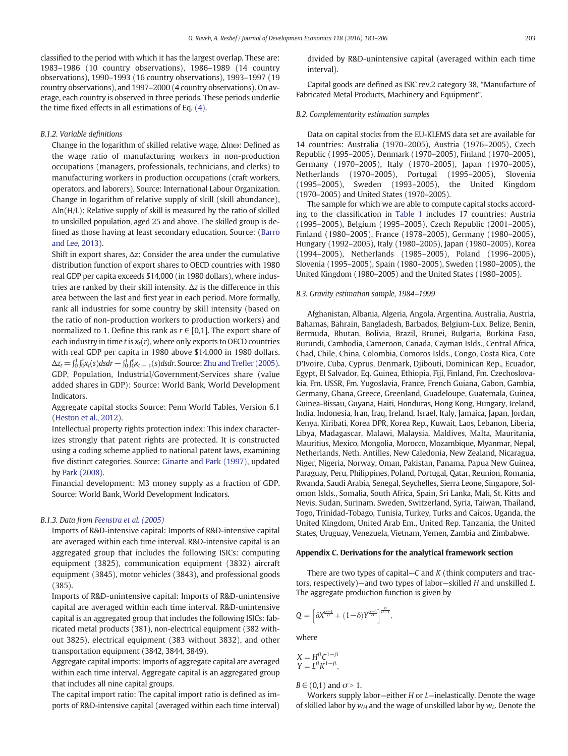classified to the period with which it has the largest overlap. These are: 1983–1986 (10 country observations), 1986–1989 (14 country observations), 1990–1993 (16 country observations), 1993–1997 (19 country observations), and 1997–2000 (4 country observations). On average, each country is observed in three periods. These periods underlie the time fixed effects in all estimations of Eq. (4).

#### B.1.2. Variable definitions

Change in the logarithm of skilled relative wage, $\Delta \ln \omega$: Defined as the wage ratio of manufacturing workers in non-production occupations (managers, professionals, technicians, and clerks) to manufacturing workers in production occupations (craft workers, operators, and laborers). Source: International Labour Organization.

Change in logarithm of relative supply of skill (skill abundance), $\Delta \ln(H/L)$: Relative supply of skill is measured by the ratio of skilled to unskilled population, aged 25 and above. The skilled group is defined as those having at least secondary education. Source: (Barro and Lee, 2013).

Shift in export shares, $\Delta z$: Consider the area under the cumulative distribution function of export shares to OECD countries with 1980 real GDP per capita exceeds $14,000 (in 1980 dollars), where industries are ranked by their skill intensity. $\Delta z$ is the difference in this area between the last and first year in each period. More formally, rank all industries for some country by skill intensity (based on the ratio of non-production workers to production workers) and normalized to 1. Define this rank as $r \in [0,1]$. The export share of each industry in time $t$ is $x_t(r)$, where only exports to OECD countries with real GDP per capita in 1980 above $14,000 in 1980 dollars. $\Delta z_t = \int_0^1 \int_0^r x_t(s) ds dr - \int_0^1 \int_0^r x_{t-1}(s) ds dr$. Source: Zhu and Trefler (2005).

GDP, Population, Industrial/Government/Services share (value added shares in GDP): Source: World Bank, World Development Indicators.

Aggregate capital stocks Source: Penn World Tables, Version 6.1 (Heston et al., 2012).

Intellectual property rights protection index: This index characterizes strongly that patent rights are protected. It is constructed using a coding scheme applied to national patent laws, examining five distinct categories. Source: Ginarte and Park (1997), updated by Park (2008).

Financial development: M3 money supply as a fraction of GDP. Source: World Bank, World Development Indicators.

#### B.1.3. Data from Feenstra et al. (2005)

Imports of R&D-intensive capital: Imports of R&D-intensive capital are averaged within each time interval. R&D-intensive capital is an aggregated group that includes the following ISICs: computing equipment (3825), communication equipment (3832) aircraft equipment (3845), motor vehicles (3843), and professional goods (385).

Imports of R&D-unintensive capital: Imports of R&D-unintensive capital are averaged within each time interval. R&D-unintensive capital is an aggregated group that includes the following ISICs: fabricated metal products (381), non-electrical equipment (382 without 3825), electrical equipment (383 without 3832), and other transportation equipment (3842, 3844, 3849).

Aggregate capital imports: Imports of aggregate capital are averaged within each time interval. Aggregate capital is an aggregated group that includes all nine capital groups.

The capital import ratio: The capital import ratio is defined as imports of R&D-intensive capital (averaged within each time interval) divided by R&D-unintensive capital (averaged within each time interval).

Capital goods are defined as ISIC rev.2 category 38, "Manufacture of Fabricated Metal Products, Machinery and Equipment".

### B.2. Complementarity estimation samples

Data on capital stocks from the EU-KLEMS data set are available for 14 countries: Australia (1970–2005), Austria (1976–2005), Czech Republic (1995–2005), Denmark (1970–2005), Finland (1970–2005), Germany (1970–2005), Italy (1970–2005), Japan (1970–2005), Netherlands (1970–2005), Portugal (1995–2005), Slovenia (1995–2005), Sweden (1993–2005), the United Kingdom (1970–2005) and United States (1970–2005).

The sample for which we are able to compute capital stocks according to the classification in Table 1 includes 17 countries: Austria (1995–2005), Belgium (1995–2005), Czech Republic (2001–2005), Finland (1980–2005), France (1978–2005), Germany (1980–2005), Hungary (1992–2005), Italy (1980–2005), Japan (1980–2005), Korea (1994–2005), Netherlands (1985–2005), Poland (1996–2005), Slovenia (1995–2005), Spain (1980–2005), Sweden (1980–2005), the United Kingdom (1980–2005) and the United States (1980–2005).

### B.3. Gravity estimation sample, 1984–1999

Afghanistan, Albania, Algeria, Angola, Argentina, Australia, Austria, Bahamas, Bahrain, Bangladesh, Barbados, Belgium-Lux, Belize, Benin, Bermuda, Bhutan, Bolivia, Brazil, Brunei, Bulgaria, Burkina Faso, Burundi, Cambodia, Cameroon, Canada, Cayman Islds., Central Africa, Chad, Chile, China, Colombia, Comoros Islds., Congo, Costa Rica, Cote D'Ivoire, Cuba, Cyprus, Denmark, Djibouti, Dominican Rep., Ecuador, Egypt, El Salvador, Eq. Guinea, Ethiopia, Fiji, Finland, Fm. Czechoslovakia, Fm. USSR, Fm. Yugoslavia, France, French Guiana, Gabon, Gambia, Germany, Ghana, Greece, Greenland, Guadeloupe, Guatemala, Guinea, Guinea-Bissau, Guyana, Haiti, Honduras, Hong Kong, Hungary, Iceland, India, Indonesia, Iran, Iraq, Ireland, Israel, Italy, Jamaica, Japan, Jordan, Kenya, Kiribati, Korea DPR, Korea Rep., Kuwait, Laos, Lebanon, Liberia, Libya, Madagascar, Malawi, Malaysia, Maldives, Malta, Mauritania, Mauritius, Mexico, Mongolia, Morocco, Mozambique, Myanmar, Nepal, Netherlands, Neth. Antilles, New Caledonia, New Zealand, Nicaragua, Niger, Nigeria, Norway, Oman, Pakistan, Panama, Papua New Guinea, Paraguay, Peru, Philippines, Poland, Portugal, Qatar, Reunion, Romania, Rwanda, Saudi Arabia, Senegal, Seychelles, Sierra Leone, Singapore, Solomon Islds., Somalia, South Africa, Spain, Sri Lanka, Mali, St. Kitts and Nevis, Sudan, Surinam, Sweden, Switzerland, Syria, Taiwan, Thailand, Togo, Trinidad-Tobago, Tunisia, Turkey, Turks and Caicos, Uganda, the United Kingdom, United Arab Em., United Rep. Tanzania, the United States, Uruguay, Venezuela, Vietnam, Yemen, Zambia and Zimbabwe.

## Appendix C. Derivations for the analytical framework section

There are two types of capital—$C$ and $K$ (think computers and tractors, respectively)—and two types of labor—skilled $H$ and unskilled $L$. The aggregate production function is given by

$$Q = \left[\delta X^{\frac{\sigma-1}{\sigma}} + (1-\delta) Y^{\frac{\sigma-1}{\sigma}}\right]^{\frac{\sigma}{\sigma-1}},$$

where

$$X = H^{\beta} C^{1-\beta}$$
$$Y = L^{\beta} K^{1-\beta},$$

$B \in (0,1)$ and $\sigma > 1$.

Workers supply labor—either $H$ or $L$—inelastically. Denote the wage of skilled labor by $w_H$ and the wage of unskilled labor by $w_L$. Denote the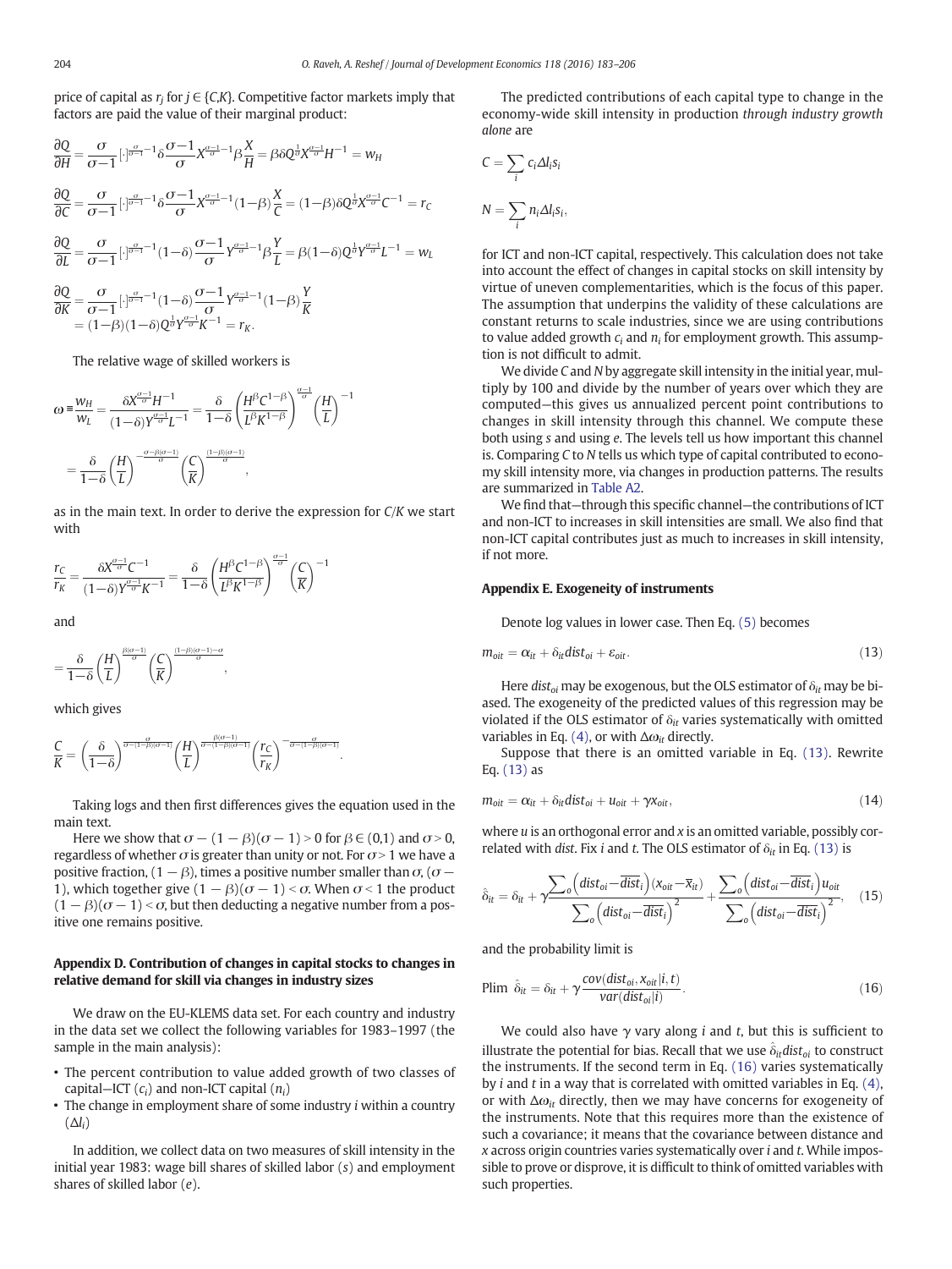price of capital as $r_j$ for $j \in \{C,K\}$. Competitive factor markets imply that factors are paid the value of their marginal product:

$$\frac{\partial Q}{\partial H} = \frac{\sigma}{\sigma-1}[\cdot]^{\frac{\sigma}{\sigma-1}-1}\delta\frac{\sigma-1}{\sigma}X^{\frac{\sigma-1}{\sigma}-1}\beta\frac{X}{H} = \beta\delta Q^{\frac{1}{\sigma}}X^{\frac{\sigma-1}{\sigma}}H^{-1} = w_H$$

$$\frac{\partial Q}{\partial C} = \frac{\sigma}{\sigma-1}[\cdot]^{\frac{\sigma}{\sigma-1}-1}\delta\frac{\sigma-1}{\sigma}X^{\frac{\sigma-1}{\sigma}-1}(1-\beta)\frac{X}{C} = (1-\beta)\delta Q^{\frac{1}{\sigma}}X^{\frac{\sigma-1}{\sigma}}C^{-1} = r_C$$

$$\frac{\partial Q}{\partial L} = \frac{\sigma}{\sigma-1}[\cdot]^{\frac{\sigma}{\sigma-1}-1}(1-\delta)\frac{\sigma-1}{\sigma}Y^{\frac{\sigma-1}{\sigma}-1}\beta\frac{Y}{L} = \beta(1-\delta)Q^{\frac{1}{\sigma}}Y^{\frac{\sigma-1}{\sigma}}L^{-1} = w_L$$

$$\frac{\partial Q}{\partial K} = \frac{\sigma}{\sigma-1}[\cdot]^{\frac{\sigma}{\sigma-1}-1}(1-\delta)\frac{\sigma-1}{\sigma}Y^{\frac{\sigma-1}{\sigma}-1}(1-\beta)\frac{Y}{K} = (1-\beta)(1-\delta)Q^{\frac{1}{\sigma}}Y^{\frac{\sigma-1}{\sigma}}K^{-1} = r_K.$$

The relative wage of skilled workers is

$$\omega \equiv \frac{w_H}{w_L} = \frac{\delta X^{\frac{\sigma-1}{\sigma}}H^{-1}}{(1-\delta)Y^{\frac{\sigma-1}{\sigma}}L^{-1}} = \frac{\delta}{1-\delta}\left(\frac{H^{\beta}C^{1-\beta}}{L^{\beta}K^{1-\beta}}\right)^{\frac{\sigma-1}{\sigma}}\left(\frac{H}{L}\right)^{-1}$$

$$= \frac{\delta}{1-\delta}\left(\frac{H}{L}\right)^{-\frac{\sigma-\beta(\sigma-1)}{\sigma}}\left(\frac{C}{K}\right)^{\frac{(1-\beta)(\sigma-1)}{\sigma}},$$

as in the main text. In order to derive the expression for $C/K$ we start with

$$\frac{r_C}{r_K} = \frac{\delta X^{\frac{\sigma-1}{\sigma}}C^{-1}}{(1-\delta)Y^{\frac{\sigma-1}{\sigma}}K^{-1}} = \frac{\delta}{1-\delta}\left(\frac{H^{\beta}C^{1-\beta}}{L^{\beta}K^{1-\beta}}\right)^{\frac{\sigma-1}{\sigma}}\left(\frac{C}{K}\right)^{-1}$$

and

$$= \frac{\delta}{1-\delta}\left(\frac{H}{L}\right)^{\frac{\beta(\sigma-1)}{\sigma}}\left(\frac{C}{K}\right)^{\frac{(1-\beta)(\sigma-1)-\sigma}{\sigma}},$$

which gives

$$\frac{C}{K} = \left(\frac{\delta}{1-\delta}\right)^{\frac{\sigma}{\sigma-(1-\beta)(\sigma-1)}}\left(\frac{H}{L}\right)^{\frac{\beta(\sigma-1)}{\sigma-(1-\beta)(\sigma-1)}}\left(\frac{r_C}{r_K}\right)^{-\frac{\sigma}{\sigma-(1-\beta)(\sigma-1)}}.$$

Taking logs and then first differences gives the equation used in the main text.

Here we show that $\sigma-(1-\beta)(\sigma-1)>0$ for $\beta \in (0,1)$ and $\sigma>0$, regardless of whether $\sigma$ is greater than unity or not. For $\sigma>1$ we have a positive fraction, $(1-\beta)$, times a positive number smaller than $\sigma$, $(\sigma-1)$, which together give $(1-\beta)(\sigma-1)<\sigma$. When $\sigma<1$ the product $(1-\beta)(\sigma-1)<\sigma$, but then deducting a negative number from a positive one remains positive.

## Appendix D. Contribution of changes in capital stocks to changes in relative demand for skill via changes in industry sizes

We draw on the EU-KLEMS data set. For each country and industry in the data set we collect the following variables for 1983–1997 (the sample in the main analysis):

- The percent contribution to value added growth of two classes of capital—ICT ($c_i$) and non-ICT capital ($n_i$)
- The change in employment share of some industry $i$ within a country ($\Delta l_i$)

In addition, we collect data on two measures of skill intensity in the initial year 1983: wage bill shares of skilled labor ($s$) and employment shares of skilled labor ($e$).

The predicted contributions of each capital type to change in the economy-wide skill intensity in production *through industry growth alone* are

$$C = \sum_i c_i \Delta l_i s_i$$

$$N = \sum_i n_i \Delta l_i s_i,$$

for ICT and non-ICT capital, respectively. This calculation does not take into account the effect of changes in capital stocks on skill intensity by virtue of uneven complementarities, which is the focus of this paper. The assumption that underpins the validity of these calculations are constant returns to scale industries, since we are using contributions to value added growth $c_i$ and $n_i$ for employment growth. This assumption is not difficult to admit.

We divide $C$ and $N$ by aggregate skill intensity in the initial year, multiply by 100 and divide by the number of years over which they are computed—this gives us annualized percent point contributions to changes in skill intensity through this channel. We compute these both using $s$ and using $e$. The levels tell us how important this channel is. Comparing $C$ to $N$ tells us which type of capital contributed to economy skill intensity more, via changes in production patterns. The results are summarized in Table A2.

We find that—through this specific channel—the contributions of ICT and non-ICT to increases in skill intensities are small. We also find that non-ICT capital contributes just as much to increases in skill intensity, if not more.

## Appendix E. Exogeneity of instruments

Denote log values in lower case. Then Eq. (5) becomes

$$m_{oit} = \alpha_{it} + \delta_{it} dist_{oi} + \varepsilon_{oit}. \tag{13}$$

Here $dist_{oi}$ may be exogenous, but the OLS estimator of $\delta_{it}$ may be biased. The exogeneity of the predicted values of this regression may be violated if the OLS estimator of $\delta_{it}$ varies systematically with omitted variables in Eq. (4), or with $\Delta\omega_{it}$ directly.

Suppose that there is an omitted variable in Eq. (13). Rewrite Eq. (13) as

$$m_{oit} = \alpha_{it} + \delta_{it} dist_{oi} + u_{oit} + \gamma x_{oit}, \tag{14}$$

where $u$ is an orthogonal error and $x$ is an omitted variable, possibly correlated with $dist$. Fix $i$ and $t$. The OLS estimator of $\delta_{it}$ in Eq. (13) is

$$\hat{\delta}_{it} = \delta_{it} + \gamma\frac{\sum_o\left(dist_{oi}-\overline{dist}_i\right)(x_{oit}-\overline{x}_{it})}{\sum_o\left(dist_{oi}-\overline{dist}_i\right)^2} + \frac{\sum_o\left(dist_{oi}-\overline{dist}_i\right)u_{oit}}{\sum_o\left(dist_{oi}-\overline{dist}_i\right)^2}, \tag{15}$$

and the probability limit is

$$\text{Plim } \hat{\delta}_{it} = \delta_{it} + \gamma\frac{cov(dist_{oi}, x_{oit}|i,t)}{var(dist_{oi}|i)}. \tag{16}$$

We could also have $\gamma$ vary along $i$ and $t$, but this is sufficient to illustrate the potential for bias. Recall that we use $\hat{\delta}_{it} dist_{oi}$ to construct the instruments. If the second term in Eq. (16) varies systematically by $i$ and $t$ in a way that is correlated with omitted variables in Eq. (4), or with $\Delta\omega_{it}$ directly, then we may have concerns for exogeneity of the instruments. Note that this requires more than the existence of such a covariance; it means that the covariance between distance and $x$ across origin countries varies systematically over $i$ and $t$. While impossible to prove or disprove, it is difficult to think of omitted variables with such properties.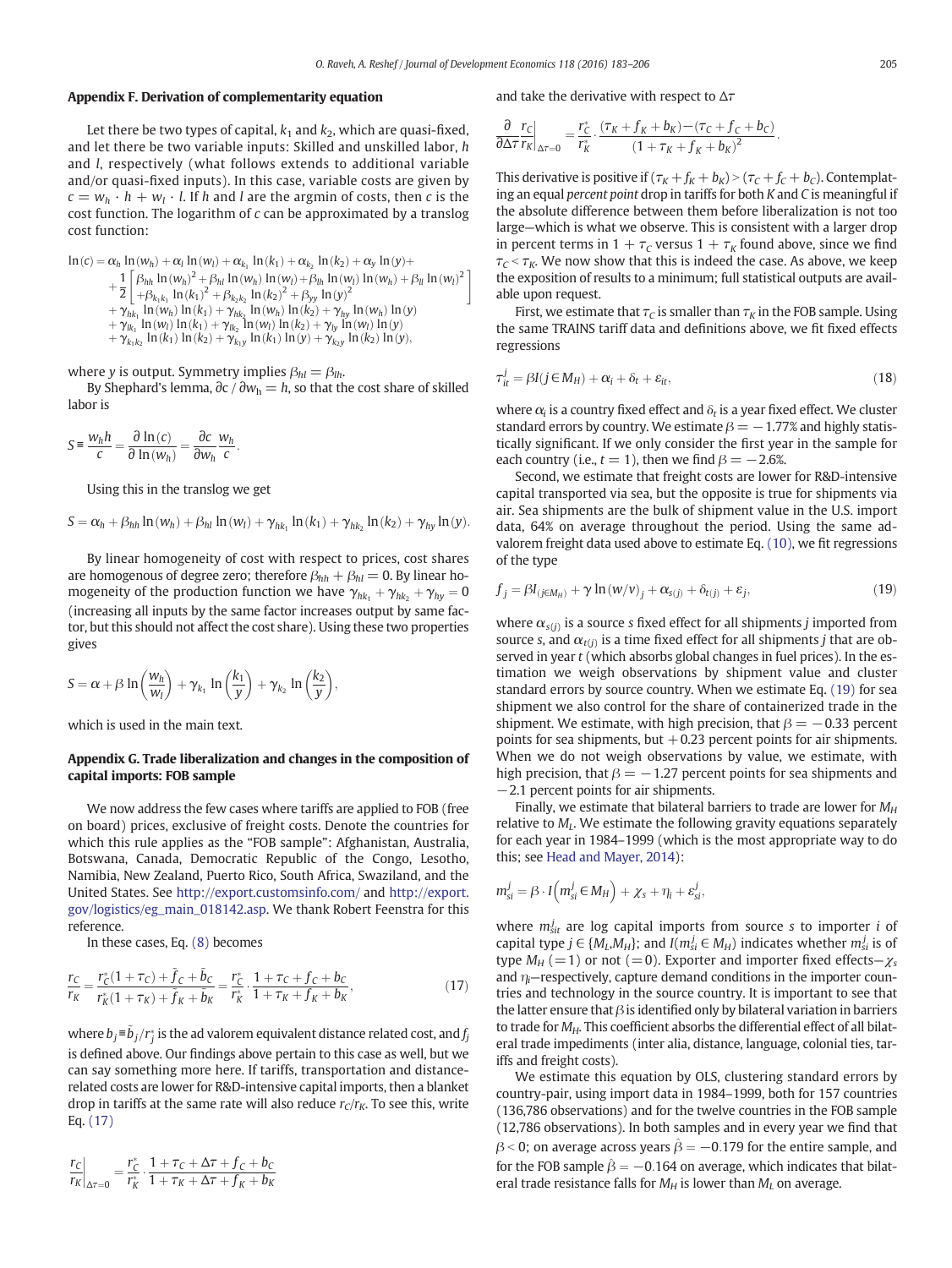## Appendix F. Derivation of complementarity equation

Let there be two types of capital, $k_1$ and $k_2$, which are quasi-fixed, and let there be two variable inputs: Skilled and unskilled labor, $h$ and $l$, respectively (what follows extends to additional variable and/or quasi-fixed inputs). In this case, variable costs are given by $c = w_h \cdot h + w_l \cdot l$. If $h$ and $l$ are the argmin of costs, then $c$ is the cost function. The logarithm of $c$ can be approximated by a translog cost function:

$$\begin{aligned}
\ln(c) = {} & \alpha_h \ln(w_h) + \alpha_l \ln(w_l) + \alpha_{k_1} \ln(k_1) + \alpha_{k_2} \ln(k_2) + \alpha_y \ln(y) + \\
& + \frac{1}{2}\left[\begin{array}{l} \beta_{hh} \ln(w_h)^2 + \beta_{hl} \ln(w_h)\ln(w_l) + \beta_{lh} \ln(w_l)\ln(w_h) + \beta_{ll} \ln(w_l)^2 \\ + \beta_{k_1k_1} \ln(k_1)^2 + \beta_{k_2k_2} \ln(k_2)^2 + \beta_{yy} \ln(y)^2 \end{array}\right] \\
& + \gamma_{hk_1} \ln(w_h)\ln(k_1) + \gamma_{hk_2} \ln(w_h)\ln(k_2) + \gamma_{hy} \ln(w_h)\ln(y) \\
& + \gamma_{lk_1} \ln(w_l)\ln(k_1) + \gamma_{lk_2} \ln(w_l)\ln(k_2) + \gamma_{ly} \ln(w_l)\ln(y) \\
& + \gamma_{k_1k_2} \ln(k_1)\ln(k_2) + \gamma_{k_1y} \ln(k_1)\ln(y) + \gamma_{k_2y} \ln(k_2)\ln(y),
\end{aligned}$$

where $y$ is output. Symmetry implies $\beta_{hl} = \beta_{lh}$.

By Shephard's lemma, $\partial c / \partial w_h = h$, so that the cost share of skilled labor is

$$S \equiv \frac{w_h h}{c} = \frac{\partial \ln(c)}{\partial \ln(w_h)} = \frac{\partial c}{\partial w_h}\frac{w_h}{c}.$$

Using this in the translog we get

$$S = \alpha_h + \beta_{hh} \ln(w_h) + \beta_{hl} \ln(w_l) + \gamma_{hk_1} \ln(k_1) + \gamma_{hk_2} \ln(k_2) + \gamma_{hy} \ln(y).$$

By linear homogeneity of cost with respect to prices, cost shares are homogenous of degree zero; therefore $\beta_{hh} + \beta_{hl} = 0$. By linear homogeneity of the production function we have $\gamma_{hk_1} + \gamma_{hk_2} + \gamma_{hy} = 0$ (increasing all inputs by the same factor increases output by same factor, but this should not affect the cost share). Using these two properties gives

$$S = \alpha + \beta \ln\left(\frac{w_h}{w_l}\right) + \gamma_{k_1} \ln\left(\frac{k_1}{y}\right) + \gamma_{k_2} \ln\left(\frac{k_2}{y}\right),$$

which is used in the main text.

## Appendix G. Trade liberalization and changes in the composition of capital imports: FOB sample

We now address the few cases where tariffs are applied to FOB (free on board) prices, exclusive of freight costs. Denote the countries for which this rule applies as the "FOB sample": Afghanistan, Australia, Botswana, Canada, Democratic Republic of the Congo, Lesotho, Namibia, New Zealand, Puerto Rico, South Africa, Swaziland, and the United States. See http://export.customsinfo.com/ and http://export.gov/logistics/eg_main_018142.asp. We thank Robert Feenstra for this reference.

In these cases, Eq. (8) becomes

$$\frac{r_C}{r_K} = \frac{r_C^*(1+\tau_C) + \tilde{f}_C + \tilde{b}_C}{r_K^*(1+\tau_K) + \tilde{f}_K + \tilde{b}_K} = \frac{r_C^*}{r_K^*} \cdot \frac{1 + \tau_C + f_C + b_C}{1 + \tau_K + f_K + b_K}, \tag{17}$$

where $b_j \equiv \tilde{b}_j / r_j^*$ is the ad valorem equivalent distance related cost, and $f_j$ is defined above. Our findings above pertain to this case as well, but we can say something more here. If tariffs, transportation and distance-related costs are lower for R&D-intensive capital imports, then a blanket drop in tariffs at the same rate will also reduce $r_C/r_K$. To see this, write Eq. (17)

$$\left.\frac{r_C}{r_K}\right|_{\Delta\tau=0} = \frac{r_C^*}{r_K^*} \cdot \frac{1 + \tau_C + \Delta\tau + f_C + b_C}{1 + \tau_K + \Delta\tau + f_K + b_K}$$

and take the derivative with respect to $\Delta\tau$

$$\frac{\partial}{\partial \Delta\tau} \left.\frac{r_C}{r_K}\right|_{\Delta\tau=0} = \frac{r_C^*}{r_K^*} \cdot \frac{(\tau_K + f_K + b_K) - (\tau_C + f_C + b_C)}{(1 + \tau_K + f_K + b_K)^2}.$$

This derivative is positive if $(\tau_K + f_K + b_K) > (\tau_C + f_C + b_C)$. Contemplating an equal *percent point* drop in tariffs for both $K$ and $C$ is meaningful if the absolute difference between them before liberalization is not too large—which is what we observe. This is consistent with a larger drop in percent terms in $1 + \tau_C$ versus $1 + \tau_K$ found above, since we find $\tau_C < \tau_K$. We now show that this is indeed the case. As above, we keep the exposition of results to a minimum; full statistical outputs are available upon request.

First, we estimate that $\tau_C$ is smaller than $\tau_K$ in the FOB sample. Using the same TRAINS tariff data and definitions above, we fit fixed effects regressions

$$\tau_{it}^j = \beta I(j \in M_H) + \alpha_i + \delta_t + \varepsilon_{it}, \tag{18}$$

where $\alpha_i$ is a country fixed effect and $\delta_t$ is a year fixed effect. We cluster standard errors by country. We estimate $\beta = -1.77\%$ and highly statistically significant. If we only consider the first year in the sample for each country (i.e., $t = 1$), then we find $\beta = -2.6\%$.

Second, we estimate that freight costs are lower for R&D-intensive capital transported via sea, but the opposite is true for shipments via air. Sea shipments are the bulk of shipment value in the U.S. import data, 64% on average throughout the period. Using the same ad-valorem freight data used above to estimate Eq. (10), we fit regressions of the type

$$f_j = \beta I_{(j \in M_H)} + \gamma \ln(w/v)_j + \alpha_{s(j)} + \delta_{t(j)} + \varepsilon_j, \tag{19}$$

where $\alpha_{s(j)}$ is a source $s$ fixed effect for all shipments $j$ imported from source $s$, and $\alpha_{t(j)}$ is a time fixed effect for all shipments $j$ that are observed in year $t$ (which absorbs global changes in fuel prices). In the estimation we weigh observations by shipment value and cluster standard errors by source country. When we estimate Eq. (19) for sea shipment we also control for the share of containerized trade in the shipment. We estimate, with high precision, that $\beta = -0.33$ percent points for sea shipments, but $+0.23$ percent points for air shipments. When we do not weigh observations by value, we estimate, with high precision, that $\beta = -1.27$ percent points for sea shipments and $-2.1$ percent points for air shipments.

Finally, we estimate that bilateral barriers to trade are lower for $M_H$ relative to $M_L$. We estimate the following gravity equations separately for each year in 1984–1999 (which is the most appropriate way to do this; see Head and Mayer, 2014):

$$m_{si}^j = \beta \cdot I\left(m_{si}^j \in M_H\right) + \chi_s + \eta_i + \varepsilon_{si}^j,$$

where $m_{sit}^j$ are log capital imports from source $s$ to importer $i$ of capital type $j \in \{M_L, M_H\}$; and $I(m_{si}^j \in M_H)$ indicates whether $m_{si}^j$ is of type $M_H$ (=1) or not (=0). Exporter and importer fixed effects—$\chi_s$ and $\eta_i$—respectively, capture demand conditions in the importer countries and technology in the source country. It is important to see that the latter ensure that $\beta$ is identified only by bilateral variation in barriers to trade for $M_H$. This coefficient absorbs the differential effect of all bilateral trade impediments (inter alia, distance, language, colonial ties, tariffs and freight costs).

We estimate this equation by OLS, clustering standard errors by country-pair, using import data in 1984–1999, both for 157 countries (136,786 observations) and for the twelve countries in the FOB sample (12,786 observations). In both samples and in every year we find that $\beta < 0$; on average across years $\hat{\beta} = -0.179$ for the entire sample, and for the FOB sample $\hat{\beta} = -0.164$ on average, which indicates that bilateral trade resistance falls for $M_H$ is lower than $M_L$ on average.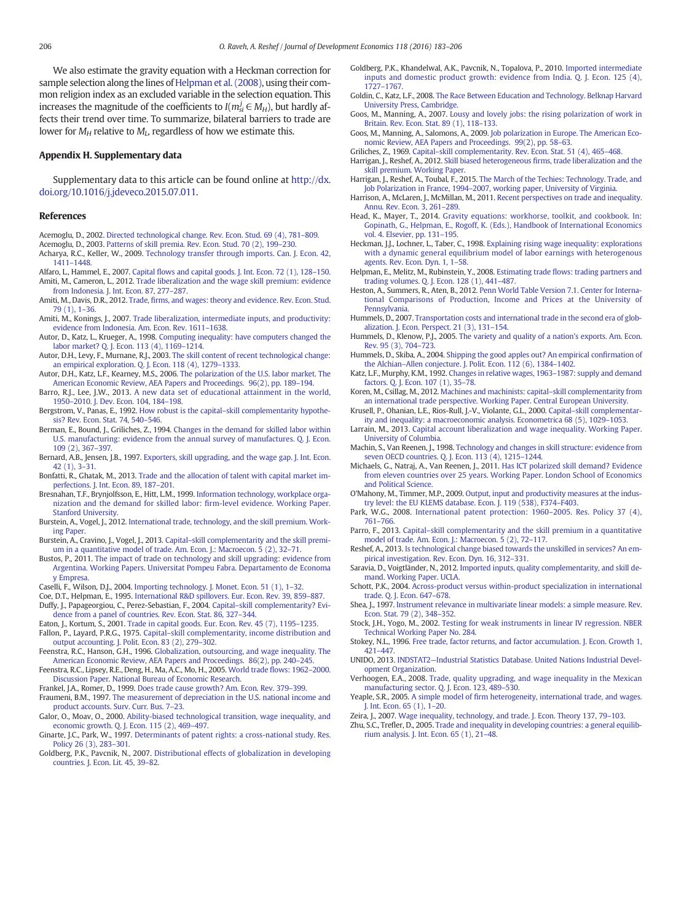We also estimate the gravity equation with a Heckman correction for sample selection along the lines of Helpman et al. (2008), using their common religion index as an excluded variable in the selection equation. This increases the magnitude of the coefficients to $I(m_{si}^{j} \in M_H)$, but hardly affects their trend over time. To summarize, bilateral barriers to trade are lower for $M_H$ relative to $M_L$, regardless of how we estimate this.

## Appendix H. Supplementary data

Supplementary data to this article can be found online at http://dx.doi.org/10.1016/j.jdeveco.2015.07.011.

## References

Acemoglu, D., 2002. Directed technological change. Rev. Econ. Stud. 69 (4), 781–809.

Acemoglu, D., 2003. Patterns of skill premia. Rev. Econ. Stud. 70 (2), 199–230.

Acharya, R.C., Keller, W., 2009. Technology transfer through imports. Can. J. Econ. 42, 1411–1448.

Alfaro, L., Hammel, E., 2007. Capital flows and capital goods. J. Int. Econ. 72 (1), 128–150.

Amiti, M., Cameron, L., 2012. Trade liberalization and the wage skill premium: evidence from Indonesia. J. Int. Econ. 87, 277–287.

Amiti, M., Davis, D.R., 2012. Trade, firms, and wages: theory and evidence. Rev. Econ. Stud. 79 (1), 1–36.

Amiti, M., Konings, J., 2007. Trade liberalization, intermediate inputs, and productivity: evidence from Indonesia. Am. Econ. Rev. 1611–1638.

Autor, D., Katz, L., Krueger, A., 1998. Computing inequality: have computers changed the labor market? Q. J. Econ. 113 (4), 1169–1214.

Autor, D.H., Levy, F., Murnane, R.J., 2003. The skill content of recent technological change: an empirical exploration. Q. J. Econ. 118 (4), 1279–1333.

Autor, D.H., Katz, L.F., Kearney, M.S., 2006. The polarization of the U.S. labor market. The American Economic Review, AEA Papers and Proceedings. 96(2), pp. 189–194.

Barro, R.J., Lee, J.W., 2013. A new data set of educational attainment in the world, 1950–2010. J. Dev. Econ. 104, 184–198.

Bergstrom, V., Panas, E., 1992. How robust is the capital–skill complementarity hypothesis? Rev. Econ. Stat. 74, 540–546.

Berman, E., Bound, J., Griliches, Z., 1994. Changes in the demand for skilled labor within U.S. manufacturing: evidence from the annual survey of manufactures. Q. J. Econ. 109 (2), 367–397.

Bernard, A.B., Jensen, J.B., 1997. Exporters, skill upgrading, and the wage gap. J. Int. Econ. 42 (1), 3–31.

Bonfatti, R., Ghatak, M., 2013. Trade and the allocation of talent with capital market imperfections. J. Int. Econ. 89, 187–201.

Bresnahan, T.F., Brynjolfsson, E., Hitt, L.M., 1999. Information technology, workplace organization and the demand for skilled labor: firm-level evidence. Working Paper. Stanford University.

Burstein, A., Vogel, J., 2012. International trade, technology, and the skill premium. Working Paper.

Burstein, A., Cravino, J., Vogel, J., 2013. Capital–skill complementarity and the skill premium in a quantitative model of trade. Am. Econ. J.: Macroecon. 5 (2), 32–71.

Bustos, P., 2011. The impact of trade on technology and skill upgrading: evidence from Argentina. Working Papers. Universitat Pompeu Fabra. Departamento de Economa y Empresa.

Caselli, F., Wilson, D.J., 2004. Importing technology. J. Monet. Econ. 51 (1), 1–32.

Coe, D.T., Helpman, E., 1995. International R&D spillovers. Eur. Econ. Rev. 39, 859–887.

Duffy, J., Papageorgiou, C., Perez-Sebastian, F., 2004. Capital–skill complementarity? Evidence from a panel of countries. Rev. Econ. Stat. 86, 327–344.

Eaton, J., Kortum, S., 2001. Trade in capital goods. Eur. Econ. Rev. 45 (7), 1195–1235.

Fallon, P., Layard, P.R.G., 1975. Capital–skill complementarity, income distribution and output accounting. J. Polit. Econ. 83 (2), 279–302.

Feenstra, R.C., Hanson, G.H., 1996. Globalization, outsourcing, and wage inequality. The American Economic Review, AEA Papers and Proceedings. 86(2), pp. 240–245.

Feenstra, R.C., Lipsey, R.E., Deng, H., Ma, A.C., Mo, H., 2005. World trade flows: 1962–2000. Discussion Paper. National Bureau of Economic Research.

Frankel, J.A., Romer, D., 1999. Does trade cause growth? Am. Econ. Rev. 379–399.

Fraumeni, B.M., 1997. The measurement of depreciation in the U.S. national income and product accounts. Surv. Curr. Bus. 7–23.

Galor, O., Moav, O., 2000. Ability-biased technological transition, wage inequality, and economic growth. Q. J. Econ. 115 (2), 469–497.

Ginarte, J.C., Park, W., 1997. Determinants of patent rights: a cross-national study. Res. Policy 26 (3), 283–301.

Goldberg, P.K., Pavcnik, N., 2007. Distributional effects of globalization in developing countries. J. Econ. Lit. 45, 39–82.

Goldberg, P.K., Khandelwal, A.K., Pavcnik, N., Topalova, P., 2010. Imported intermediate inputs and domestic product growth: evidence from India. Q. J. Econ. 125 (4), 1727–1767.

Goldin, C., Katz, L.F., 2008. The Race Between Education and Technology. Belknap Harvard University Press, Cambridge.

Goos, M., Manning, A., 2007. Lousy and lovely jobs: the rising polarization of work in Britain. Rev. Econ. Stat. 89 (1), 118–133.

Goos, M., Manning, A., Salomons, A., 2009. Job polarization in Europe. The American Economic Review, AEA Papers and Proceedings. 99(2), pp. 58–63.

Griliches, Z., 1969. Capital–skill complementarity. Rev. Econ. Stat. 51 (4), 465–468.

Harrigan, J., Reshef, A., 2012. Skill biased heterogeneous firms, trade liberalization and the skill premium. Working Paper.

Harrigan, J., Reshef, A., Toubal, F., 2015. The March of the Techies: Technology, Trade, and Job Polarization in France, 1994–2007, working paper, University of Virginia.

Harrison, A., McLaren, J., McMillan, M., 2011. Recent perspectives on trade and inequality. Annu. Rev. Econ. 3, 261–289.

Head, K., Mayer, T., 2014. Gravity equations: workhorse, toolkit, and cookbook. In: Gopinath, G., Helpman, E., Rogoff, K. (Eds.), Handbook of International Economics vol. 4. Elsevier, pp. 131–195.

Heckman, J.J., Lochner, L., Taber, C., 1998. Explaining rising wage inequality: explorations with a dynamic general equilibrium model of labor earnings with heterogenous agents. Rev. Econ. Dyn. 1, 1–58.

Helpman, E., Melitz, M., Rubinstein, Y., 2008. Estimating trade flows: trading partners and trading volumes. Q. J. Econ. 128 (1), 441–487.

Heston, A., Summers, R., Aten, B., 2012. Penn World Table Version 7.1. Center for International Comparisons of Production, Income and Prices at the University of Pennsylvania.

Hummels, D., 2007. Transportation costs and international trade in the second era of globalization. J. Econ. Perspect. 21 (3), 131–154.

Hummels, D., Klenow, P.J., 2005. The variety and quality of a nation's exports. Am. Econ. Rev. 95 (3), 704–723.

Hummels, D., Skiba, A., 2004. Shipping the good apples out? An empirical confirmation of the Alchian–Allen conjecture. J. Polit. Econ. 112 (6), 1384–1402.

Katz, L.F., Murphy, K.M., 1992. Changes in relative wages, 1963–1987: supply and demand factors. Q. J. Econ. 107 (1), 35–78.

Koren, M., Csillag, M., 2012. Machines and machinists: capital–skill complementarity from an international trade perspective. Working Paper. Central European University.

Krusell, P., Ohanian, L.E., Rios-Rull, J.-V., Violante, G.L., 2000. Capital–skill complementarity and inequality: a macroeconomic analysis. Econometrica 68 (5), 1029–1053.

Larrain, M., 2013. Capital account liberalization and wage inequality. Working Paper. University of Columbia.

Machin, S., Van Reenen, J., 1998. Technology and changes in skill structure: evidence from seven OECD countries. Q. J. Econ. 113 (4), 1215–1244.

Michaels, G., Natraj, A., Van Reenen, J., 2011. Has ICT polarized skill demand? Evidence from eleven countries over 25 years. Working Paper. London School of Economics and Political Science.

O'Mahony, M., Timmer, M.P., 2009. Output, input and productivity measures at the industry level: the EU KLEMS database. Econ. J. 119 (538), F374–F403.

Park, W.G., 2008. International patent protection: 1960–2005. Res. Policy 37 (4), 761–766.

Parro, F., 2013. Capital–skill complementarity and the skill premium in a quantitative model of trade. Am. Econ. J.: Macroecon. 5 (2), 72–117.

Reshef, A., 2013. Is technological change biased towards the unskilled in services? An empirical investigation. Rev. Econ. Dyn. 16, 312–331.

Saravia, D., Voigtländer, N., 2012. Imported inputs, quality complementarity, and skill demand. Working Paper. UCLA.

Schott, P.K., 2004. Across-product versus within-product specialization in international trade. Q. J. Econ. 647–678.

Shea, J., 1997. Instrument relevance in multivariate linear models: a simple measure. Rev. Econ. Stat. 79 (2), 348–352.

Stock, J.H., Yogo, M., 2002. Testing for weak instruments in linear IV regression. NBER Technical Working Paper No. 284.

Stokey, N.L., 1996. Free trade, factor returns, and factor accumulation. J. Econ. Growth 1, 421–447.

UNIDO, 2013. INDSTAT2—Industrial Statistics Database. United Nations Industrial Development Organization.

Verhoogen, E.A., 2008. Trade, quality upgrading, and wage inequality in the Mexican manufacturing sector. Q. J. Econ. 123, 489–530.

Yeaple, S.R., 2005. A simple model of firm heterogeneity, international trade, and wages. J. Int. Econ. 65 (1), 1–20.

Zeira, J., 2007. Wage inequality, technology, and trade. J. Econ. Theory 137, 79–103.

Zhu, S.C., Trefler, D., 2005. Trade and inequality in developing countries: a general equilibrium analysis. J. Int. Econ. 65 (1), 21–48.